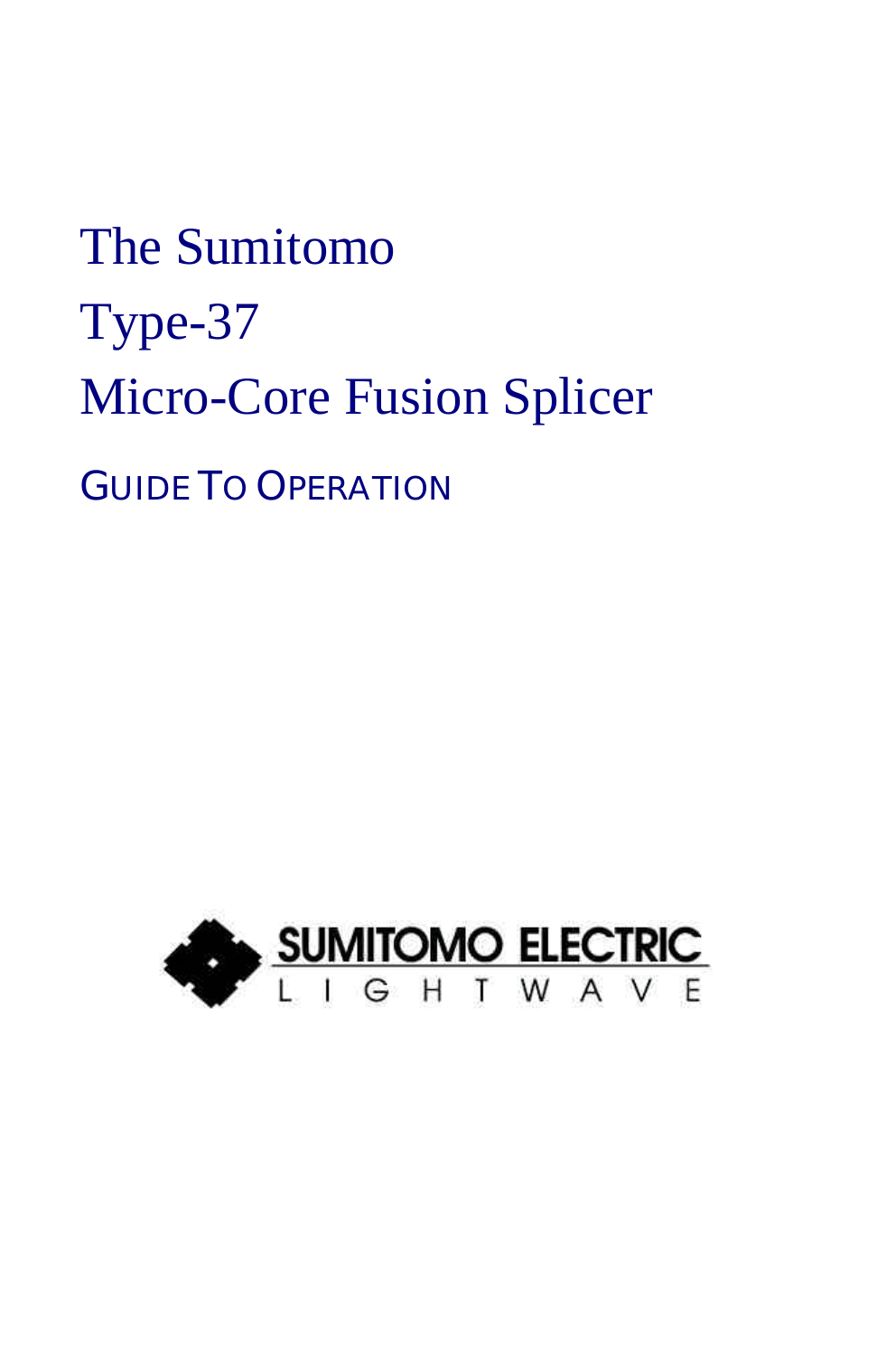# The Sumitomo Type-37 Micro-Core Fusion Splicer

## GUIDE TO OPERATION

SUMITOMO ELECTRIC
LIGHTWAVE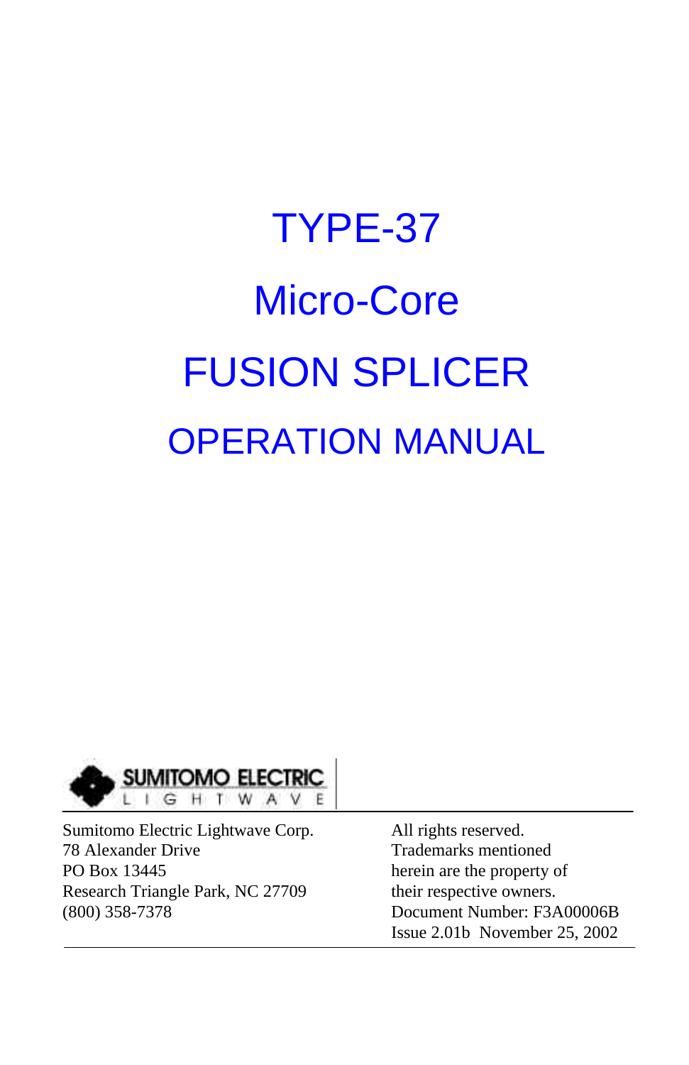# TYPE-37

# Micro-Core

# FUSION SPLICER

## OPERATION MANUAL

SUMITOMO ELECTRIC
L I G H T W A V E

Sumitomo Electric Lightwave Corp.
78 Alexander Drive
PO Box 13445
Research Triangle Park, NC 27709
(800) 358-7378

All rights reserved.
Trademarks mentioned herein are the property of their respective owners.
Document Number: F3A00006B
Issue 2.01b November 25, 2002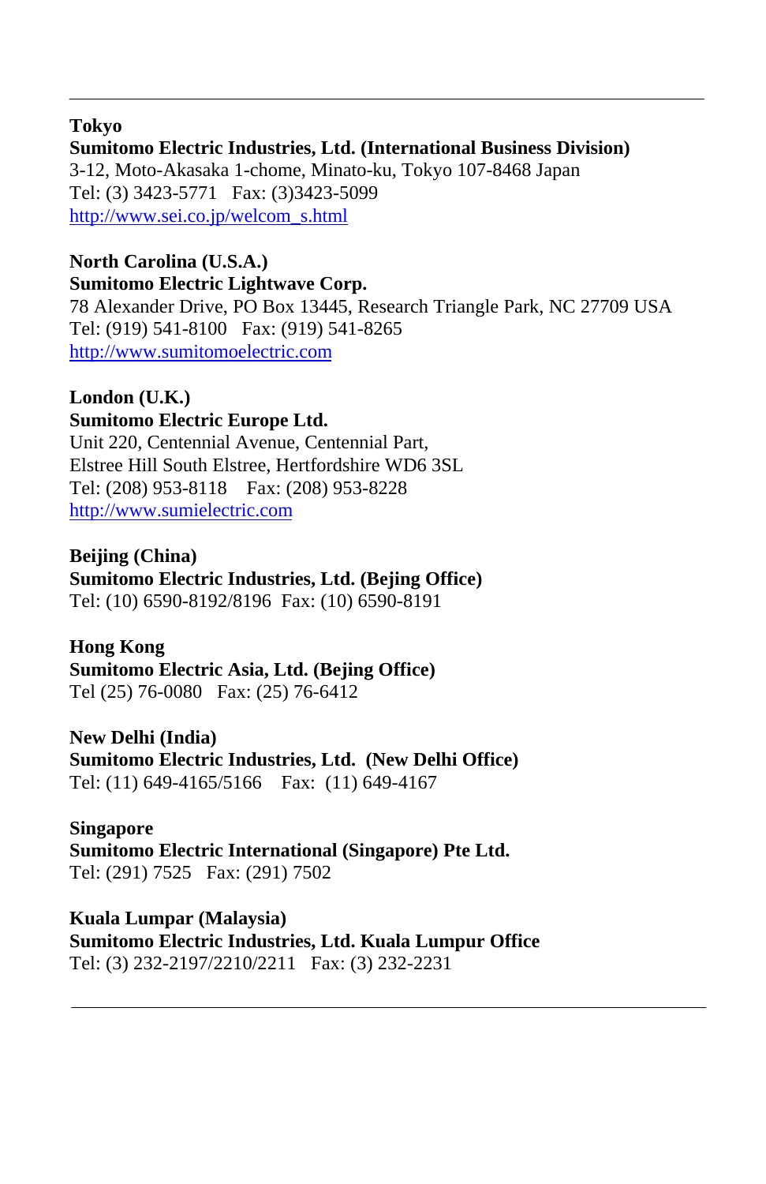---

**Tokyo**
**Sumitomo Electric Industries, Ltd. (International Business Division)**
3-12, Moto-Akasaka 1-chome, Minato-ku, Tokyo 107-8468 Japan
Tel: (3) 3423-5771   Fax: (3)3423-5099
[http://www.sei.co.jp/welcom_s.html](http://www.sei.co.jp/welcom_s.html)

**North Carolina (U.S.A.)**
**Sumitomo Electric Lightwave Corp.**
78 Alexander Drive, PO Box 13445, Research Triangle Park, NC 27709 USA
Tel: (919) 541-8100   Fax: (919) 541-8265
[http://www.sumitomoelectric.com](http://www.sumitomoelectric.com)

**London (U.K.)**
**Sumitomo Electric Europe Ltd.**
Unit 220, Centennial Avenue, Centennial Part,
Elstree Hill South Elstree, Hertfordshire WD6 3SL
Tel: (208) 953-8118    Fax: (208) 953-8228
[http://www.sumielectric.com](http://www.sumielectric.com)

**Beijing (China)**
**Sumitomo Electric Industries, Ltd. (Bejing Office)**
Tel: (10) 6590-8192/8196  Fax: (10) 6590-8191

**Hong Kong**
**Sumitomo Electric Asia, Ltd. (Bejing Office)**
Tel (25) 76-0080   Fax: (25) 76-6412

**New Delhi (India)**
**Sumitomo Electric Industries, Ltd.  (New Delhi Office)**
Tel: (11) 649-4165/5166    Fax:  (11) 649-4167

**Singapore**
**Sumitomo Electric International (Singapore) Pte Ltd.**
Tel: (291) 7525   Fax: (291) 7502

**Kuala Lumpar (Malaysia)**
**Sumitomo Electric Industries, Ltd. Kuala Lumpur Office**
Tel: (3) 232-2197/2210/2211   Fax: (3) 232-2231

---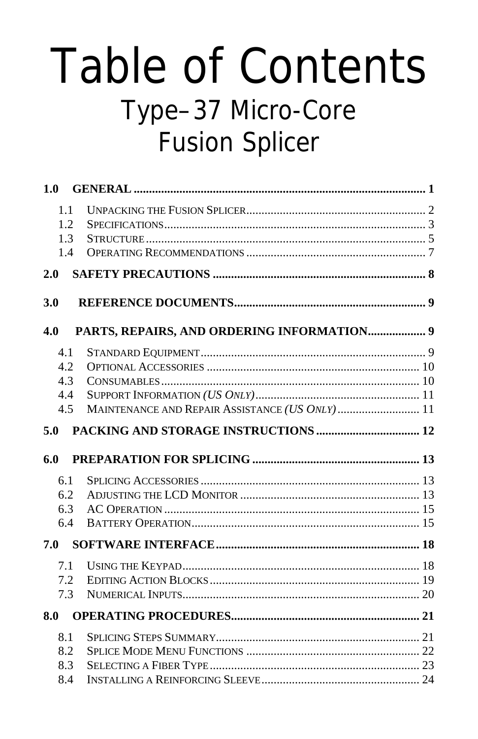# Table of Contents

## Type–37 Micro-Core Fusion Splicer

**1.0 GENERAL** ........................................................................................ **1**

- 1.1 UNPACKING THE FUSION SPLICER ............................................................ 2
- 1.2 SPECIFICATIONS ............................................................................... 3
- 1.3 STRUCTURE .................................................................................... 5
- 1.4 OPERATING RECOMMENDATIONS ................................................................ 7

**2.0 SAFETY PRECAUTIONS** .............................................................................. **8**

**3.0 REFERENCE DOCUMENTS** ............................................................................ **9**

**4.0 PARTS, REPAIRS, AND ORDERING INFORMATION** ...................................................... **9**

- 4.1 STANDARD EQUIPMENT .......................................................................... 9
- 4.2 OPTIONAL ACCESSORIES ........................................................................ 10
- 4.3 CONSUMABLES .................................................................................. 10
- 4.4 SUPPORT INFORMATION *(US ONLY)* .............................................................. 11
- 4.5 MAINTENANCE AND REPAIR ASSISTANCE *(US ONLY)* ................................................ 11

**5.0 PACKING AND STORAGE INSTRUCTIONS** ............................................................... **12**

**6.0 PREPARATION FOR SPLICING** ....................................................................... **13**

- 6.1 SPLICING ACCESSORIES ........................................................................ 13
- 6.2 ADJUSTING THE LCD MONITOR ................................................................... 13
- 6.3 AC OPERATION ................................................................................. 15
- 6.4 BATTERY OPERATION ............................................................................ 15

**7.0 SOFTWARE INTERFACE** ............................................................................. **18**

- 7.1 USING THE KEYPAD ............................................................................. 18
- 7.2 EDITING ACTION BLOCKS ........................................................................ 19
- 7.3 NUMERICAL INPUTS ............................................................................. 20

**8.0 OPERATING PROCEDURES** ........................................................................... **21**

- 8.1 SPLICING STEPS SUMMARY ....................................................................... 21
- 8.2 SPLICE MODE MENU FUNCTIONS ................................................................... 22
- 8.3 SELECTING A FIBER TYPE ....................................................................... 23
- 8.4 INSTALLING A REINFORCING SLEEVE ................................................................ 24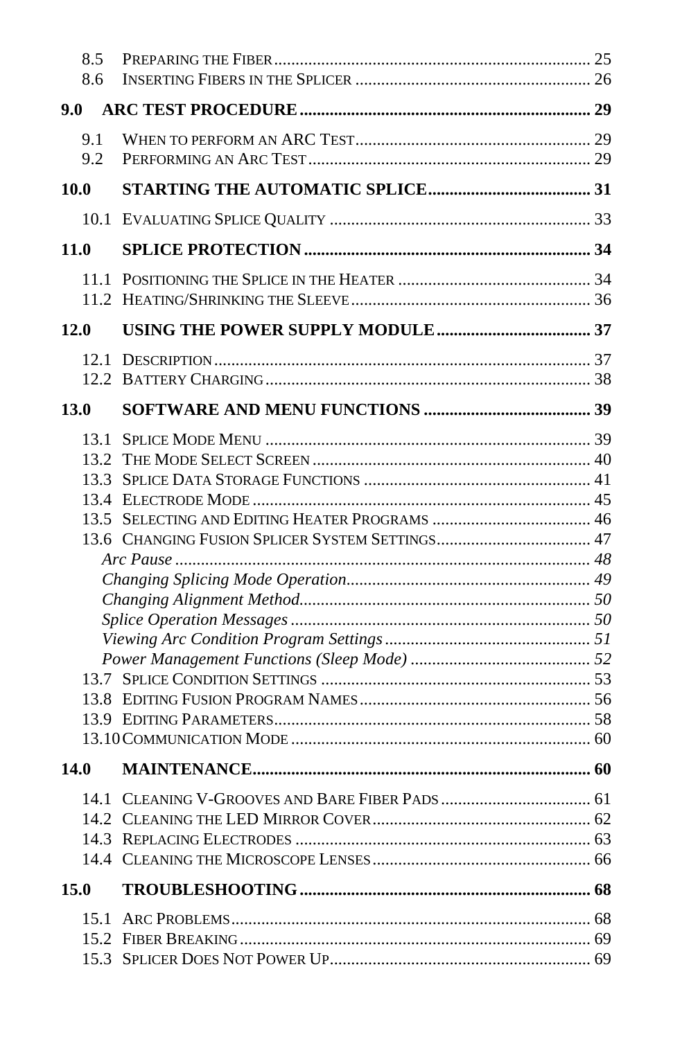8.5 PREPARING THE FIBER ........ 25
8.6 INSERTING FIBERS IN THE SPLICER ........ 26

**9.0 ARC TEST PROCEDURE ........ 29**

9.1 WHEN TO PERFORM AN ARC TEST ........ 29
9.2 PERFORMING AN ARC TEST ........ 29

**10.0 STARTING THE AUTOMATIC SPLICE ........ 31**

10.1 EVALUATING SPLICE QUALITY ........ 33

**11.0 SPLICE PROTECTION ........ 34**

11.1 POSITIONING THE SPLICE IN THE HEATER ........ 34
11.2 HEATING/SHRINKING THE SLEEVE ........ 36

**12.0 USING THE POWER SUPPLY MODULE ........ 37**

12.1 DESCRIPTION ........ 37
12.2 BATTERY CHARGING ........ 38

**13.0 SOFTWARE AND MENU FUNCTIONS ........ 39**

13.1 SPLICE MODE MENU ........ 39
13.2 THE MODE SELECT SCREEN ........ 40
13.3 SPLICE DATA STORAGE FUNCTIONS ........ 41
13.4 ELECTRODE MODE ........ 45
13.5 SELECTING AND EDITING HEATER PROGRAMS ........ 46
13.6 CHANGING FUSION SPLICER SYSTEM SETTINGS ........ 47
*Arc Pause ........ 48*
*Changing Splicing Mode Operation ........ 49*
*Changing Alignment Method ........ 50*
*Splice Operation Messages ........ 50*
*Viewing Arc Condition Program Settings ........ 51*
*Power Management Functions (Sleep Mode) ........ 52*
13.7 SPLICE CONDITION SETTINGS ........ 53
13.8 EDITING FUSION PROGRAM NAMES ........ 56
13.9 EDITING PARAMETERS ........ 58
13.10 COMMUNICATION MODE ........ 60

**14.0 MAINTENANCE ........ 60**

14.1 CLEANING V-GROOVES AND BARE FIBER PADS ........ 61
14.2 CLEANING THE LED MIRROR COVER ........ 62
14.3 REPLACING ELECTRODES ........ 63
14.4 CLEANING THE MICROSCOPE LENSES ........ 66

**15.0 TROUBLESHOOTING ........ 68**

15.1 ARC PROBLEMS ........ 68
15.2 FIBER BREAKING ........ 69
15.3 SPLICER DOES NOT POWER UP ........ 69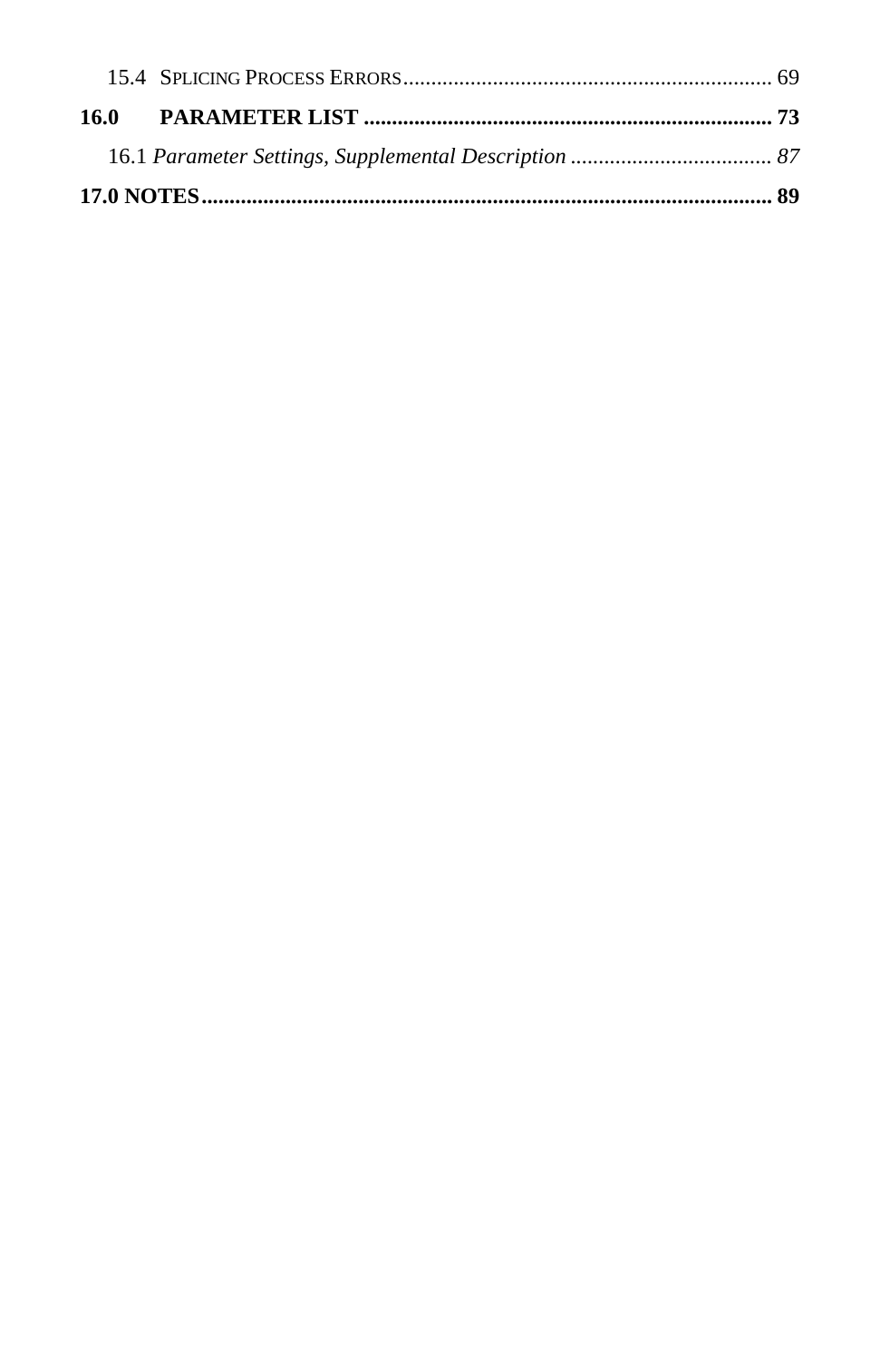15.4 SPLICING PROCESS ERRORS ........................................................ 69

**16.0 PARAMETER LIST ........................................................ 73**

16.1 *Parameter Settings, Supplemental Description ........................................ 87*

**17.0 NOTES ........................................................ 89**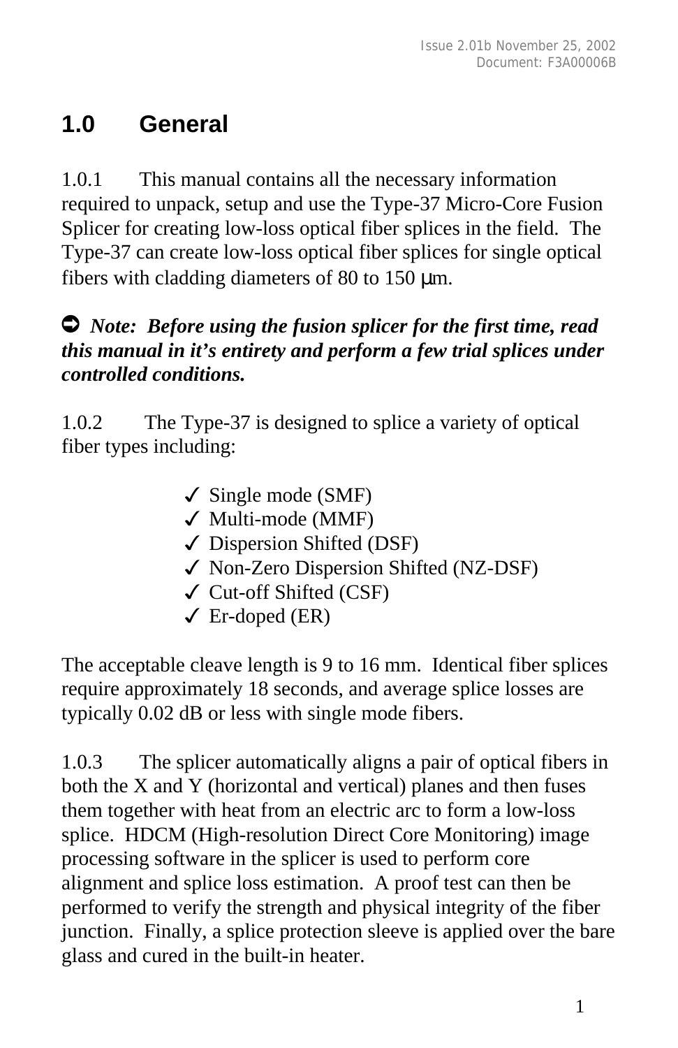# 1.0 General

1.0.1 This manual contains all the necessary information required to unpack, setup and use the Type-37 Micro-Core Fusion Splicer for creating low-loss optical fiber splices in the field. The Type-37 can create low-loss optical fiber splices for single optical fibers with cladding diameters of 80 to 150 µm.

➲ ***Note: Before using the fusion splicer for the first time, read this manual in it's entirety and perform a few trial splices under controlled conditions.***

1.0.2 The Type-37 is designed to splice a variety of optical fiber types including:

- ✓ Single mode (SMF)
- ✓ Multi-mode (MMF)
- ✓ Dispersion Shifted (DSF)
- ✓ Non-Zero Dispersion Shifted (NZ-DSF)
- ✓ Cut-off Shifted (CSF)
- ✓ Er-doped (ER)

The acceptable cleave length is 9 to 16 mm. Identical fiber splices require approximately 18 seconds, and average splice losses are typically 0.02 dB or less with single mode fibers.

1.0.3 The splicer automatically aligns a pair of optical fibers in both the X and Y (horizontal and vertical) planes and then fuses them together with heat from an electric arc to form a low-loss splice. HDCM (High-resolution Direct Core Monitoring) image processing software in the splicer is used to perform core alignment and splice loss estimation. A proof test can then be performed to verify the strength and physical integrity of the fiber junction. Finally, a splice protection sleeve is applied over the bare glass and cured in the built-in heater.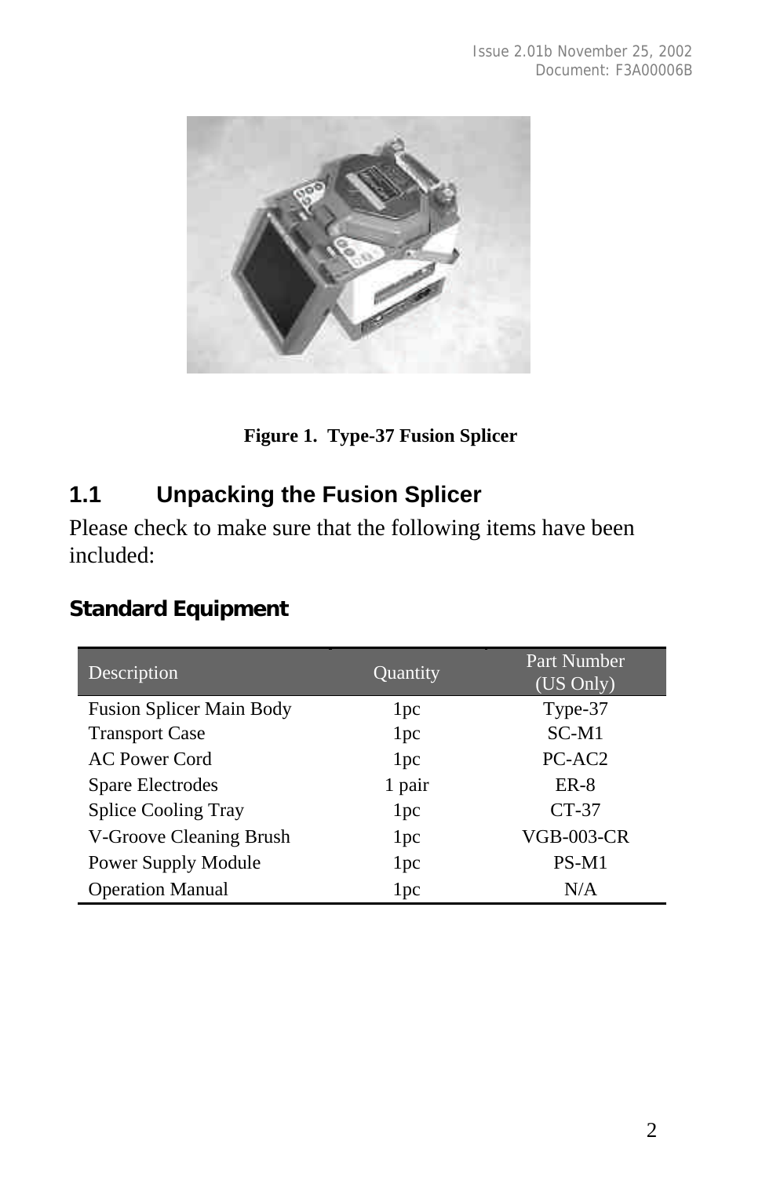**Figure 1. Type-37 Fusion Splicer**

## 1.1 Unpacking the Fusion Splicer

Please check to make sure that the following items have been included:

### Standard Equipment

| Description | Quantity | Part Number (US Only) |
|---|---|---|
| Fusion Splicer Main Body | 1pc | Type-37 |
| Transport Case | 1pc | SC-M1 |
| AC Power Cord | 1pc | PC-AC2 |
| Spare Electrodes | 1 pair | ER-8 |
| Splice Cooling Tray | 1pc | CT-37 |
| V-Groove Cleaning Brush | 1pc | VGB-003-CR |
| Power Supply Module | 1pc | PS-M1 |
| Operation Manual | 1pc | N/A |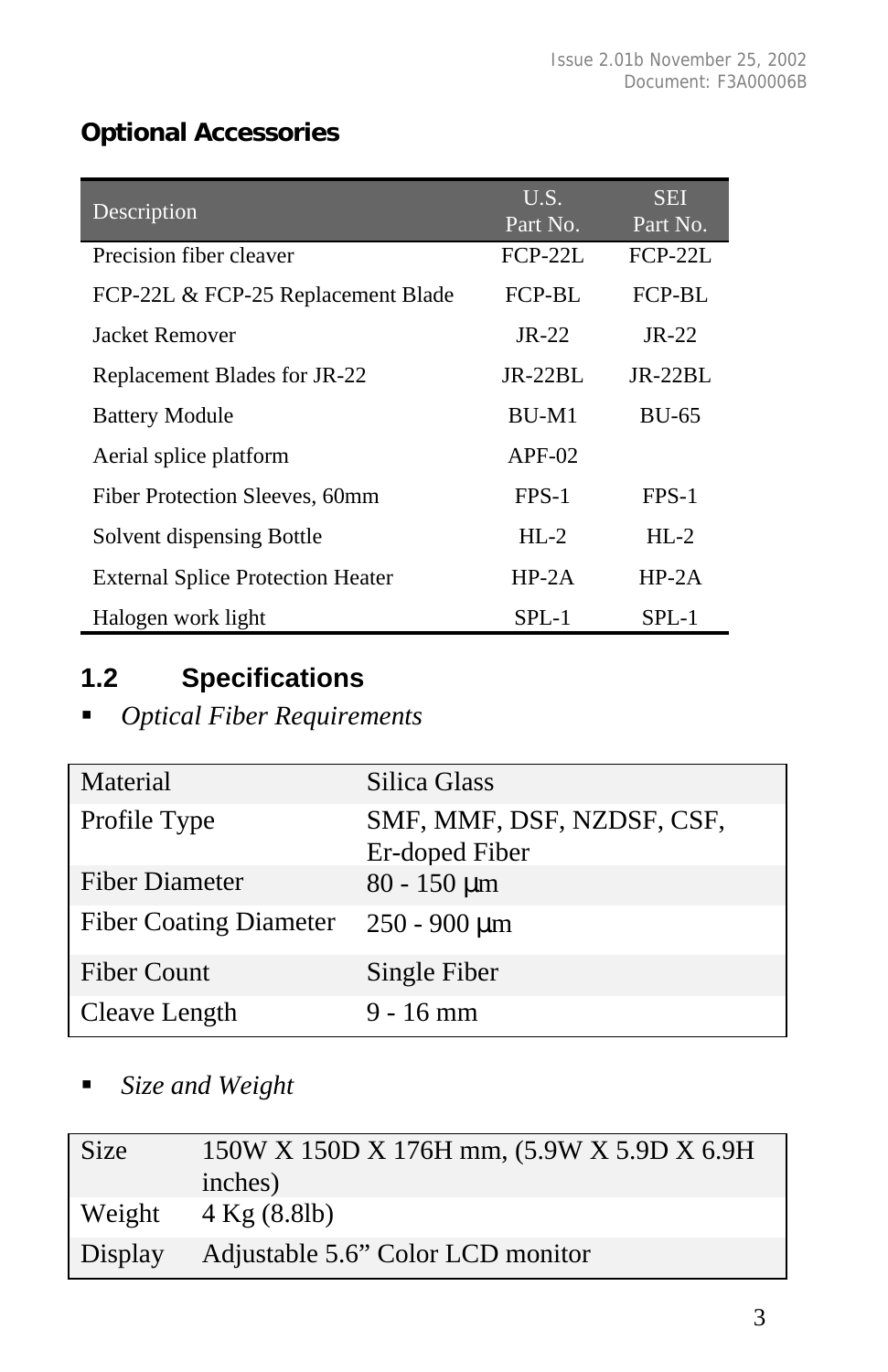### Optional Accessories

| Description | U.S. Part No. | SEI Part No. |
|---|---|---|
| Precision fiber cleaver | FCP-22L | FCP-22L |
| FCP-22L & FCP-25 Replacement Blade | FCP-BL | FCP-BL |
| Jacket Remover | JR-22 | JR-22 |
| Replacement Blades for JR-22 | JR-22BL | JR-22BL |
| Battery Module | BU-M1 | BU-65 |
| Aerial splice platform | APF-02 | |
| Fiber Protection Sleeves, 60mm | FPS-1 | FPS-1 |
| Solvent dispensing Bottle | HL-2 | HL-2 |
| External Splice Protection Heater | HP-2A | HP-2A |
| Halogen work light | SPL-1 | SPL-1 |

## 1.2 Specifications

- *Optical Fiber Requirements*

| | |
|---|---|
| Material | Silica Glass |
| Profile Type | SMF, MMF, DSF, NZDSF, CSF, Er-doped Fiber |
| Fiber Diameter | 80 - 150 µm |
| Fiber Coating Diameter | 250 - 900 µm |
| Fiber Count | Single Fiber |
| Cleave Length | 9 - 16 mm |

- *Size and Weight*

| | |
|---|---|
| Size | 150W X 150D X 176H mm, (5.9W X 5.9D X 6.9H inches) |
| Weight | 4 Kg (8.8lb) |
| Display | Adjustable 5.6" Color LCD monitor |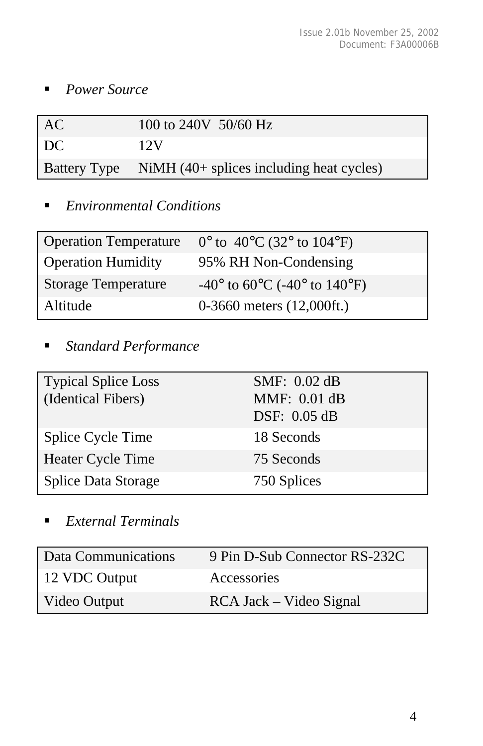- *Power Source*

| AC | 100 to 240V  50/60 Hz |
|---|---|
| DC | 12V |
| Battery Type | NiMH (40+ splices including heat cycles) |

- *Environmental Conditions*

| Operation Temperature | 0° to  40°C (32° to 104°F) |
|---|---|
| Operation Humidity | 95% RH Non-Condensing |
| Storage Temperature | -40° to 60°C (-40° to 140°F) |
| Altitude | 0-3660 meters (12,000ft.) |

- *Standard Performance*

| Typical Splice Loss (Identical Fibers) | SMF:  0.02 dB<br>MMF:  0.01 dB<br>DSF:  0.05 dB |
|---|---|
| Splice Cycle Time | 18 Seconds |
| Heater Cycle Time | 75 Seconds |
| Splice Data Storage | 750 Splices |

- *External Terminals*

| Data Communications | 9 Pin D-Sub Connector RS-232C |
|---|---|
| 12 VDC Output | Accessories |
| Video Output | RCA Jack – Video Signal |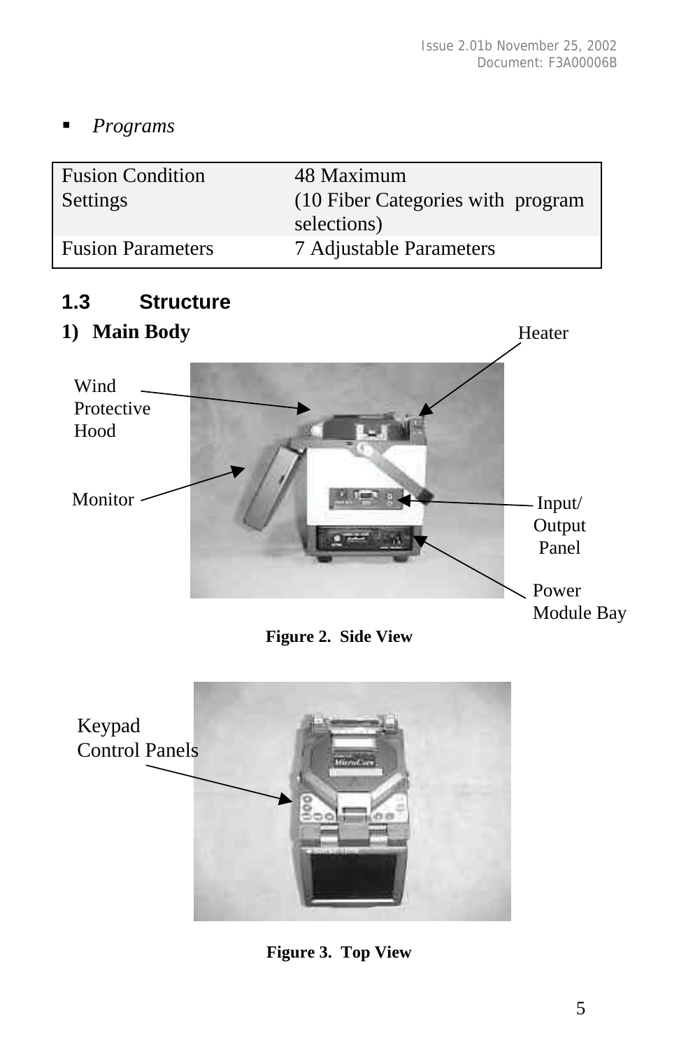- *Programs*

| Fusion Condition Settings | 48 Maximum (10 Fiber Categories with program selections) |
|---|---|
| Fusion Parameters | 7 Adjustable Parameters |

## 1.3 Structure

### 1) Main Body

Heater

Wind Protective Hood

Monitor

Input/ Output Panel

Power Module Bay

**Figure 2. Side View**

Keypad Control Panels

**Figure 3. Top View**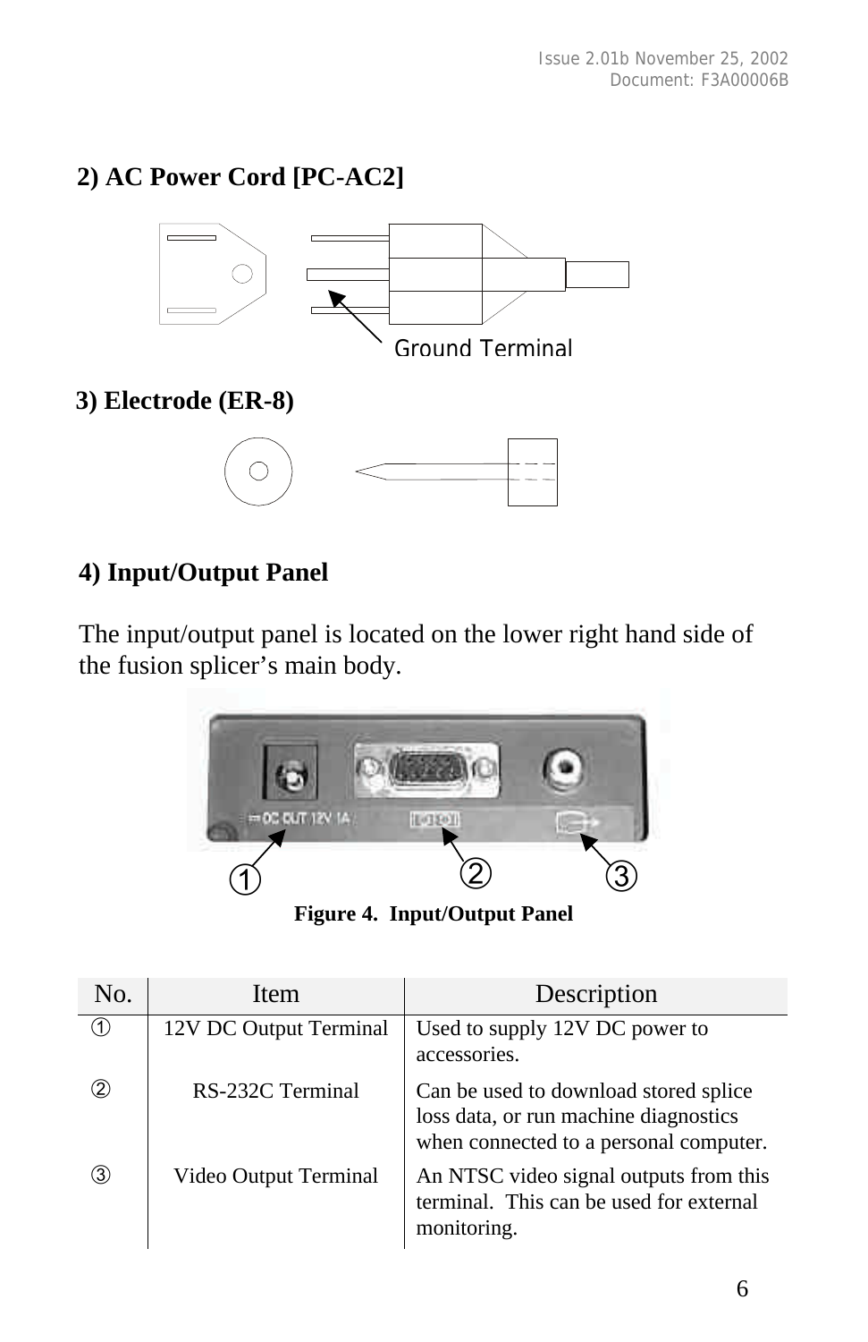### 2) AC Power Cord [PC-AC2]

Ground Terminal

### 3) Electrode (ER-8)

### 4) Input/Output Panel

The input/output panel is located on the lower right hand side of the fusion splicer's main body.

**Figure 4. Input/Output Panel**

| No. | Item | Description |
|---|---|---|
| ① | 12V DC Output Terminal | Used to supply 12V DC power to accessories. |
| ② | RS-232C Terminal | Can be used to download stored splice loss data, or run machine diagnostics when connected to a personal computer. |
| ③ | Video Output Terminal | An NTSC video signal outputs from this terminal. This can be used for external monitoring. |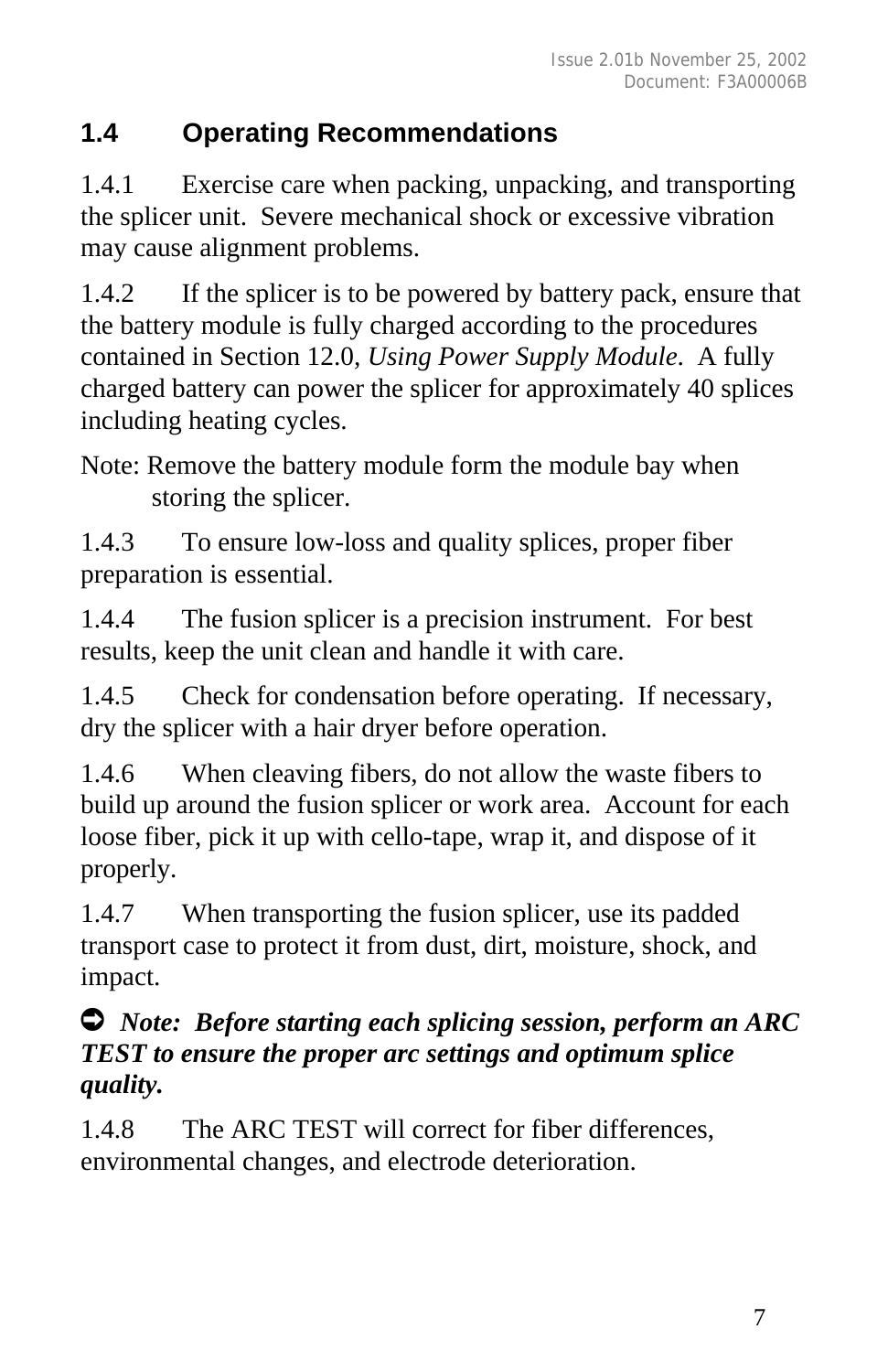## 1.4 Operating Recommendations

1.4.1 Exercise care when packing, unpacking, and transporting the splicer unit. Severe mechanical shock or excessive vibration may cause alignment problems.

1.4.2 If the splicer is to be powered by battery pack, ensure that the battery module is fully charged according to the procedures contained in Section 12.0, *Using Power Supply Module*. A fully charged battery can power the splicer for approximately 40 splices including heating cycles.

Note: Remove the battery module form the module bay when storing the splicer.

1.4.3 To ensure low-loss and quality splices, proper fiber preparation is essential.

1.4.4 The fusion splicer is a precision instrument. For best results, keep the unit clean and handle it with care.

1.4.5 Check for condensation before operating. If necessary, dry the splicer with a hair dryer before operation.

1.4.6 When cleaving fibers, do not allow the waste fibers to build up around the fusion splicer or work area. Account for each loose fiber, pick it up with cello-tape, wrap it, and dispose of it properly.

1.4.7 When transporting the fusion splicer, use its padded transport case to protect it from dust, dirt, moisture, shock, and impact.

➲ ***Note: Before starting each splicing session, perform an ARC TEST to ensure the proper arc settings and optimum splice quality.***

1.4.8 The ARC TEST will correct for fiber differences, environmental changes, and electrode deterioration.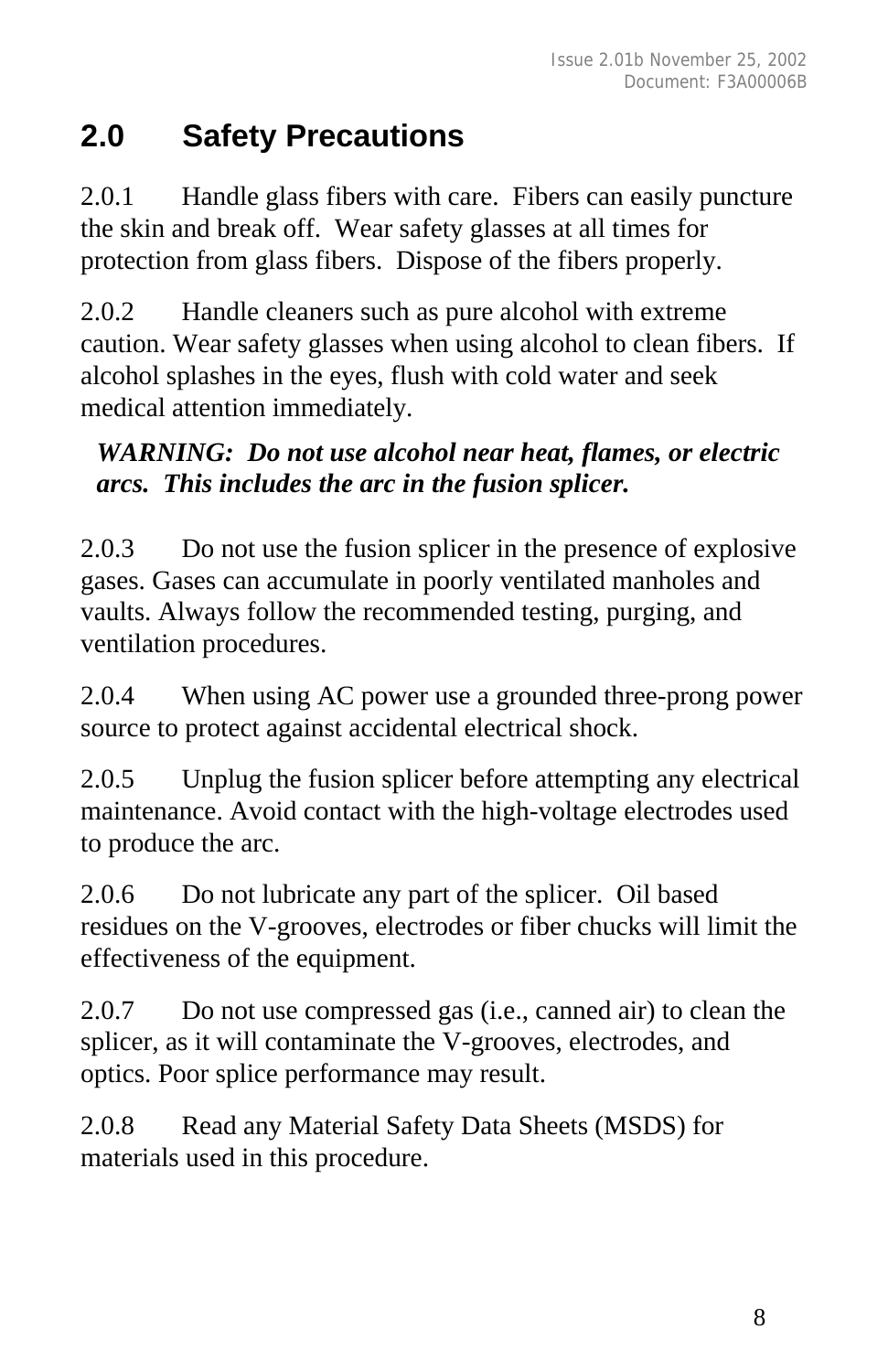## 2.0 Safety Precautions

2.0.1 Handle glass fibers with care. Fibers can easily puncture the skin and break off. Wear safety glasses at all times for protection from glass fibers. Dispose of the fibers properly.

2.0.2 Handle cleaners such as pure alcohol with extreme caution. Wear safety glasses when using alcohol to clean fibers. If alcohol splashes in the eyes, flush with cold water and seek medical attention immediately.

***WARNING: Do not use alcohol near heat, flames, or electric arcs. This includes the arc in the fusion splicer.***

2.0.3 Do not use the fusion splicer in the presence of explosive gases. Gases can accumulate in poorly ventilated manholes and vaults. Always follow the recommended testing, purging, and ventilation procedures.

2.0.4 When using AC power use a grounded three-prong power source to protect against accidental electrical shock.

2.0.5 Unplug the fusion splicer before attempting any electrical maintenance. Avoid contact with the high-voltage electrodes used to produce the arc.

2.0.6 Do not lubricate any part of the splicer. Oil based residues on the V-grooves, electrodes or fiber chucks will limit the effectiveness of the equipment.

2.0.7 Do not use compressed gas (i.e., canned air) to clean the splicer, as it will contaminate the V-grooves, electrodes, and optics. Poor splice performance may result.

2.0.8 Read any Material Safety Data Sheets (MSDS) for materials used in this procedure.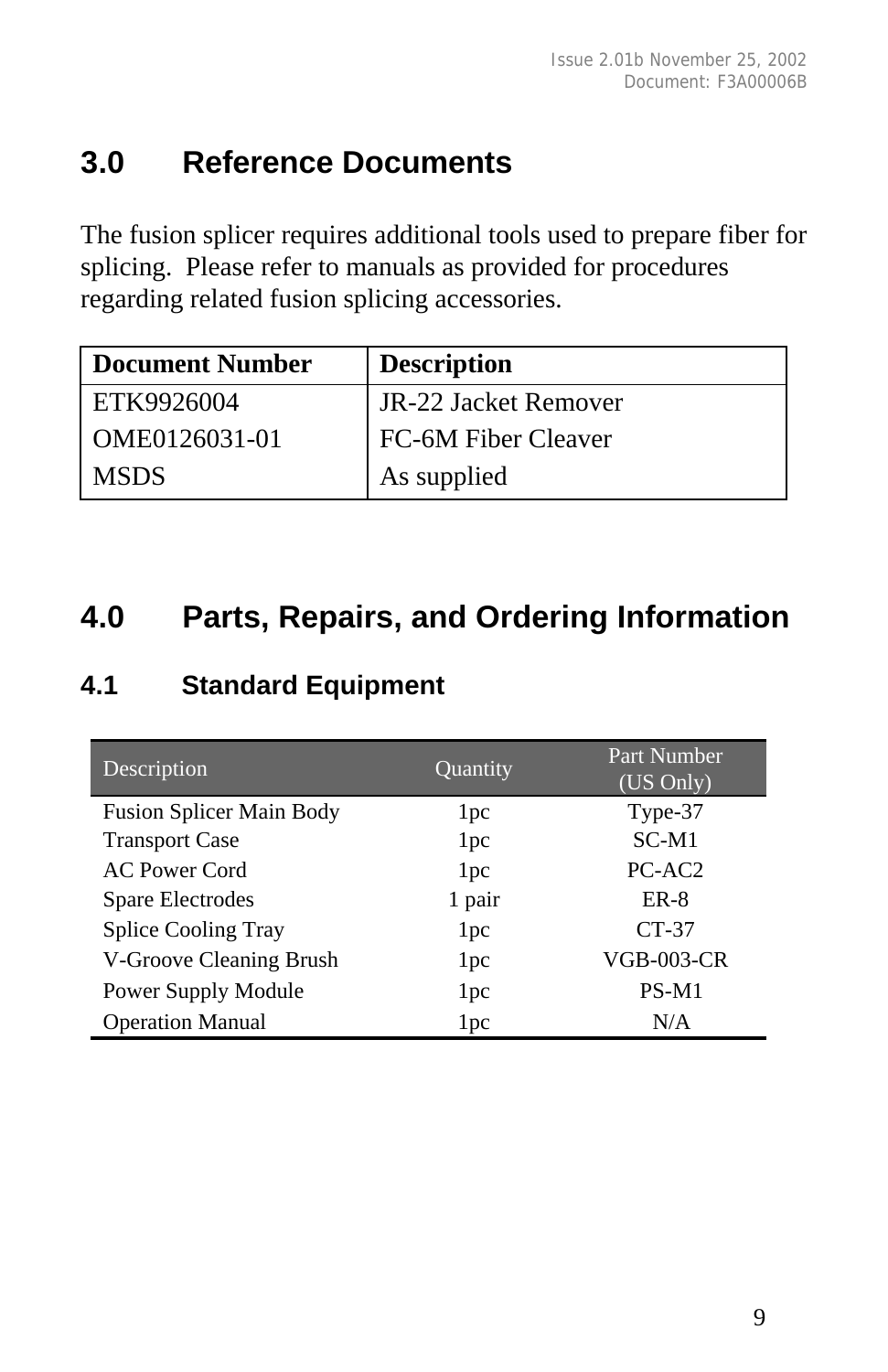## 3.0 Reference Documents

The fusion splicer requires additional tools used to prepare fiber for splicing. Please refer to manuals as provided for procedures regarding related fusion splicing accessories.

| Document Number | Description |
|---|---|
| ETK9926004 | JR-22 Jacket Remover |
| OME0126031-01 | FC-6M Fiber Cleaver |
| MSDS | As supplied |

## 4.0 Parts, Repairs, and Ordering Information

### 4.1 Standard Equipment

| Description | Quantity | Part Number (US Only) |
|---|---|---|
| Fusion Splicer Main Body | 1pc | Type-37 |
| Transport Case | 1pc | SC-M1 |
| AC Power Cord | 1pc | PC-AC2 |
| Spare Electrodes | 1 pair | ER-8 |
| Splice Cooling Tray | 1pc | CT-37 |
| V-Groove Cleaning Brush | 1pc | VGB-003-CR |
| Power Supply Module | 1pc | PS-M1 |
| Operation Manual | 1pc | N/A |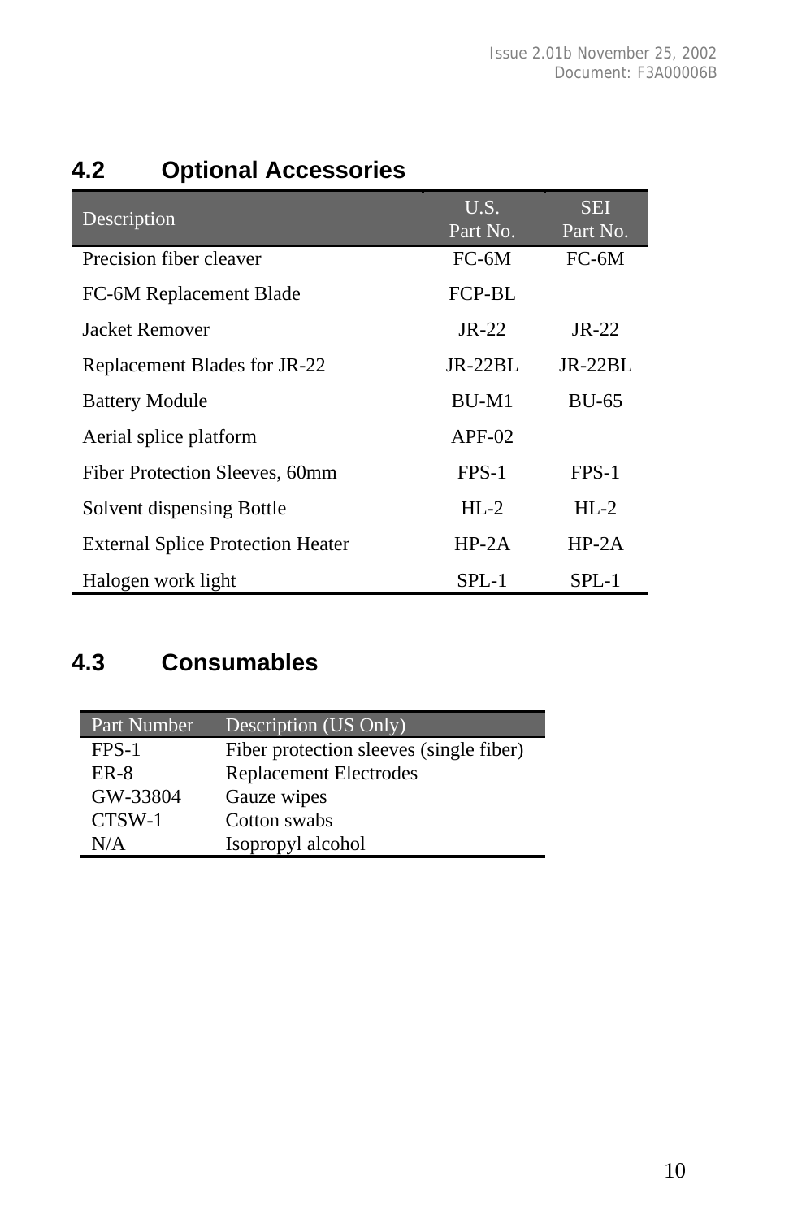## 4.2 Optional Accessories

| Description | U.S. Part No. | SEI Part No. |
|---|---|---|
| Precision fiber cleaver | FC-6M | FC-6M |
| FC-6M Replacement Blade | FCP-BL | |
| Jacket Remover | JR-22 | JR-22 |
| Replacement Blades for JR-22 | JR-22BL | JR-22BL |
| Battery Module | BU-M1 | BU-65 |
| Aerial splice platform | APF-02 | |
| Fiber Protection Sleeves, 60mm | FPS-1 | FPS-1 |
| Solvent dispensing Bottle | HL-2 | HL-2 |
| External Splice Protection Heater | HP-2A | HP-2A |
| Halogen work light | SPL-1 | SPL-1 |

## 4.3 Consumables

| Part Number | Description (US Only) |
|---|---|
| FPS-1 | Fiber protection sleeves (single fiber) |
| ER-8 | Replacement Electrodes |
| GW-33804 | Gauze wipes |
| CTSW-1 | Cotton swabs |
| N/A | Isopropyl alcohol |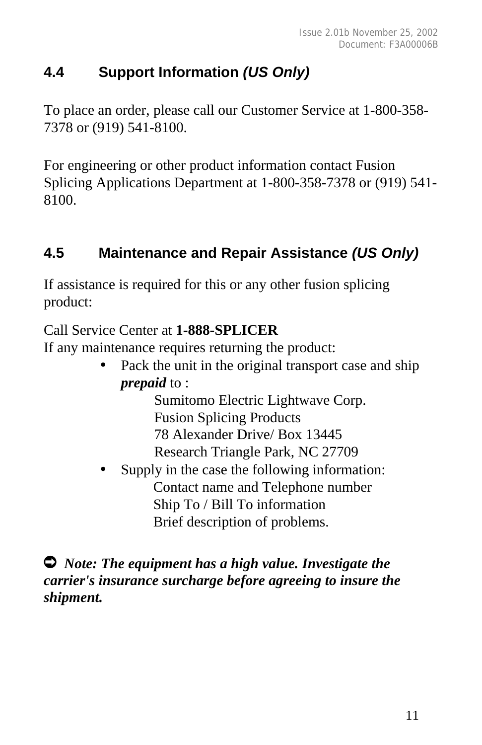## 4.4 Support Information *(US Only)*

To place an order, please call our Customer Service at 1-800-358-7378 or (919) 541-8100.

For engineering or other product information contact Fusion Splicing Applications Department at 1-800-358-7378 or (919) 541-8100.

## 4.5 Maintenance and Repair Assistance *(US Only)*

If assistance is required for this or any other fusion splicing product:

Call Service Center at **1-888-SPLICER**
If any maintenance requires returning the product:

- Pack the unit in the original transport case and ship ***prepaid*** to :
  Sumitomo Electric Lightwave Corp.
  Fusion Splicing Products
  78 Alexander Drive/ Box 13445
  Research Triangle Park, NC 27709
- Supply in the case the following information:
  Contact name and Telephone number
  Ship To / Bill To information
  Brief description of problems.

➲ ***Note: The equipment has a high value. Investigate the carrier's insurance surcharge before agreeing to insure the shipment.***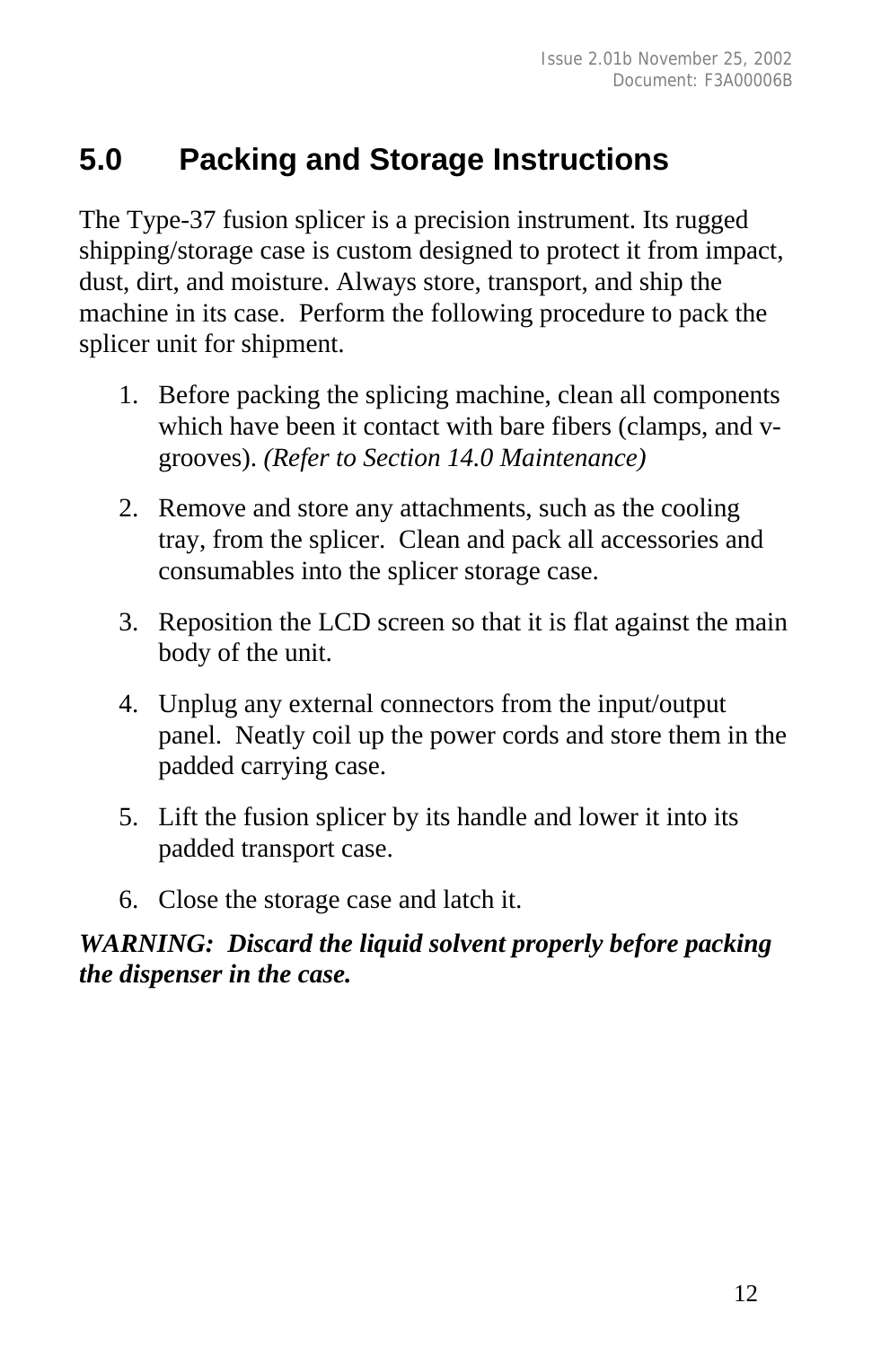## 5.0 Packing and Storage Instructions

The Type-37 fusion splicer is a precision instrument. Its rugged shipping/storage case is custom designed to protect it from impact, dust, dirt, and moisture. Always store, transport, and ship the machine in its case. Perform the following procedure to pack the splicer unit for shipment.

1. Before packing the splicing machine, clean all components which have been it contact with bare fibers (clamps, and v-grooves). *(Refer to Section 14.0 Maintenance)*
2. Remove and store any attachments, such as the cooling tray, from the splicer. Clean and pack all accessories and consumables into the splicer storage case.
3. Reposition the LCD screen so that it is flat against the main body of the unit.
4. Unplug any external connectors from the input/output panel. Neatly coil up the power cords and store them in the padded carrying case.
5. Lift the fusion splicer by its handle and lower it into its padded transport case.
6. Close the storage case and latch it.

***WARNING: Discard the liquid solvent properly before packing the dispenser in the case.***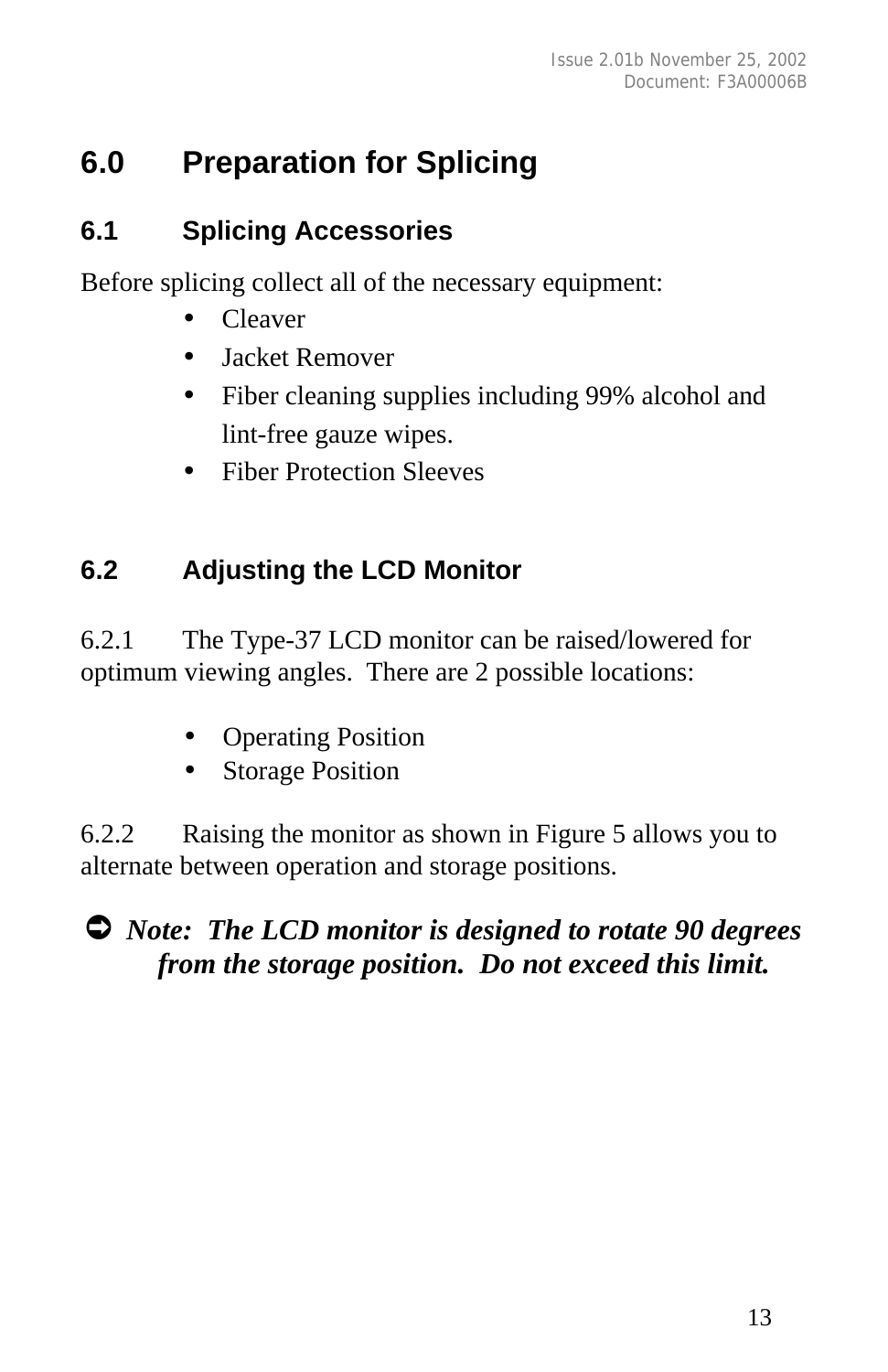# 6.0 Preparation for Splicing

## 6.1 Splicing Accessories

Before splicing collect all of the necessary equipment:

- Cleaver
- Jacket Remover
- Fiber cleaning supplies including 99% alcohol and lint-free gauze wipes.
- Fiber Protection Sleeves

## 6.2 Adjusting the LCD Monitor

6.2.1 The Type-37 LCD monitor can be raised/lowered for optimum viewing angles. There are 2 possible locations:

- Operating Position
- Storage Position

6.2.2 Raising the monitor as shown in Figure 5 allows you to alternate between operation and storage positions.

➲ ***Note: The LCD monitor is designed to rotate 90 degrees from the storage position. Do not exceed this limit.***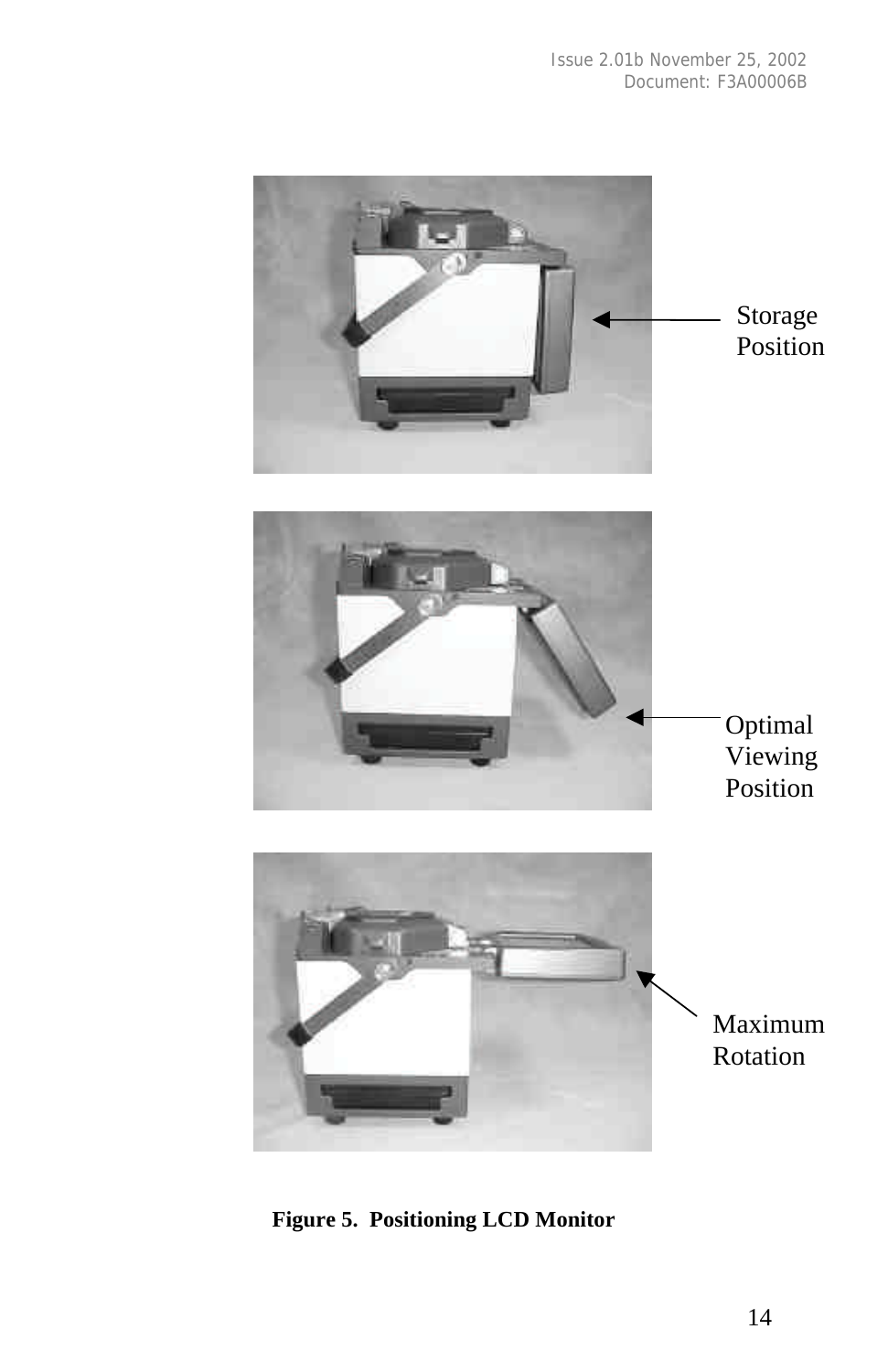Storage Position

Optimal Viewing Position

Maximum Rotation

**Figure 5. Positioning LCD Monitor**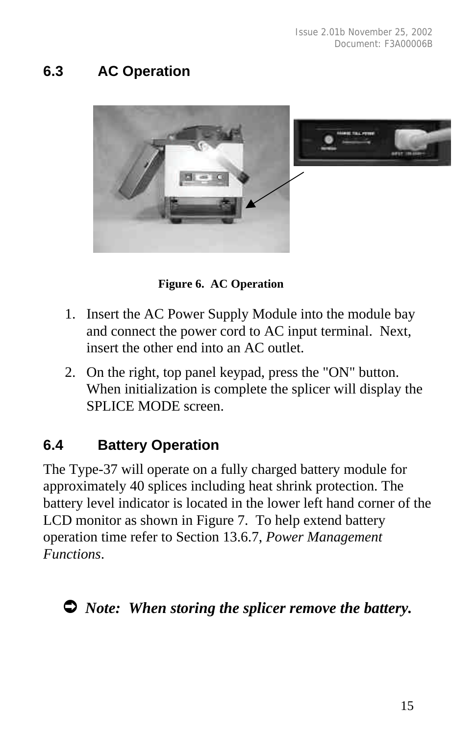## 6.3 AC Operation

Figure 6. AC Operation

1. Insert the AC Power Supply Module into the module bay and connect the power cord to AC input terminal. Next, insert the other end into an AC outlet.
2. On the right, top panel keypad, press the "ON" button. When initialization is complete the splicer will display the SPLICE MODE screen.

## 6.4 Battery Operation

The Type-37 will operate on a fully charged battery module for approximately 40 splices including heat shrink protection. The battery level indicator is located in the lower left hand corner of the LCD monitor as shown in Figure 7. To help extend battery operation time refer to Section 13.6.7, *Power Management Functions*.

➲ ***Note: When storing the splicer remove the battery.***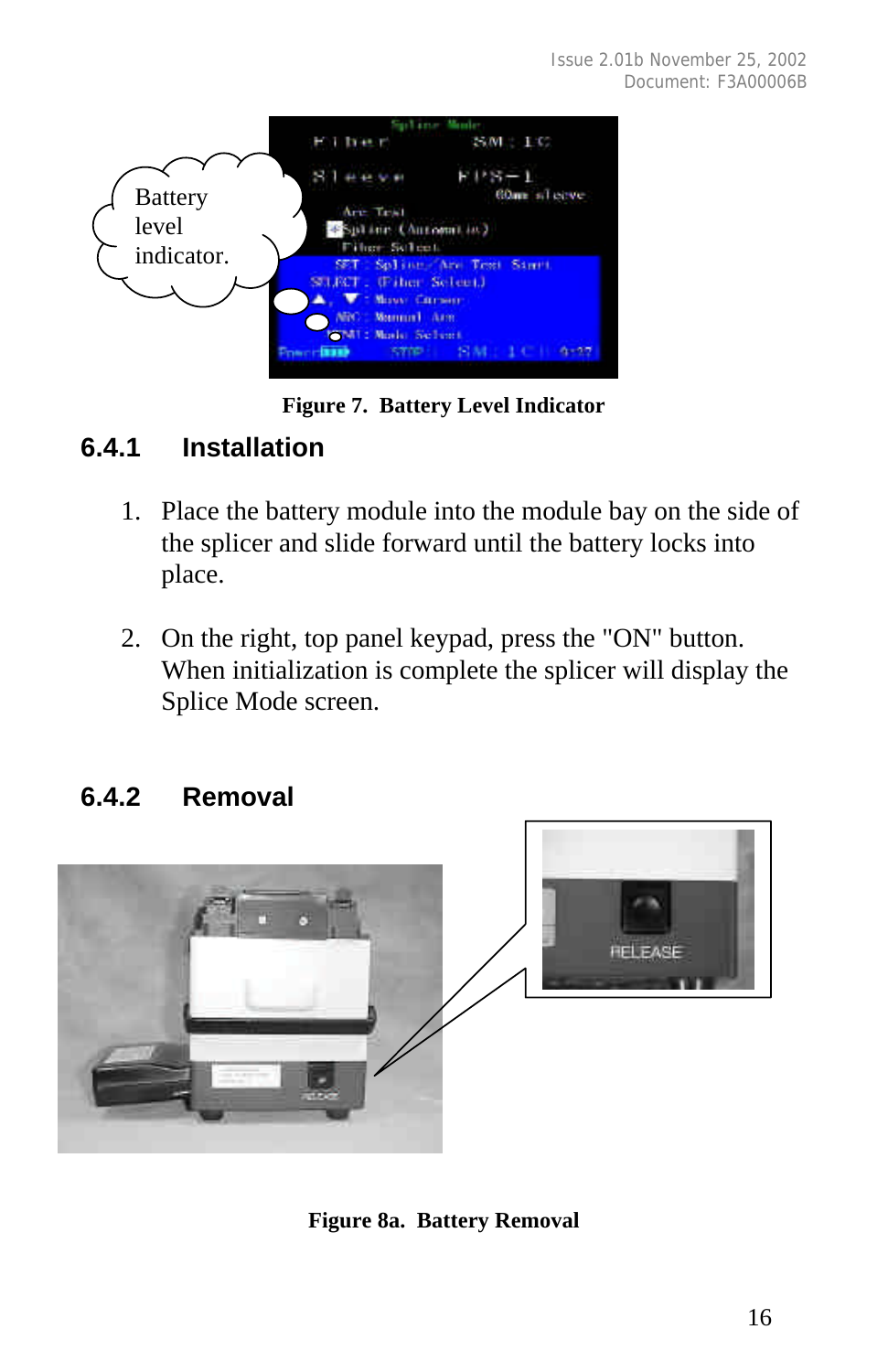Figure 7. Battery Level Indicator

### 6.4.1 Installation

1. Place the battery module into the module bay on the side of the splicer and slide forward until the battery locks into place.

2. On the right, top panel keypad, press the "ON" button. When initialization is complete the splicer will display the Splice Mode screen.

### 6.4.2 Removal

Figure 8a. Battery Removal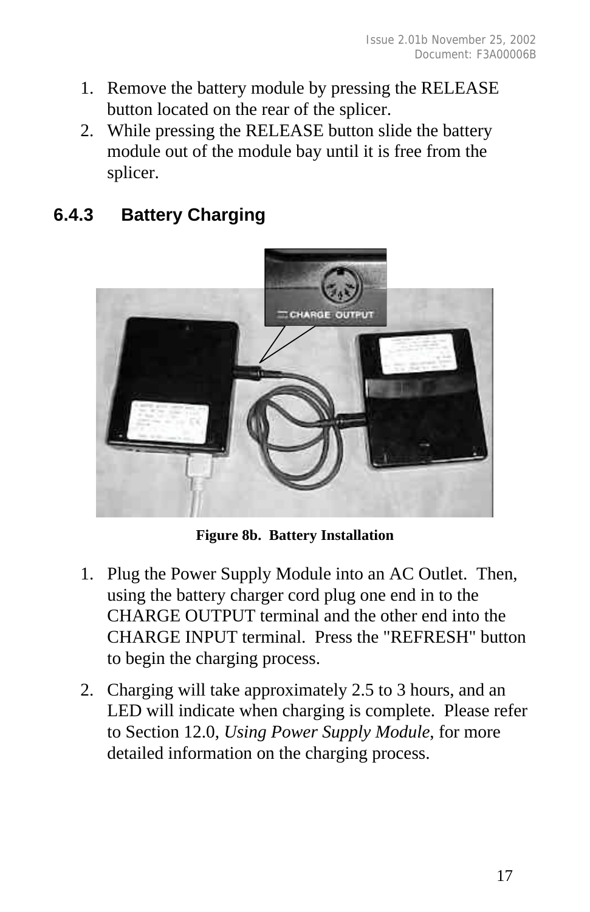1. Remove the battery module by pressing the RELEASE button located on the rear of the splicer.
2. While pressing the RELEASE button slide the battery module out of the module bay until it is free from the splicer.

### 6.4.3 Battery Charging

**Figure 8b. Battery Installation**

1. Plug the Power Supply Module into an AC Outlet. Then, using the battery charger cord plug one end in to the CHARGE OUTPUT terminal and the other end into the CHARGE INPUT terminal. Press the "REFRESH" button to begin the charging process.
2. Charging will take approximately 2.5 to 3 hours, and an LED will indicate when charging is complete. Please refer to Section 12.0, *Using Power Supply Module*, for more detailed information on the charging process.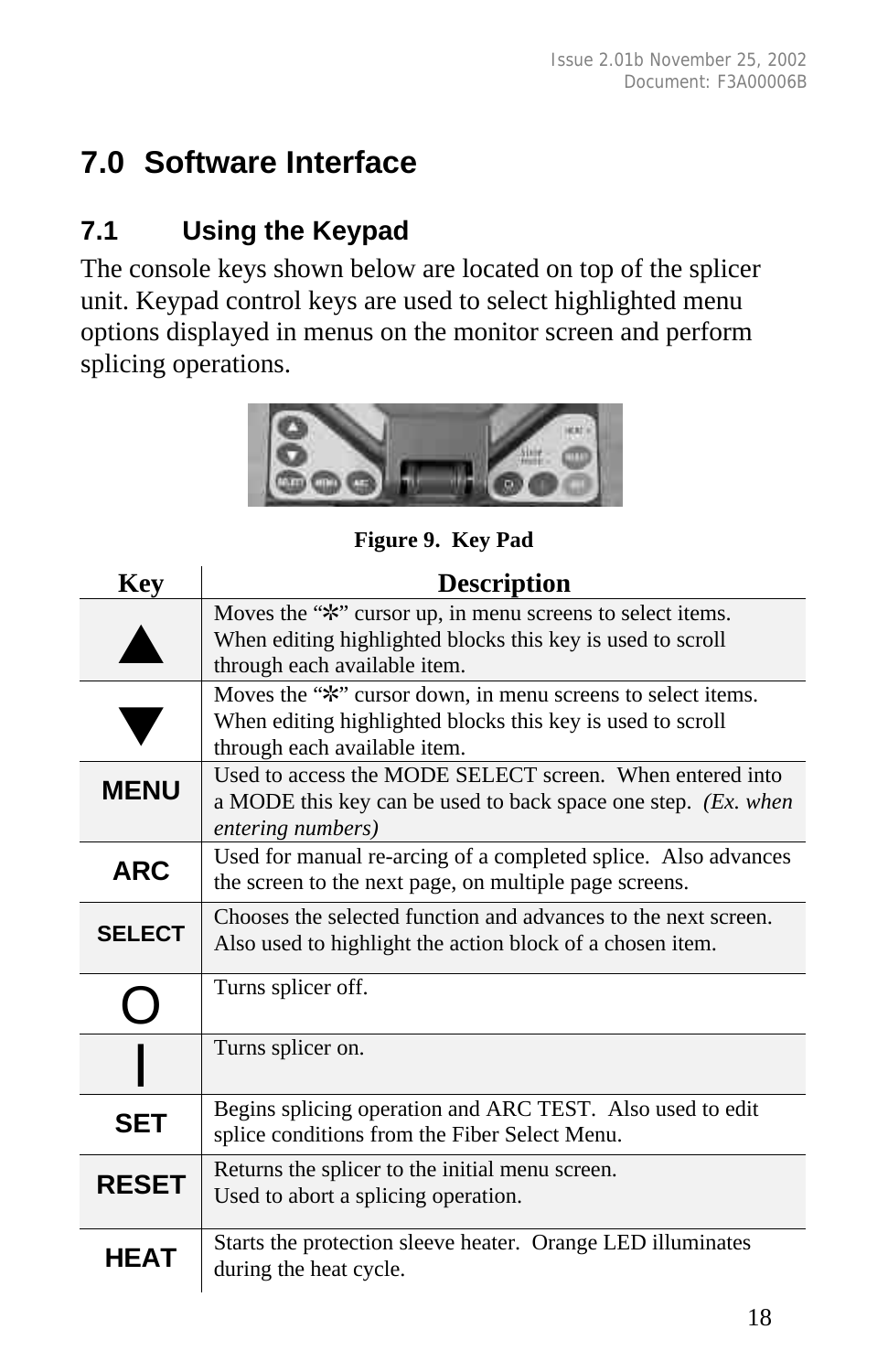# 7.0 Software Interface

## 7.1 Using the Keypad

The console keys shown below are located on top of the splicer unit. Keypad control keys are used to select highlighted menu options displayed in menus on the monitor screen and perform splicing operations.

**Figure 9. Key Pad**

| Key | Description |
|---|---|
| ▲ | Moves the "✻" cursor up, in menu screens to select items. When editing highlighted blocks this key is used to scroll through each available item. |
| ▼ | Moves the "✻" cursor down, in menu screens to select items. When editing highlighted blocks this key is used to scroll through each available item. |
| **MENU** | Used to access the MODE SELECT screen. When entered into a MODE this key can be used to back space one step. *(Ex. when entering numbers)* |
| **ARC** | Used for manual re-arcing of a completed splice. Also advances the screen to the next page, on multiple page screens. |
| **SELECT** | Chooses the selected function and advances to the next screen. Also used to highlight the action block of a chosen item. |
| O | Turns splicer off. |
| I | Turns splicer on. |
| **SET** | Begins splicing operation and ARC TEST. Also used to edit splice conditions from the Fiber Select Menu. |
| **RESET** | Returns the splicer to the initial menu screen. Used to abort a splicing operation. |
| **HEAT** | Starts the protection sleeve heater. Orange LED illuminates during the heat cycle. |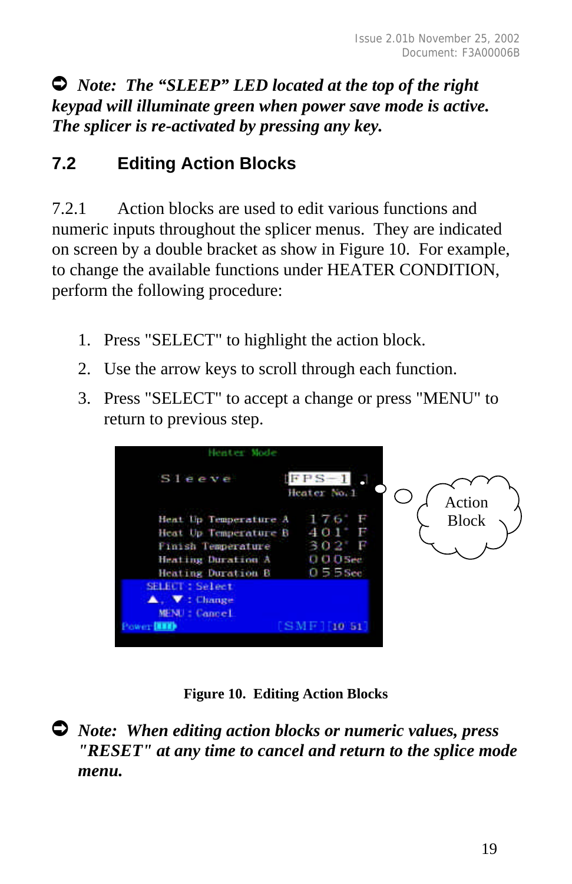➲ ***Note: The "SLEEP" LED located at the top of the right keypad will illuminate green when power save mode is active. The splicer is re-activated by pressing any key.***

## 7.2 Editing Action Blocks

7.2.1 Action blocks are used to edit various functions and numeric inputs throughout the splicer menus. They are indicated on screen by a double bracket as show in Figure 10. For example, to change the available functions under HEATER CONDITION, perform the following procedure:

1. Press "SELECT" to highlight the action block.
2. Use the arrow keys to scroll through each function.
3. Press "SELECT" to accept a change or press "MENU" to return to previous step.

**Figure 10. Editing Action Blocks**

➲ ***Note: When editing action blocks or numeric values, press "RESET" at any time to cancel and return to the splice mode menu.***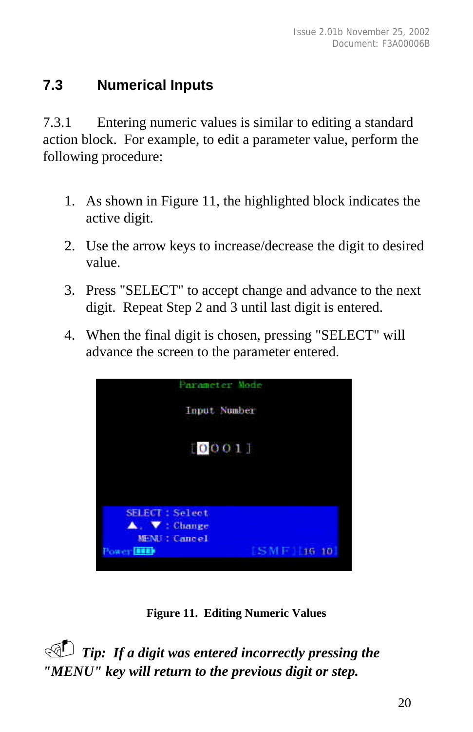## 7.3 Numerical Inputs

7.3.1 Entering numeric values is similar to editing a standard action block. For example, to edit a parameter value, perform the following procedure:

1. As shown in Figure 11, the highlighted block indicates the active digit.
2. Use the arrow keys to increase/decrease the digit to desired value.
3. Press "SELECT" to accept change and advance to the next digit. Repeat Step 2 and 3 until last digit is entered.
4. When the final digit is chosen, pressing "SELECT" will advance the screen to the parameter entered.

**Figure 11. Editing Numeric Values**

***Tip: If a digit was entered incorrectly pressing the "MENU" key will return to the previous digit or step.***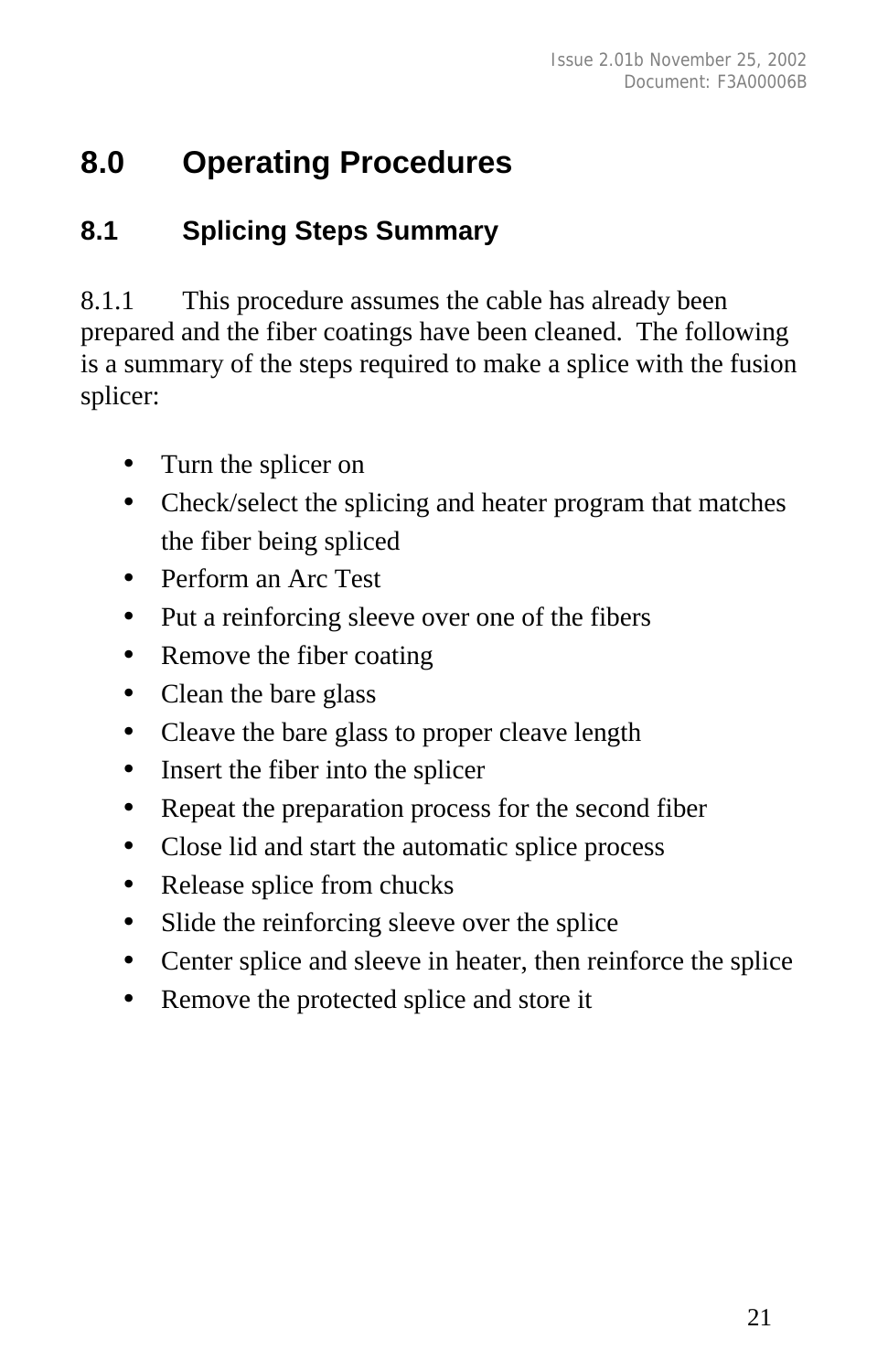# 8.0 Operating Procedures

## 8.1 Splicing Steps Summary

8.1.1 This procedure assumes the cable has already been prepared and the fiber coatings have been cleaned. The following is a summary of the steps required to make a splice with the fusion splicer:

- Turn the splicer on
- Check/select the splicing and heater program that matches the fiber being spliced
- Perform an Arc Test
- Put a reinforcing sleeve over one of the fibers
- Remove the fiber coating
- Clean the bare glass
- Cleave the bare glass to proper cleave length
- Insert the fiber into the splicer
- Repeat the preparation process for the second fiber
- Close lid and start the automatic splice process
- Release splice from chucks
- Slide the reinforcing sleeve over the splice
- Center splice and sleeve in heater, then reinforce the splice
- Remove the protected splice and store it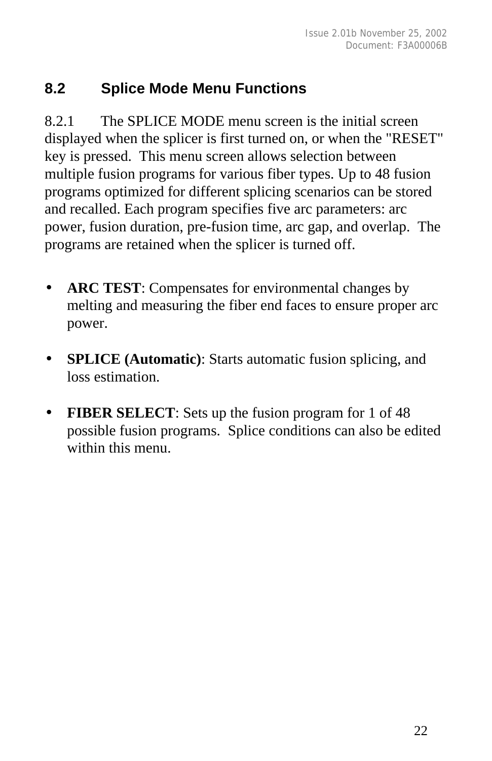## 8.2 Splice Mode Menu Functions

8.2.1 The SPLICE MODE menu screen is the initial screen displayed when the splicer is first turned on, or when the "RESET" key is pressed. This menu screen allows selection between multiple fusion programs for various fiber types. Up to 48 fusion programs optimized for different splicing scenarios can be stored and recalled. Each program specifies five arc parameters: arc power, fusion duration, pre-fusion time, arc gap, and overlap. The programs are retained when the splicer is turned off.

- **ARC TEST**: Compensates for environmental changes by melting and measuring the fiber end faces to ensure proper arc power.

- **SPLICE (Automatic)**: Starts automatic fusion splicing, and loss estimation.

- **FIBER SELECT**: Sets up the fusion program for 1 of 48 possible fusion programs. Splice conditions can also be edited within this menu.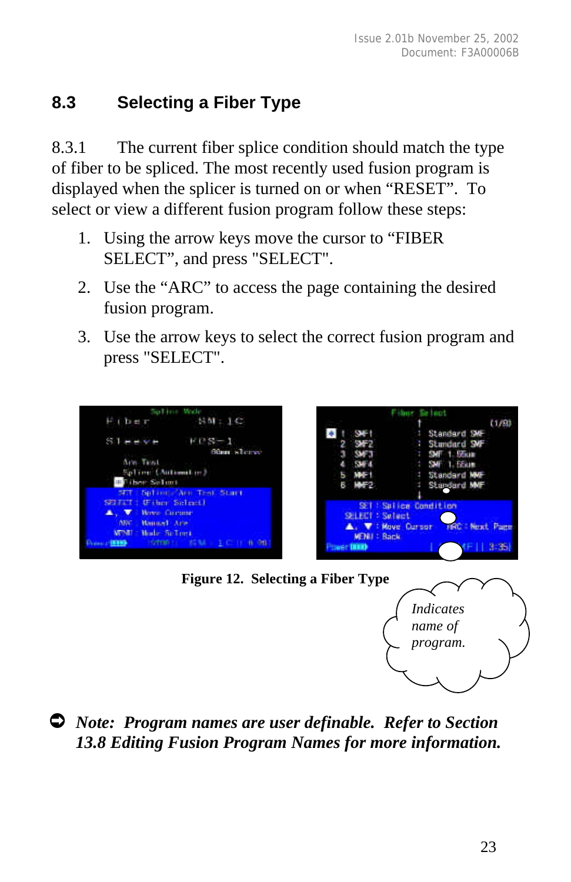## 8.3 Selecting a Fiber Type

8.3.1 The current fiber splice condition should match the type of fiber to be spliced. The most recently used fusion program is displayed when the splicer is turned on or when “RESET”. To select or view a different fusion program follow these steps:

1. Using the arrow keys move the cursor to “FIBER SELECT”, and press "SELECT".
2. Use the “ARC” to access the page containing the desired fusion program.
3. Use the arrow keys to select the correct fusion program and press "SELECT".

**Figure 12. Selecting a Fiber Type**

*Indicates name of program.*

***Note: Program names are user definable. Refer to Section 13.8 Editing Fusion Program Names for more information.***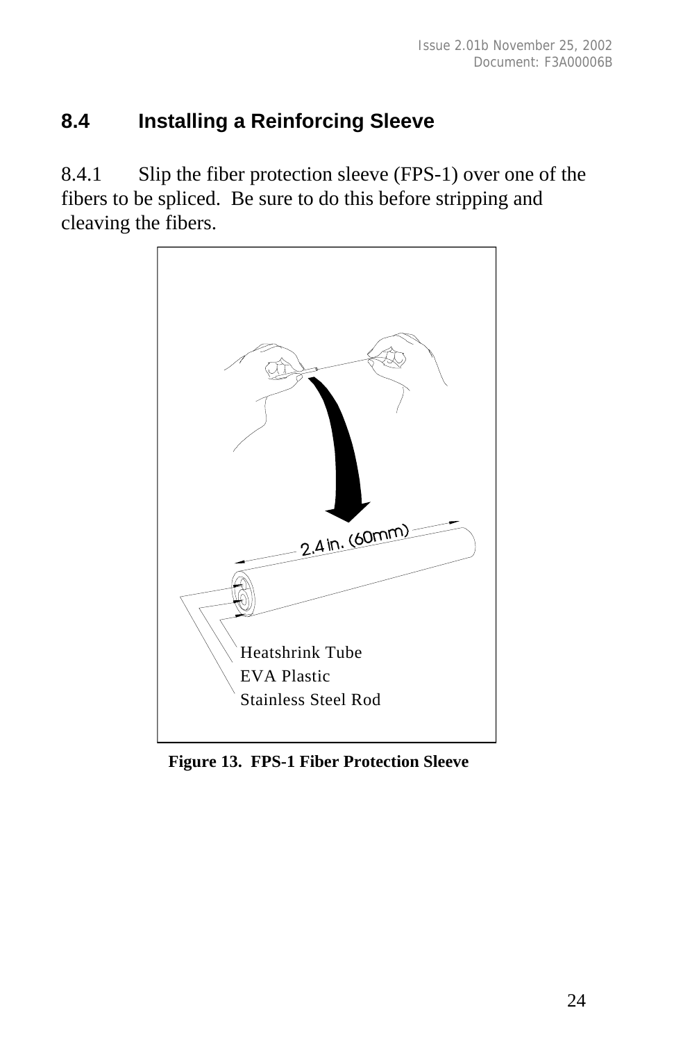## 8.4 Installing a Reinforcing Sleeve

8.4.1 Slip the fiber protection sleeve (FPS-1) over one of the fibers to be spliced. Be sure to do this before stripping and cleaving the fibers.

2.4 in. (60mm)

Heatshrink Tube
EVA Plastic
Stainless Steel Rod

**Figure 13. FPS-1 Fiber Protection Sleeve**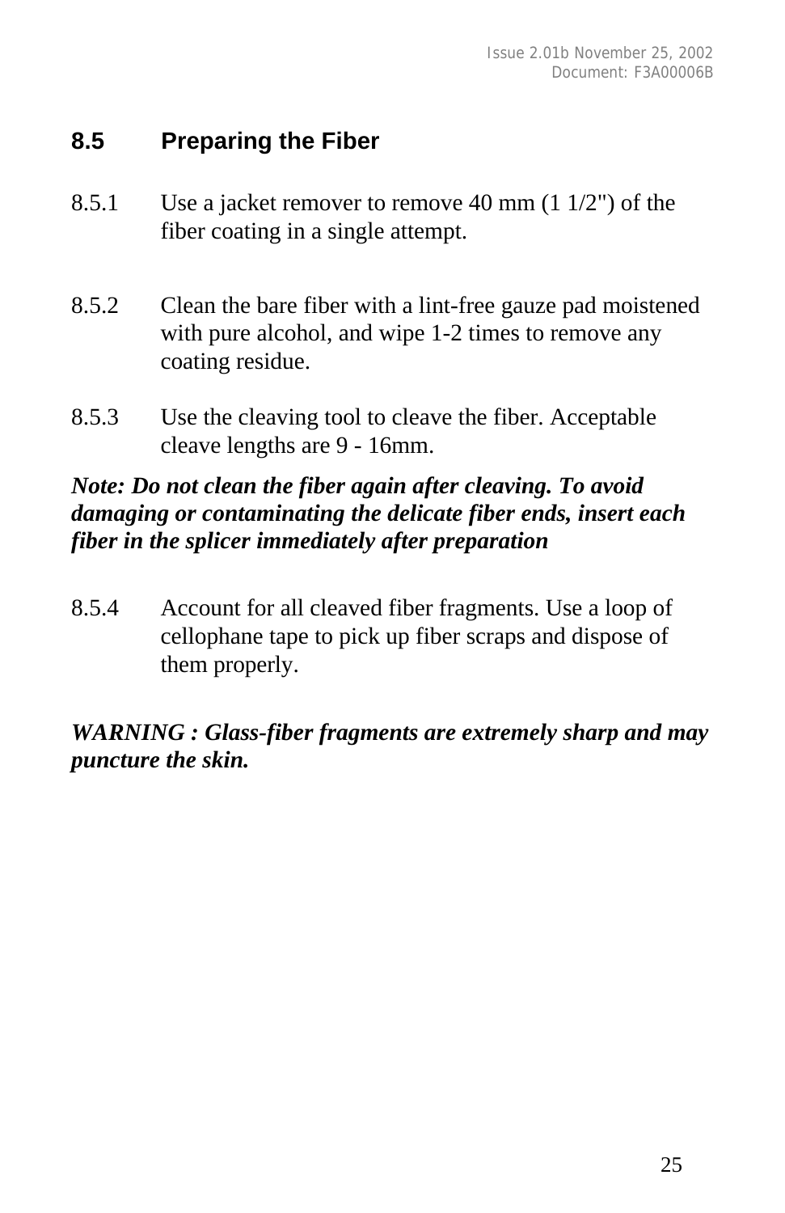## 8.5 Preparing the Fiber

8.5.1 Use a jacket remover to remove 40 mm (1 1/2") of the fiber coating in a single attempt.

8.5.2 Clean the bare fiber with a lint-free gauze pad moistened with pure alcohol, and wipe 1-2 times to remove any coating residue.

8.5.3 Use the cleaving tool to cleave the fiber. Acceptable cleave lengths are 9 - 16mm.

***Note: Do not clean the fiber again after cleaving. To avoid damaging or contaminating the delicate fiber ends, insert each fiber in the splicer immediately after preparation***

8.5.4 Account for all cleaved fiber fragments. Use a loop of cellophane tape to pick up fiber scraps and dispose of them properly.

***WARNING : Glass-fiber fragments are extremely sharp and may puncture the skin.***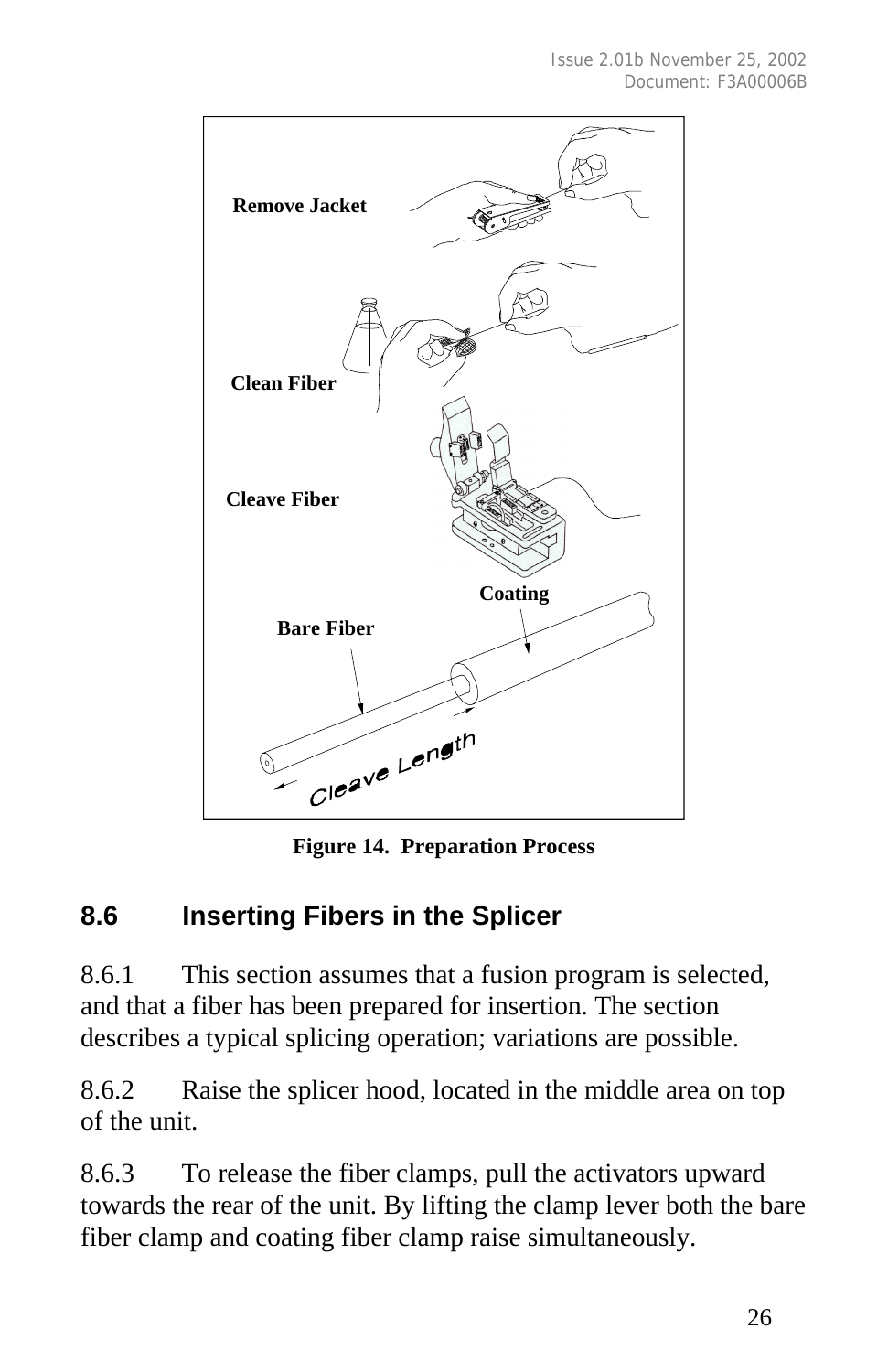Remove Jacket

Clean Fiber

Cleave Fiber

Coating

Bare Fiber

Cleave Length

**Figure 14. Preparation Process**

## 8.6 Inserting Fibers in the Splicer

8.6.1 This section assumes that a fusion program is selected, and that a fiber has been prepared for insertion. The section describes a typical splicing operation; variations are possible.

8.6.2 Raise the splicer hood, located in the middle area on top of the unit.

8.6.3 To release the fiber clamps, pull the activators upward towards the rear of the unit. By lifting the clamp lever both the bare fiber clamp and coating fiber clamp raise simultaneously.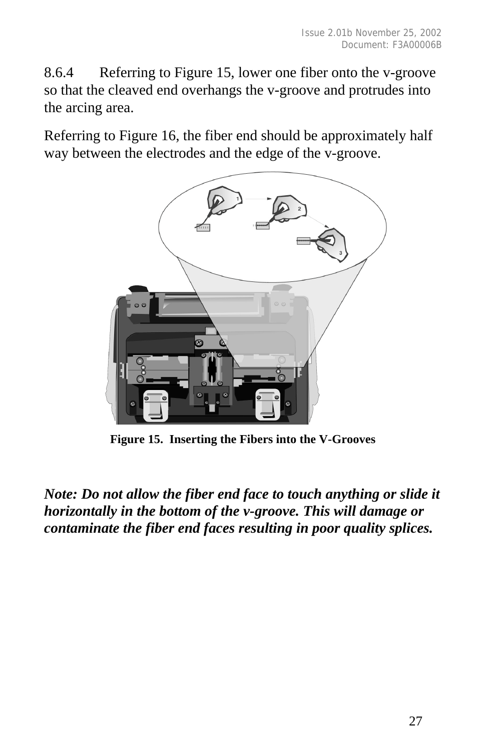8.6.4 Referring to Figure 15, lower one fiber onto the v-groove so that the cleaved end overhangs the v-groove and protrudes into the arcing area.

Referring to Figure 16, the fiber end should be approximately half way between the electrodes and the edge of the v-groove.

**Figure 15. Inserting the Fibers into the V-Grooves**

***Note: Do not allow the fiber end face to touch anything or slide it horizontally in the bottom of the v-groove. This will damage or contaminate the fiber end faces resulting in poor quality splices.***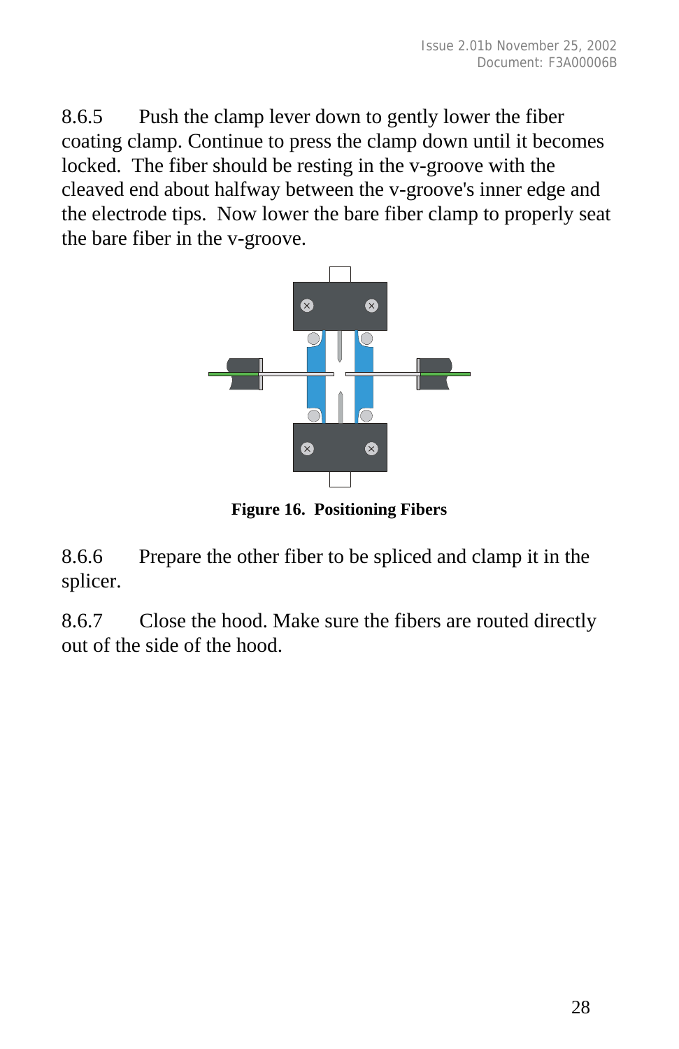8.6.5 Push the clamp lever down to gently lower the fiber coating clamp. Continue to press the clamp down until it becomes locked. The fiber should be resting in the v-groove with the cleaved end about halfway between the v-groove's inner edge and the electrode tips. Now lower the bare fiber clamp to properly seat the bare fiber in the v-groove.

**Figure 16. Positioning Fibers**

8.6.6 Prepare the other fiber to be spliced and clamp it in the splicer.

8.6.7 Close the hood. Make sure the fibers are routed directly out of the side of the hood.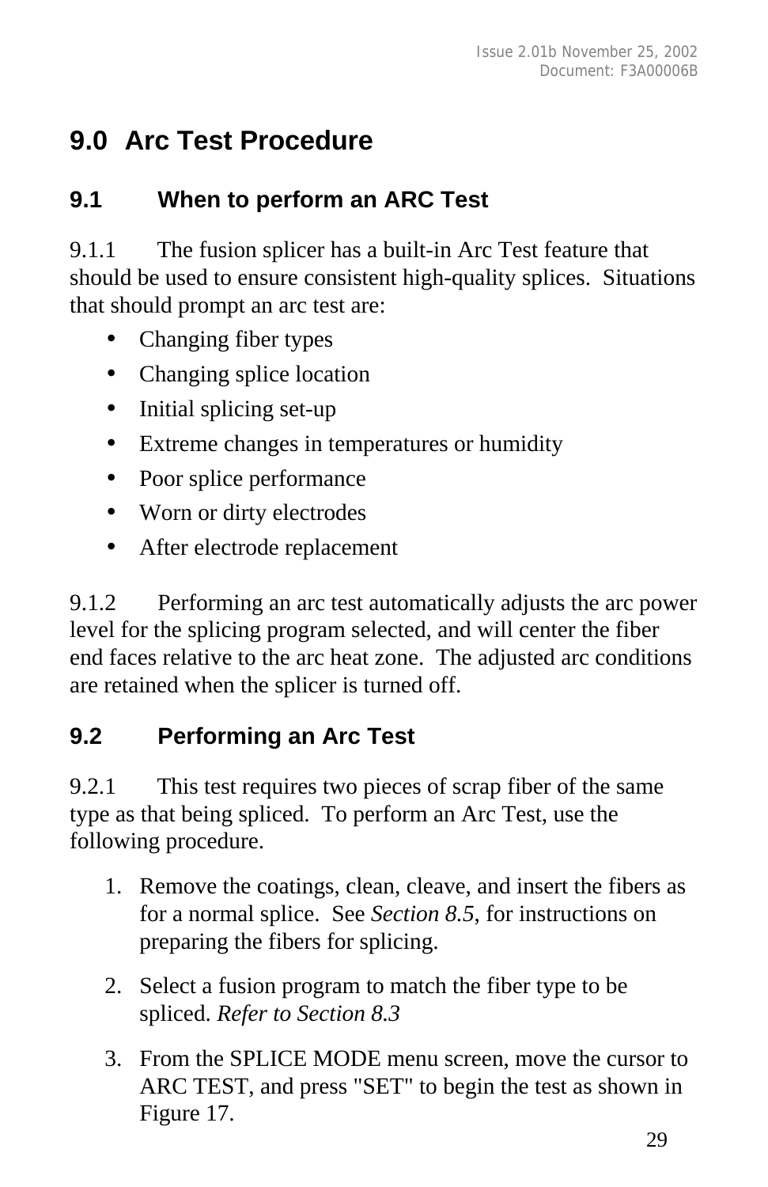# 9.0 Arc Test Procedure

## 9.1 When to perform an ARC Test

9.1.1 The fusion splicer has a built-in Arc Test feature that should be used to ensure consistent high-quality splices. Situations that should prompt an arc test are:

- Changing fiber types
- Changing splice location
- Initial splicing set-up
- Extreme changes in temperatures or humidity
- Poor splice performance
- Worn or dirty electrodes
- After electrode replacement

9.1.2 Performing an arc test automatically adjusts the arc power level for the splicing program selected, and will center the fiber end faces relative to the arc heat zone. The adjusted arc conditions are retained when the splicer is turned off.

## 9.2 Performing an Arc Test

9.2.1 This test requires two pieces of scrap fiber of the same type as that being spliced. To perform an Arc Test, use the following procedure.

1. Remove the coatings, clean, cleave, and insert the fibers as for a normal splice. See *Section 8.5*, for instructions on preparing the fibers for splicing.
2. Select a fusion program to match the fiber type to be spliced. *Refer to Section 8.3*
3. From the SPLICE MODE menu screen, move the cursor to ARC TEST, and press "SET" to begin the test as shown in Figure 17.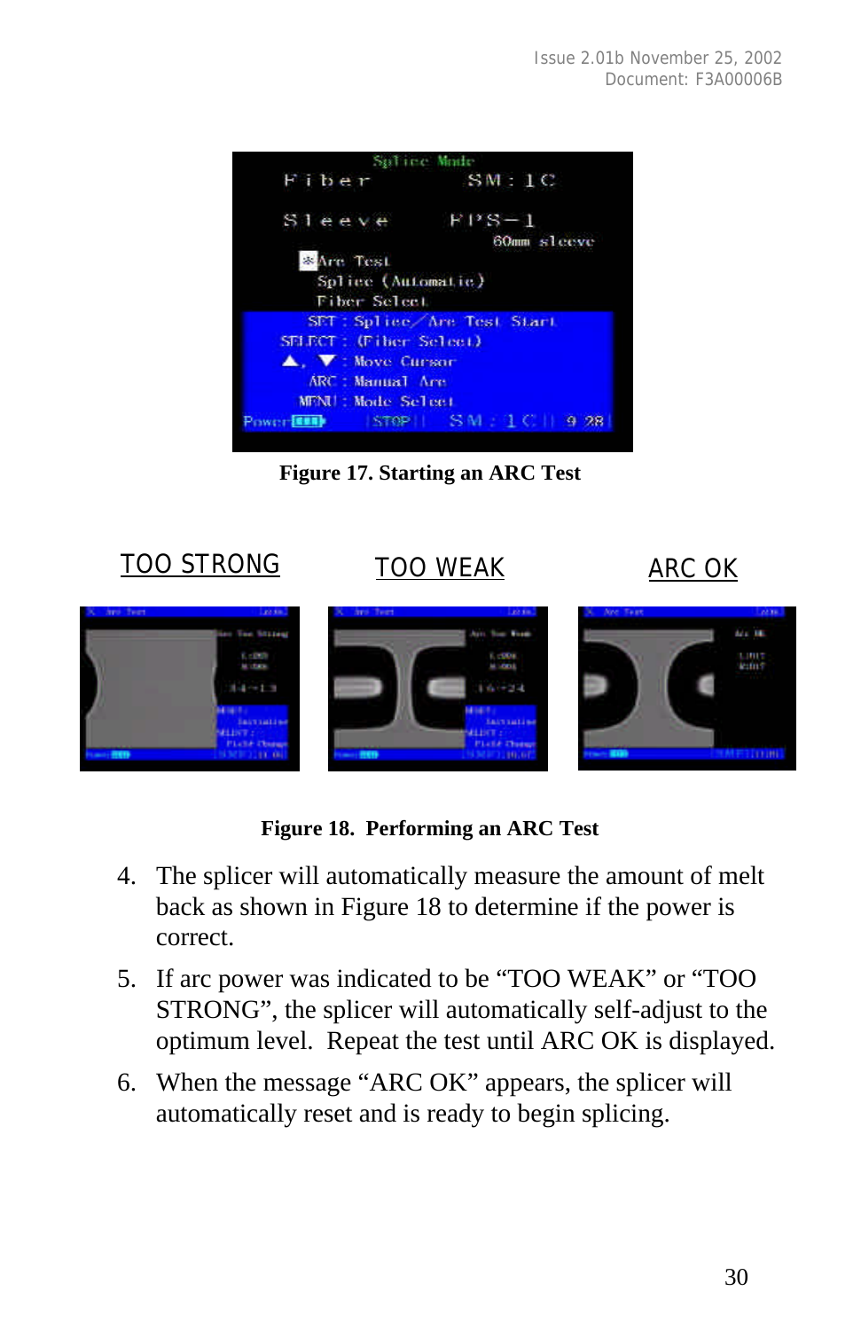**Figure 17. Starting an ARC Test**

TOO STRONG    TOO WEAK    ARC OK

**Figure 18. Performing an ARC Test**

4. The splicer will automatically measure the amount of melt back as shown in Figure 18 to determine if the power is correct.
5. If arc power was indicated to be "TOO WEAK" or "TOO STRONG", the splicer will automatically self-adjust to the optimum level. Repeat the test until ARC OK is displayed.
6. When the message "ARC OK" appears, the splicer will automatically reset and is ready to begin splicing.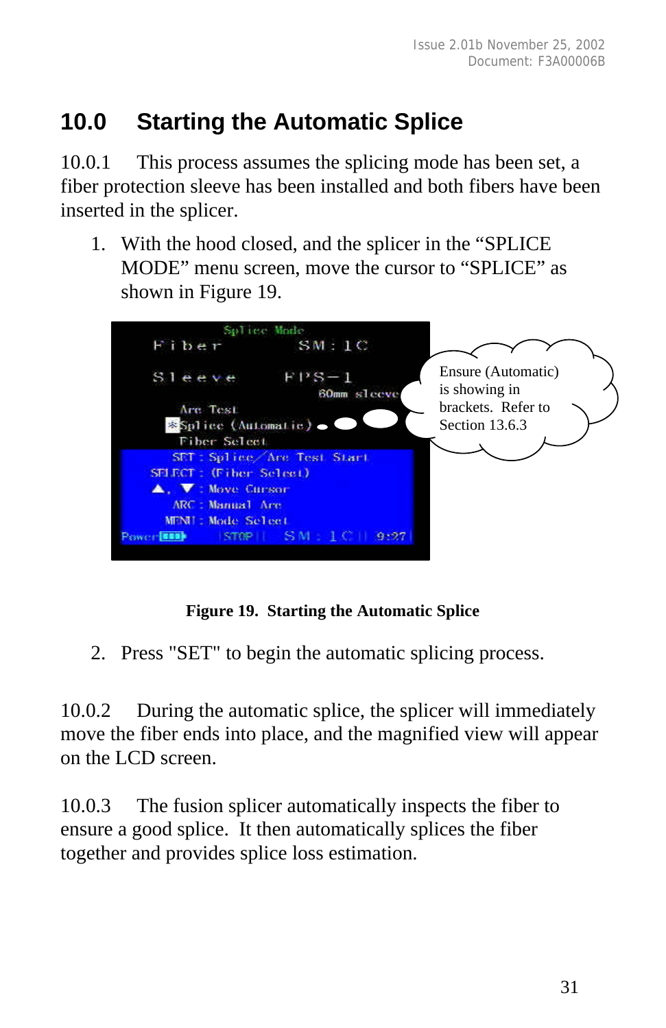# 10.0 Starting the Automatic Splice

10.0.1 This process assumes the splicing mode has been set, a fiber protection sleeve has been installed and both fibers have been inserted in the splicer.

1. With the hood closed, and the splicer in the "SPLICE MODE" menu screen, move the cursor to "SPLICE" as shown in Figure 19.

**Figure 19. Starting the Automatic Splice**

2. Press "SET" to begin the automatic splicing process.

10.0.2 During the automatic splice, the splicer will immediately move the fiber ends into place, and the magnified view will appear on the LCD screen.

10.0.3 The fusion splicer automatically inspects the fiber to ensure a good splice. It then automatically splices the fiber together and provides splice loss estimation.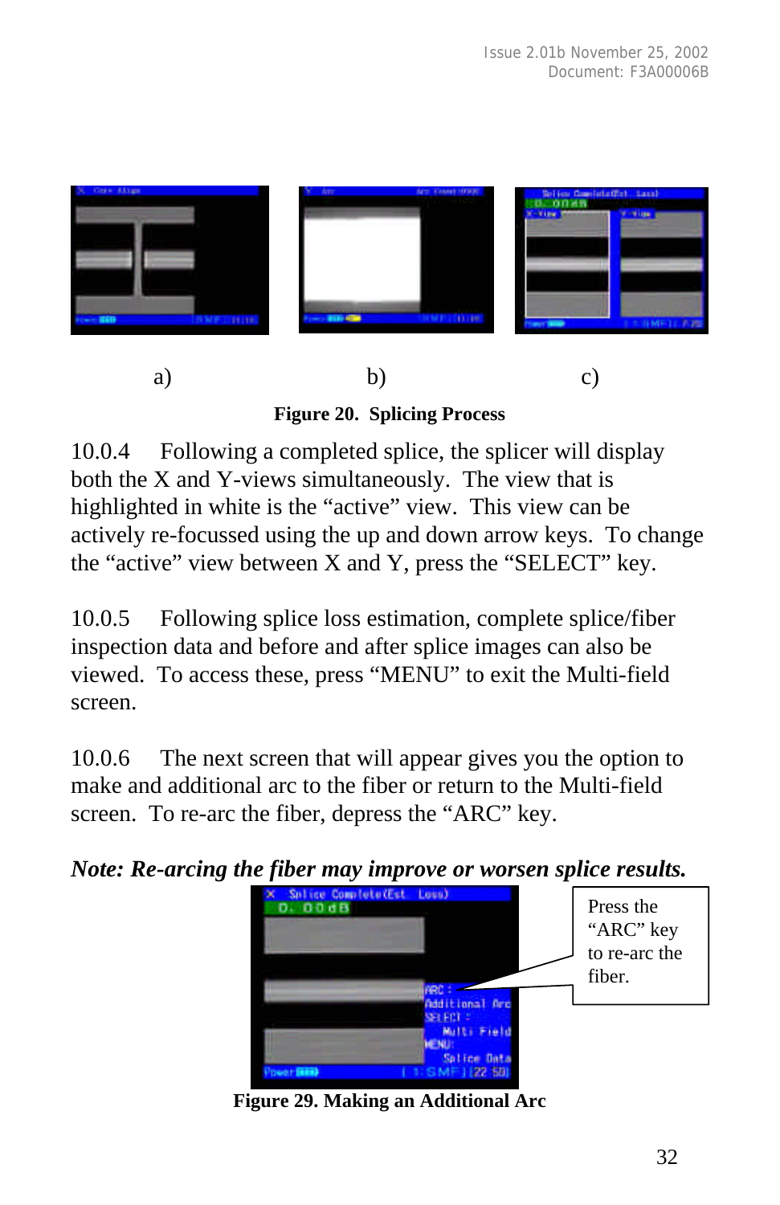a) b) c)

**Figure 20. Splicing Process**

10.0.4 Following a completed splice, the splicer will display both the X and Y-views simultaneously. The view that is highlighted in white is the "active" view. This view can be actively re-focussed using the up and down arrow keys. To change the "active" view between X and Y, press the "SELECT" key.

10.0.5 Following splice loss estimation, complete splice/fiber inspection data and before and after splice images can also be viewed. To access these, press "MENU" to exit the Multi-field screen.

10.0.6 The next screen that will appear gives you the option to make and additional arc to the fiber or return to the Multi-field screen. To re-arc the fiber, depress the "ARC" key.

***Note: Re-arcing the fiber may improve or worsen splice results.***

Press the "ARC" key to re-arc the fiber.

**Figure 29. Making an Additional Arc**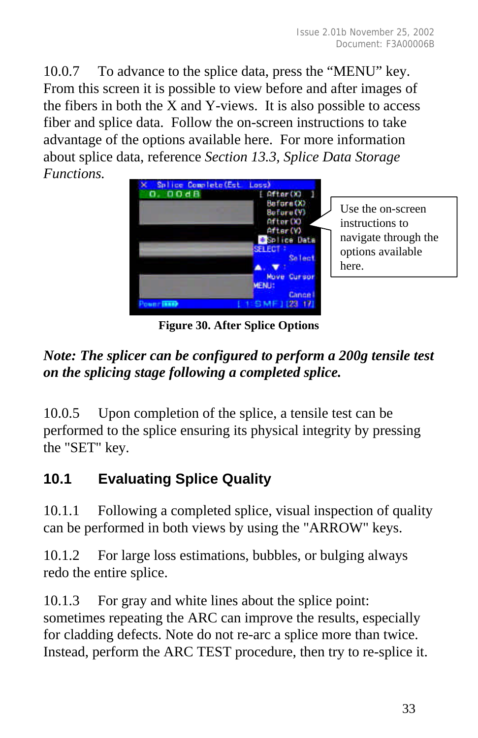10.0.7 To advance to the splice data, press the "MENU" key. From this screen it is possible to view before and after images of the fibers in both the X and Y-views. It is also possible to access fiber and splice data. Follow the on-screen instructions to take advantage of the options available here. For more information about splice data, reference *Section 13.3, Splice Data Storage Functions.*

Use the on-screen instructions to navigate through the options available here.

**Figure 30. After Splice Options**

***Note: The splicer can be configured to perform a 200g tensile test on the splicing stage following a completed splice.***

10.0.5 Upon completion of the splice, a tensile test can be performed to the splice ensuring its physical integrity by pressing the "SET" key.

## 10.1 Evaluating Splice Quality

10.1.1 Following a completed splice, visual inspection of quality can be performed in both views by using the "ARROW" keys.

10.1.2 For large loss estimations, bubbles, or bulging always redo the entire splice.

10.1.3 For gray and white lines about the splice point: sometimes repeating the ARC can improve the results, especially for cladding defects. Note do not re-arc a splice more than twice. Instead, perform the ARC TEST procedure, then try to re-splice it.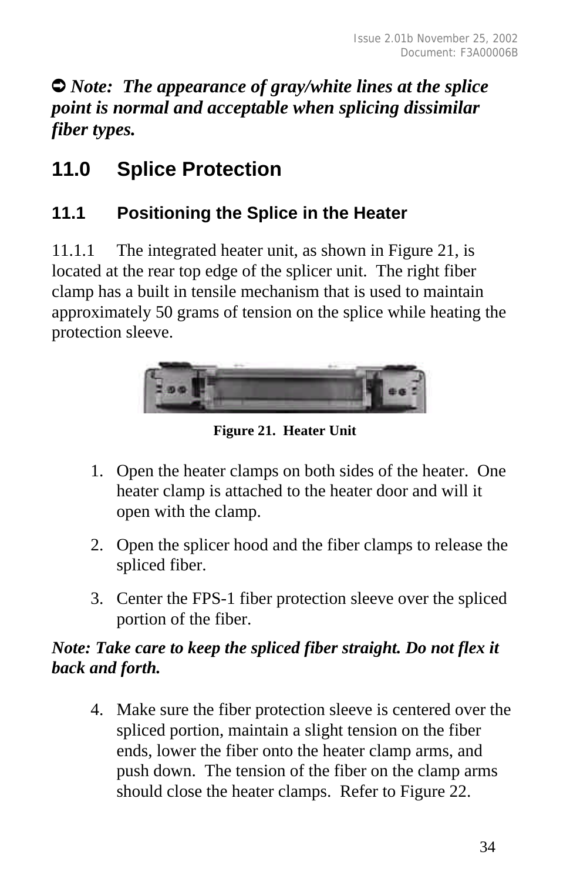➲ ***Note: The appearance of gray/white lines at the splice point is normal and acceptable when splicing dissimilar fiber types.***

# 11.0 Splice Protection

## 11.1 Positioning the Splice in the Heater

11.1.1 The integrated heater unit, as shown in Figure 21, is located at the rear top edge of the splicer unit. The right fiber clamp has a built in tensile mechanism that is used to maintain approximately 50 grams of tension on the splice while heating the protection sleeve.

**Figure 21. Heater Unit**

1. Open the heater clamps on both sides of the heater. One heater clamp is attached to the heater door and will it open with the clamp.
2. Open the splicer hood and the fiber clamps to release the spliced fiber.
3. Center the FPS-1 fiber protection sleeve over the spliced portion of the fiber.

***Note: Take care to keep the spliced fiber straight. Do not flex it back and forth.***

4. Make sure the fiber protection sleeve is centered over the spliced portion, maintain a slight tension on the fiber ends, lower the fiber onto the heater clamp arms, and push down. The tension of the fiber on the clamp arms should close the heater clamps. Refer to Figure 22.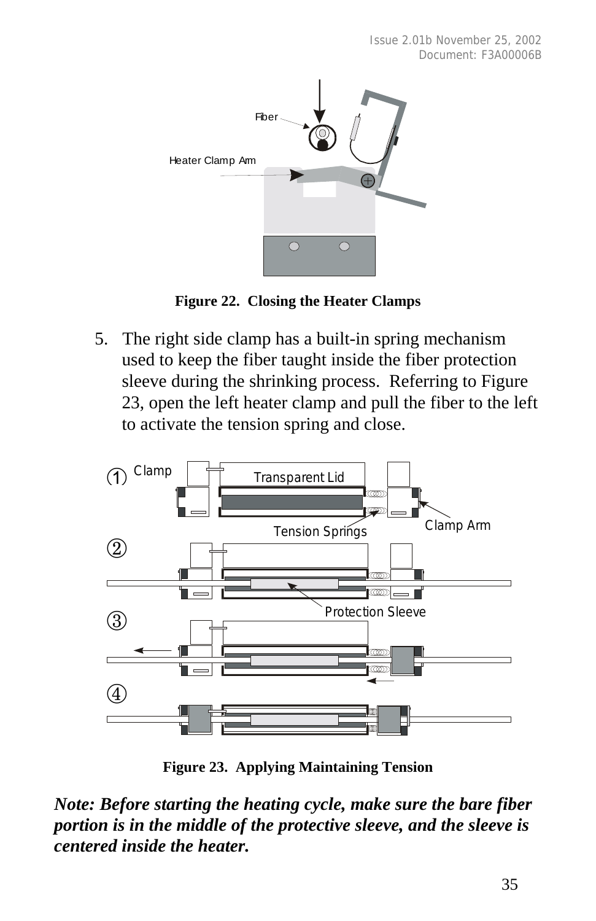**Figure 22. Closing the Heater Clamps**

5. The right side clamp has a built-in spring mechanism used to keep the fiber taught inside the fiber protection sleeve during the shrinking process. Referring to Figure 23, open the left heater clamp and pull the fiber to the left to activate the tension spring and close.

**Figure 23. Applying Maintaining Tension**

***Note: Before starting the heating cycle, make sure the bare fiber portion is in the middle of the protective sleeve, and the sleeve is centered inside the heater.***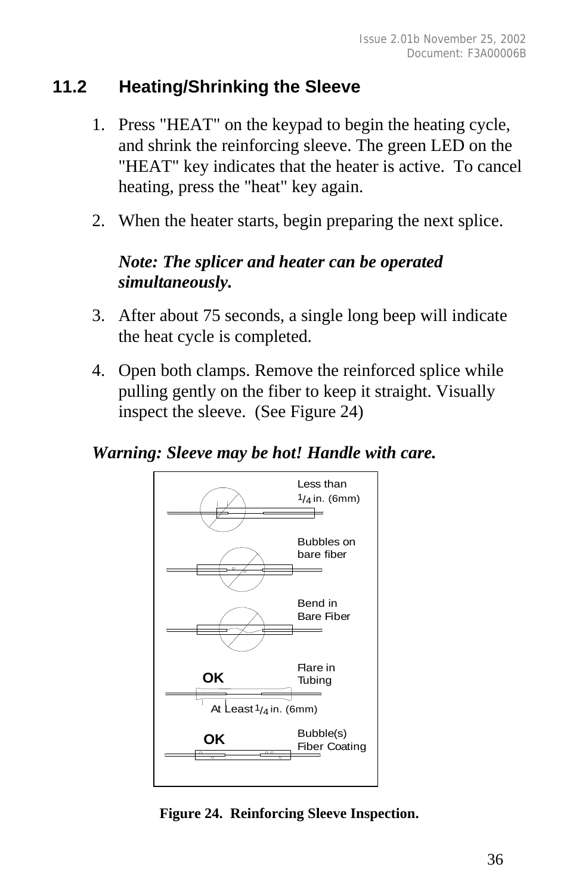## 11.2 Heating/Shrinking the Sleeve

1. Press "HEAT" on the keypad to begin the heating cycle, and shrink the reinforcing sleeve. The green LED on the "HEAT" key indicates that the heater is active. To cancel heating, press the "heat" key again.

2. When the heater starts, begin preparing the next splice.

   ***Note: The splicer and heater can be operated simultaneously.***

3. After about 75 seconds, a single long beep will indicate the heat cycle is completed.

4. Open both clamps. Remove the reinforced splice while pulling gently on the fiber to keep it straight. Visually inspect the sleeve. (See Figure 24)

***Warning: Sleeve may be hot! Handle with care.***

Less than 1/4 in. (6mm)

Bubbles on bare fiber

Bend in Bare Fiber

OK Flare in Tubing

At Least 1/4 in. (6mm)

OK Bubble(s) Fiber Coating

**Figure 24. Reinforcing Sleeve Inspection.**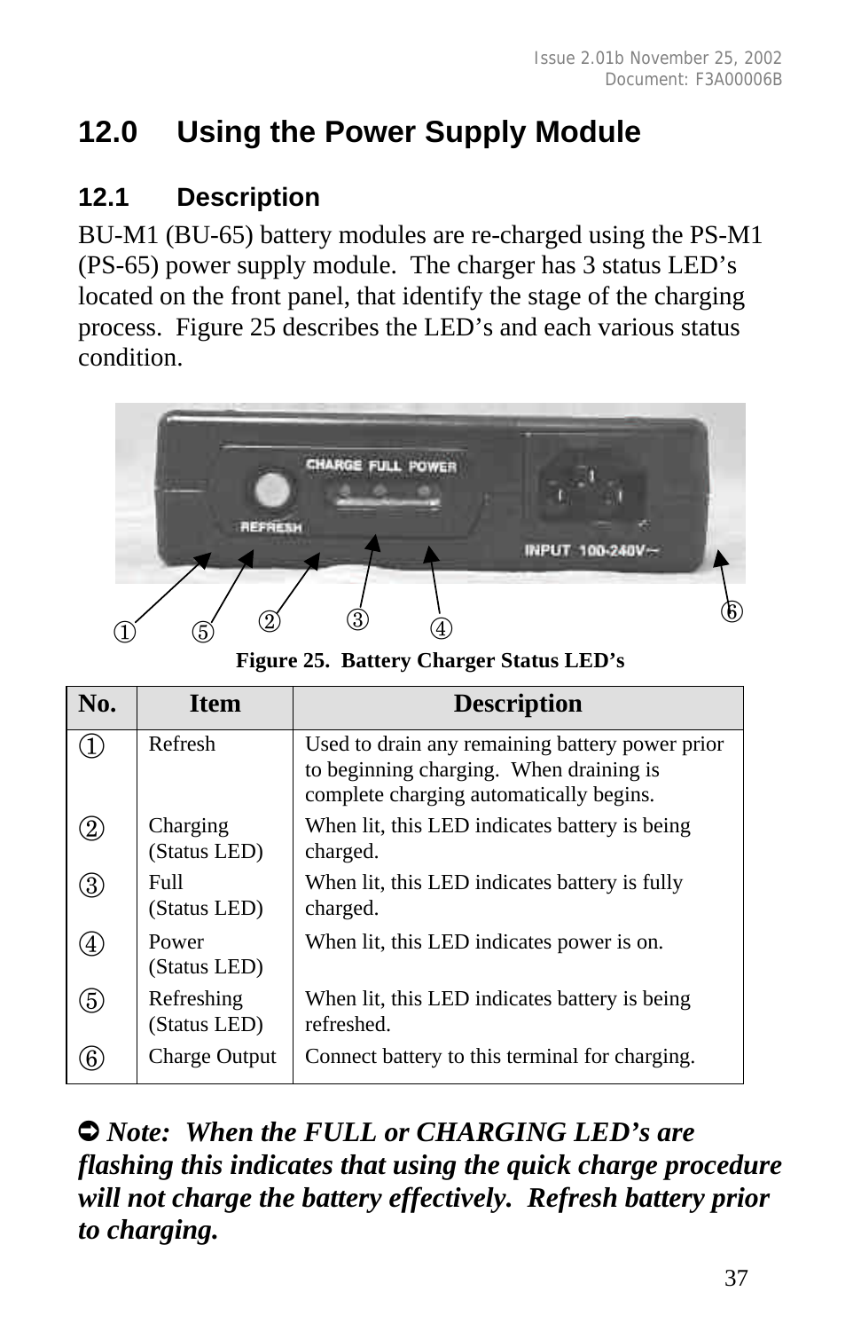# 12.0 Using the Power Supply Module

## 12.1 Description

BU-M1 (BU-65) battery modules are re-charged using the PS-M1 (PS-65) power supply module. The charger has 3 status LED's located on the front panel, that identify the stage of the charging process. Figure 25 describes the LED's and each various status condition.

**Figure 25. Battery Charger Status LED's**

| No. | Item | Description |
|---|---|---|
| ① | Refresh | Used to drain any remaining battery power prior to beginning charging. When draining is complete charging automatically begins. |
| ② | Charging (Status LED) | When lit, this LED indicates battery is being charged. |
| ③ | Full (Status LED) | When lit, this LED indicates battery is fully charged. |
| ④ | Power (Status LED) | When lit, this LED indicates power is on. |
| ⑤ | Refreshing (Status LED) | When lit, this LED indicates battery is being refreshed. |
| ⑥ | Charge Output | Connect battery to this terminal for charging. |

➲ ***Note: When the FULL or CHARGING LED's are flashing this indicates that using the quick charge procedure will not charge the battery effectively. Refresh battery prior to charging.***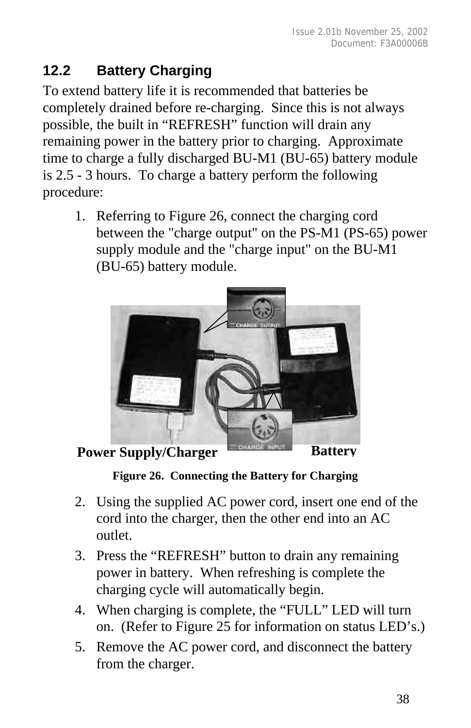## 12.2 Battery Charging

To extend battery life it is recommended that batteries be completely drained before re-charging. Since this is not always possible, the built in “REFRESH” function will drain any remaining power in the battery prior to charging. Approximate time to charge a fully discharged BU-M1 (BU-65) battery module is 2.5 - 3 hours. To charge a battery perform the following procedure:

1. Referring to Figure 26, connect the charging cord between the "charge output" on the PS-M1 (PS-65) power supply module and the "charge input" on the BU-M1 (BU-65) battery module.

**Power Supply/Charger** **Battery**

**Figure 26. Connecting the Battery for Charging**

2. Using the supplied AC power cord, insert one end of the cord into the charger, then the other end into an AC outlet.
3. Press the “REFRESH” button to drain any remaining power in battery. When refreshing is complete the charging cycle will automatically begin.
4. When charging is complete, the “FULL” LED will turn on. (Refer to Figure 25 for information on status LED’s.)
5. Remove the AC power cord, and disconnect the battery from the charger.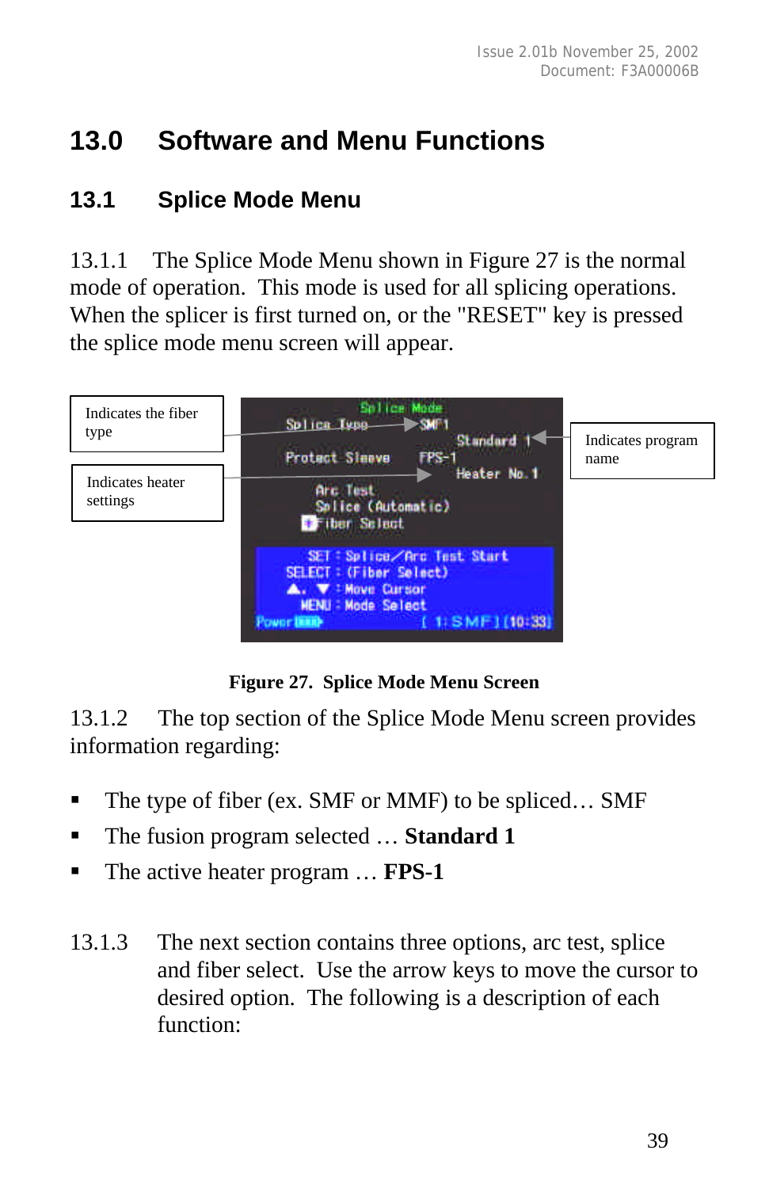# 13.0 Software and Menu Functions

## 13.1 Splice Mode Menu

13.1.1 The Splice Mode Menu shown in Figure 27 is the normal mode of operation. This mode is used for all splicing operations. When the splicer is first turned on, or the "RESET" key is pressed the splice mode menu screen will appear.

Indicates the fiber type

Indicates heater settings

Indicates program name

**Figure 27. Splice Mode Menu Screen**

13.1.2 The top section of the Splice Mode Menu screen provides information regarding:

- The type of fiber (ex. SMF or MMF) to be spliced… SMF
- The fusion program selected … **Standard 1**
- The active heater program … **FPS-1**

13.1.3 The next section contains three options, arc test, splice and fiber select. Use the arrow keys to move the cursor to desired option. The following is a description of each function: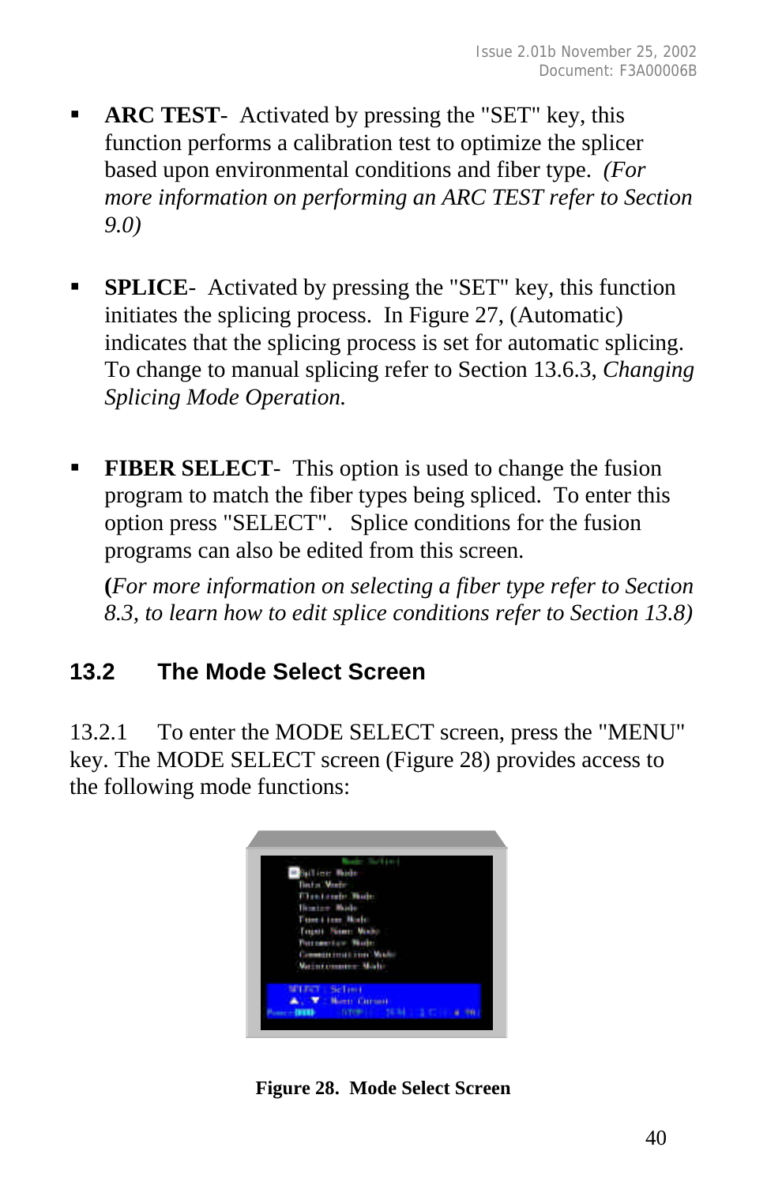- **ARC TEST**- Activated by pressing the "SET" key, this function performs a calibration test to optimize the splicer based upon environmental conditions and fiber type. *(For more information on performing an ARC TEST refer to Section 9.0)*

- **SPLICE**- Activated by pressing the "SET" key, this function initiates the splicing process. In Figure 27, (Automatic) indicates that the splicing process is set for automatic splicing. To change to manual splicing refer to Section 13.6.3, *Changing Splicing Mode Operation.*

- **FIBER SELECT**- This option is used to change the fusion program to match the fiber types being spliced. To enter this option press "SELECT". Splice conditions for the fusion programs can also be edited from this screen.

  **(***For more information on selecting a fiber type refer to Section 8.3, to learn how to edit splice conditions refer to Section 13.8)*

## 13.2 The Mode Select Screen

13.2.1 To enter the MODE SELECT screen, press the "MENU" key. The MODE SELECT screen (Figure 28) provides access to the following mode functions:

**Figure 28. Mode Select Screen**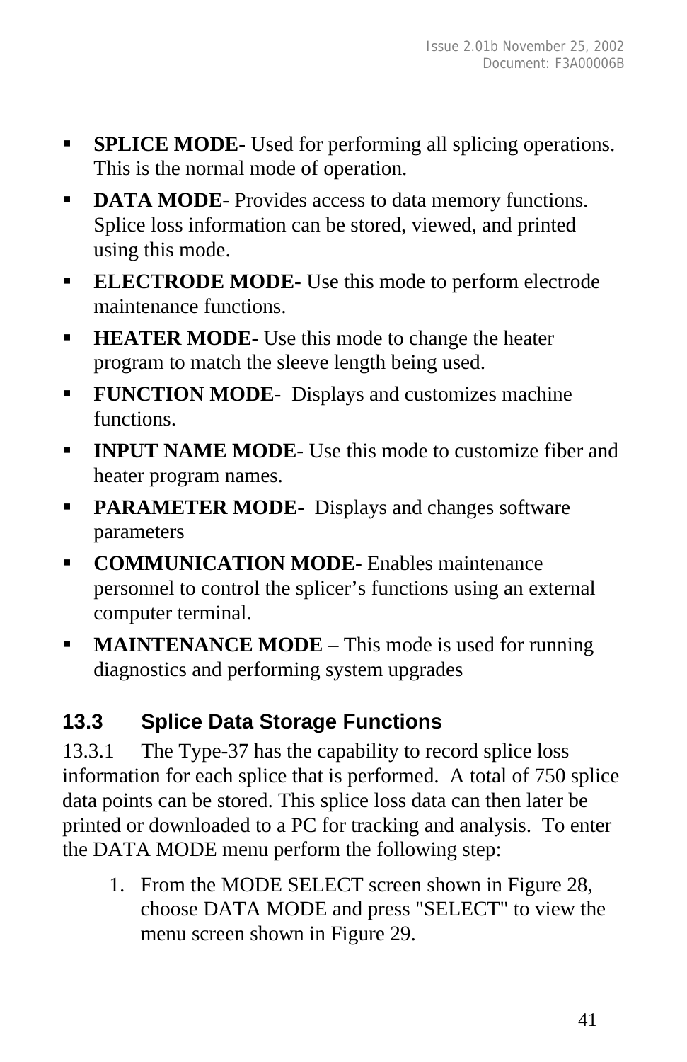- **SPLICE MODE**- Used for performing all splicing operations. This is the normal mode of operation.
- **DATA MODE**- Provides access to data memory functions. Splice loss information can be stored, viewed, and printed using this mode.
- **ELECTRODE MODE**- Use this mode to perform electrode maintenance functions.
- **HEATER MODE**- Use this mode to change the heater program to match the sleeve length being used.
- **FUNCTION MODE**- Displays and customizes machine functions.
- **INPUT NAME MODE**- Use this mode to customize fiber and heater program names.
- **PARAMETER MODE**- Displays and changes software parameters
- **COMMUNICATION MODE**- Enables maintenance personnel to control the splicer's functions using an external computer terminal.
- **MAINTENANCE MODE** – This mode is used for running diagnostics and performing system upgrades

## 13.3 Splice Data Storage Functions

13.3.1 The Type-37 has the capability to record splice loss information for each splice that is performed. A total of 750 splice data points can be stored. This splice loss data can then later be printed or downloaded to a PC for tracking and analysis. To enter the DATA MODE menu perform the following step:

1. From the MODE SELECT screen shown in Figure 28, choose DATA MODE and press "SELECT" to view the menu screen shown in Figure 29.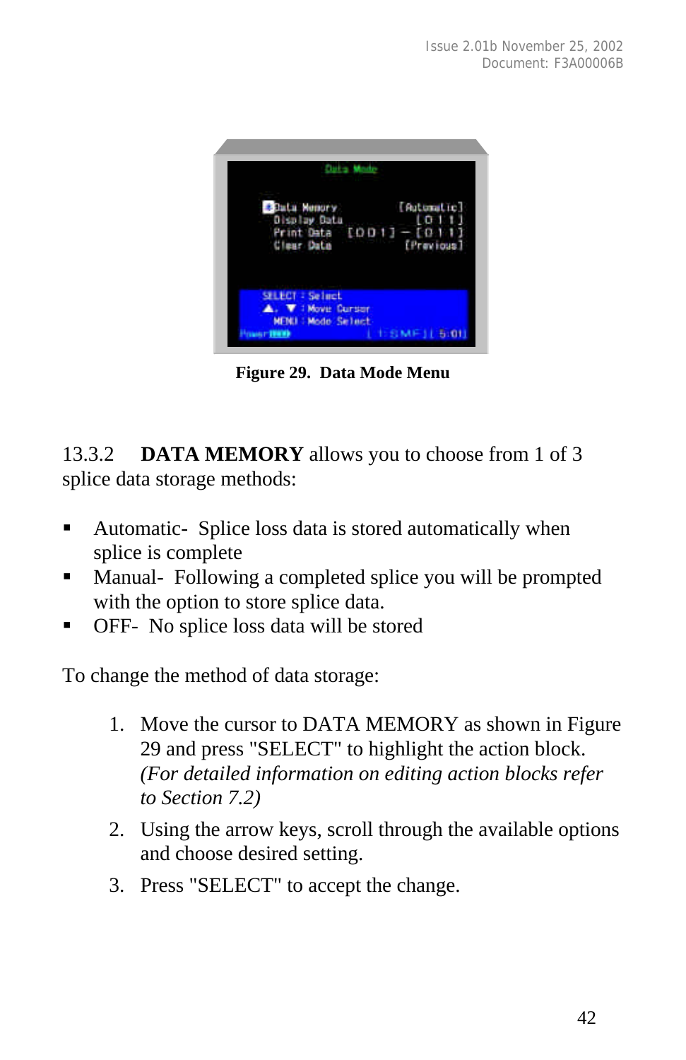Figure 29. Data Mode Menu

13.3.2 **DATA MEMORY** allows you to choose from 1 of 3 splice data storage methods:

- Automatic- Splice loss data is stored automatically when splice is complete
- Manual- Following a completed splice you will be prompted with the option to store splice data.
- OFF- No splice loss data will be stored

To change the method of data storage:

1. Move the cursor to DATA MEMORY as shown in Figure 29 and press "SELECT" to highlight the action block. *(For detailed information on editing action blocks refer to Section 7.2)*
2. Using the arrow keys, scroll through the available options and choose desired setting.
3. Press "SELECT" to accept the change.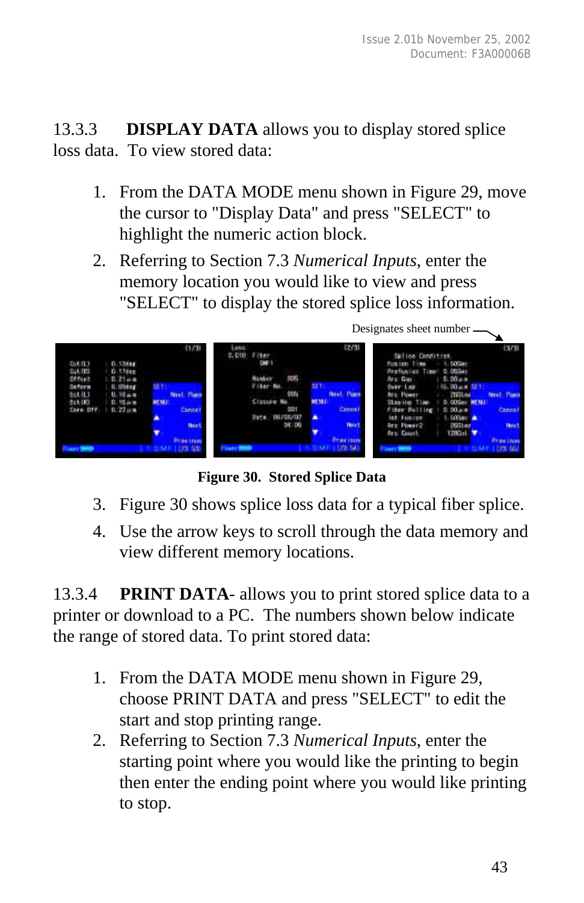13.3.3 **DISPLAY DATA** allows you to display stored splice loss data. To view stored data:

1. From the DATA MODE menu shown in Figure 29, move the cursor to "Display Data" and press "SELECT" to highlight the numeric action block.
2. Referring to Section 7.3 *Numerical Inputs*, enter the memory location you would like to view and press "SELECT" to display the stored splice loss information.

Designates sheet number

**Figure 30. Stored Splice Data**

3. Figure 30 shows splice loss data for a typical fiber splice.
4. Use the arrow keys to scroll through the data memory and view different memory locations.

13.3.4 **PRINT DATA**- allows you to print stored splice data to a printer or download to a PC. The numbers shown below indicate the range of stored data. To print stored data:

1. From the DATA MODE menu shown in Figure 29, choose PRINT DATA and press "SELECT" to edit the start and stop printing range.
2. Referring to Section 7.3 *Numerical Inputs*, enter the starting point where you would like the printing to begin then enter the ending point where you would like printing to stop.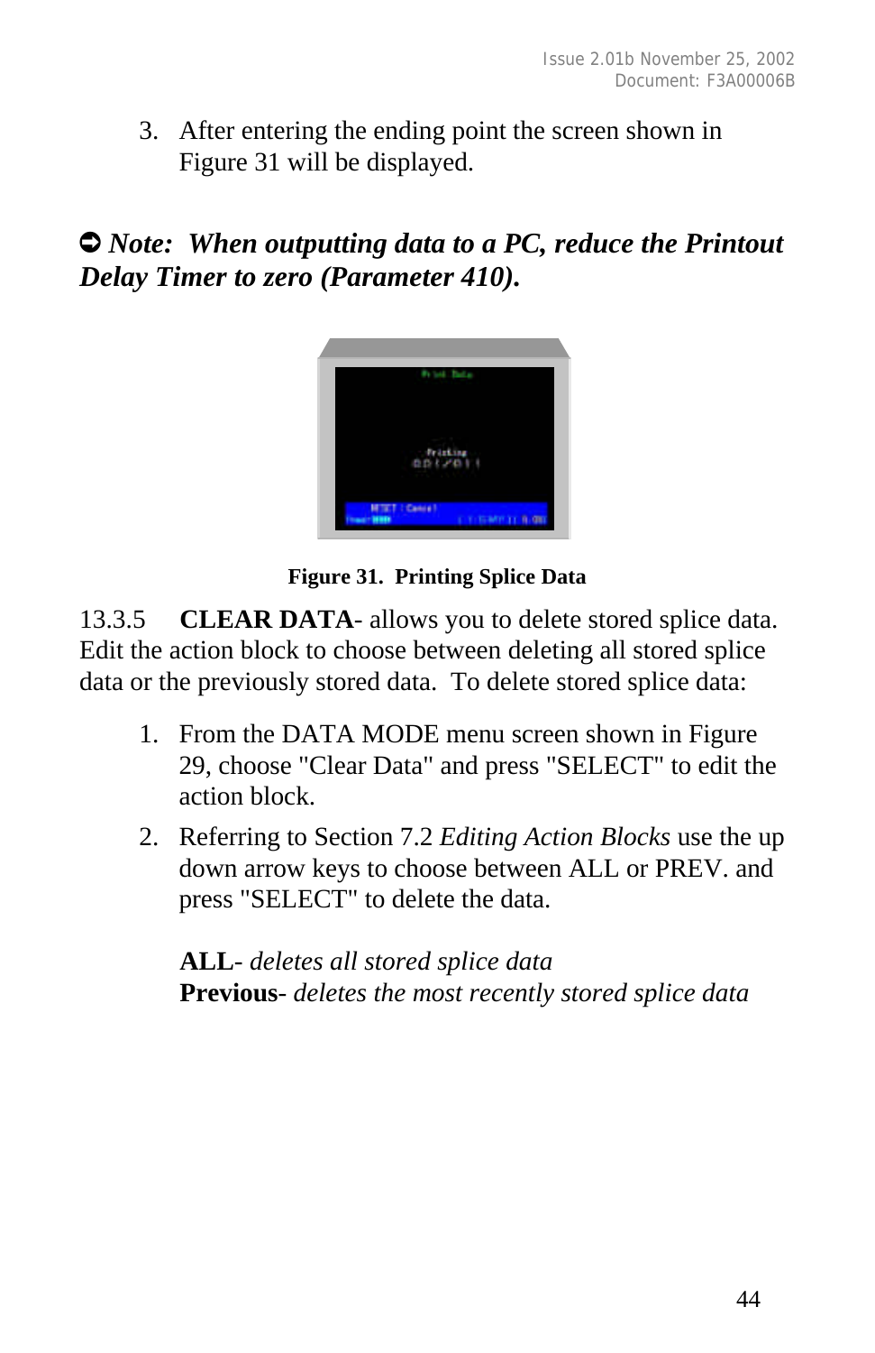3. After entering the ending point the screen shown in Figure 31 will be displayed.

➲ ***Note: When outputting data to a PC, reduce the Printout Delay Timer to zero (Parameter 410).***

**Figure 31. Printing Splice Data**

13.3.5 **CLEAR DATA**- allows you to delete stored splice data. Edit the action block to choose between deleting all stored splice data or the previously stored data. To delete stored splice data:

1. From the DATA MODE menu screen shown in Figure 29, choose "Clear Data" and press "SELECT" to edit the action block.
2. Referring to Section 7.2 *Editing Action Blocks* use the up down arrow keys to choose between ALL or PREV. and press "SELECT" to delete the data.

   **ALL**- *deletes all stored splice data*
   **Previous**- *deletes the most recently stored splice data*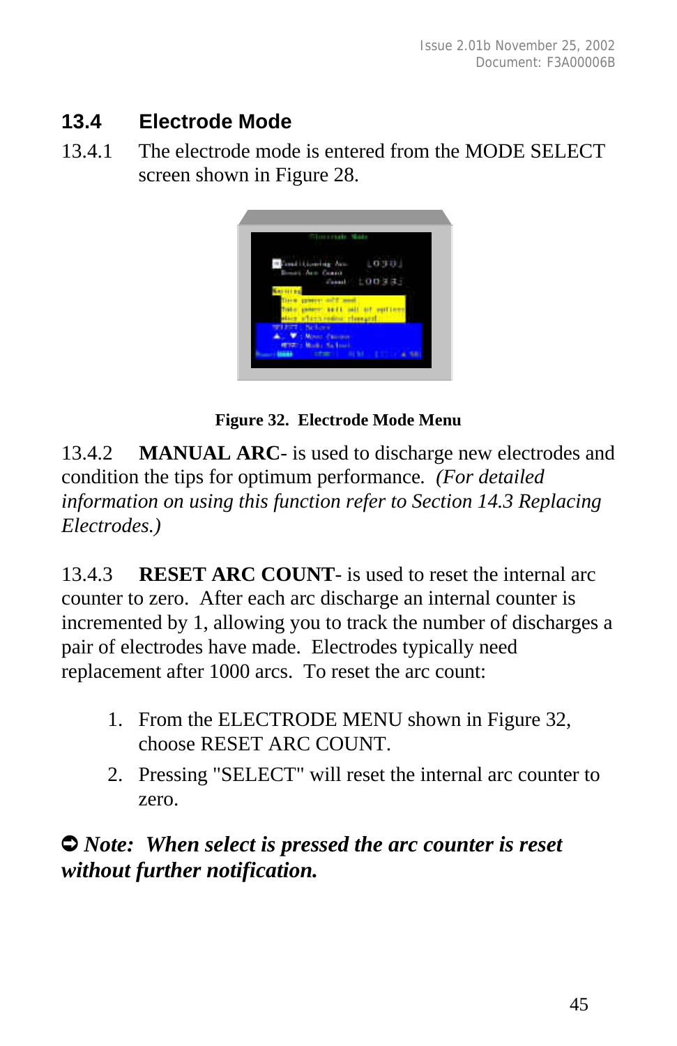## 13.4 Electrode Mode

13.4.1 The electrode mode is entered from the MODE SELECT screen shown in Figure 28.

**Figure 32. Electrode Mode Menu**

13.4.2 **MANUAL ARC**- is used to discharge new electrodes and condition the tips for optimum performance. *(For detailed information on using this function refer to Section 14.3 Replacing Electrodes.)*

13.4.3 **RESET ARC COUNT**- is used to reset the internal arc counter to zero. After each arc discharge an internal counter is incremented by 1, allowing you to track the number of discharges a pair of electrodes have made. Electrodes typically need replacement after 1000 arcs. To reset the arc count:

1. From the ELECTRODE MENU shown in Figure 32, choose RESET ARC COUNT.
2. Pressing "SELECT" will reset the internal arc counter to zero.

➲ ***Note: When select is pressed the arc counter is reset without further notification.***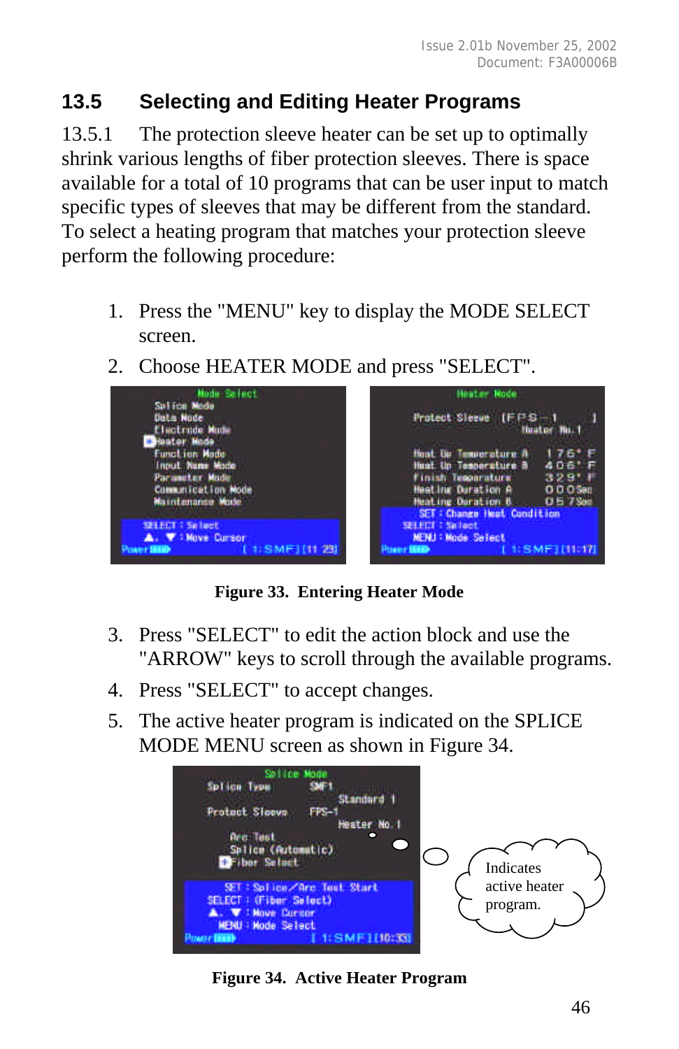## 13.5 Selecting and Editing Heater Programs

13.5.1 The protection sleeve heater can be set up to optimally shrink various lengths of fiber protection sleeves. There is space available for a total of 10 programs that can be user input to match specific types of sleeves that may be different from the standard. To select a heating program that matches your protection sleeve perform the following procedure:

1. Press the "MENU" key to display the MODE SELECT screen.
2. Choose HEATER MODE and press "SELECT".

**Figure 33. Entering Heater Mode**

3. Press "SELECT" to edit the action block and use the "ARROW" keys to scroll through the available programs.
4. Press "SELECT" to accept changes.
5. The active heater program is indicated on the SPLICE MODE MENU screen as shown in Figure 34.

**Figure 34. Active Heater Program**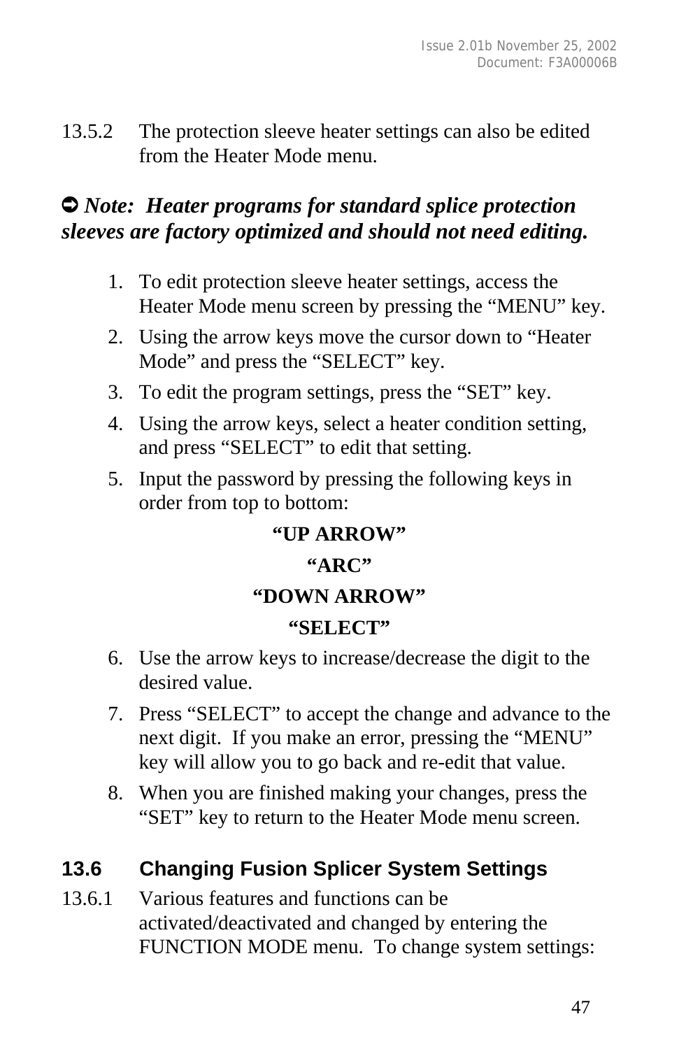13.5.2 The protection sleeve heater settings can also be edited from the Heater Mode menu.

➲ ***Note: Heater programs for standard splice protection sleeves are factory optimized and should not need editing.***

1. To edit protection sleeve heater settings, access the Heater Mode menu screen by pressing the “MENU” key.
2. Using the arrow keys move the cursor down to “Heater Mode” and press the “SELECT” key.
3. To edit the program settings, press the “SET” key.
4. Using the arrow keys, select a heater condition setting, and press “SELECT” to edit that setting.
5. Input the password by pressing the following keys in order from top to bottom:

   **“UP ARROW”**

   **“ARC”**

   **“DOWN ARROW”**

   **“SELECT”**

6. Use the arrow keys to increase/decrease the digit to the desired value.
7. Press “SELECT” to accept the change and advance to the next digit. If you make an error, pressing the “MENU” key will allow you to go back and re-edit that value.
8. When you are finished making your changes, press the “SET” key to return to the Heater Mode menu screen.

## 13.6 Changing Fusion Splicer System Settings

13.6.1 Various features and functions can be activated/deactivated and changed by entering the FUNCTION MODE menu. To change system settings: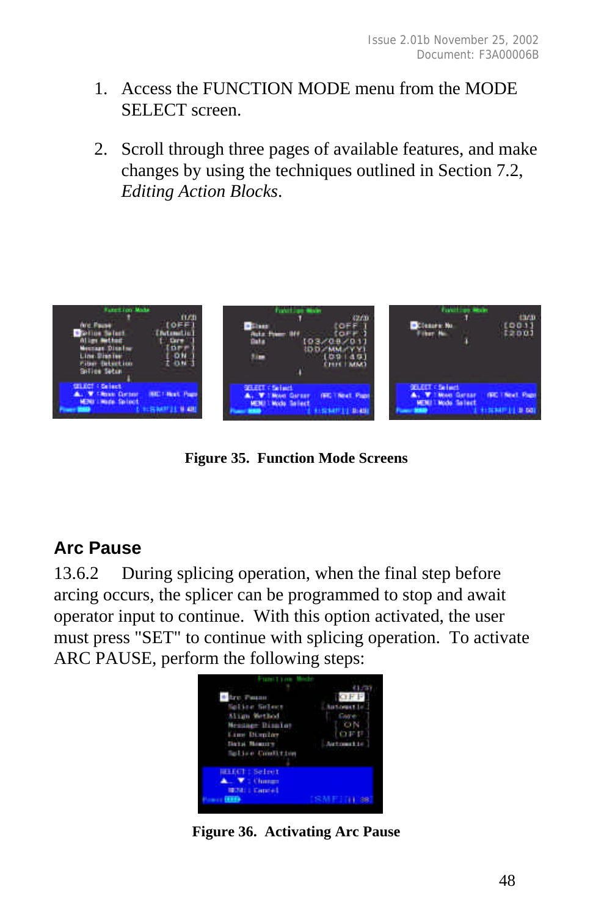1. Access the FUNCTION MODE menu from the MODE SELECT screen.

2. Scroll through three pages of available features, and make changes by using the techniques outlined in Section 7.2, *Editing Action Blocks*.

**Figure 35. Function Mode Screens**

## Arc Pause

13.6.2 During splicing operation, when the final step before arcing occurs, the splicer can be programmed to stop and await operator input to continue. With this option activated, the user must press "SET" to continue with splicing operation. To activate ARC PAUSE, perform the following steps:

**Figure 36. Activating Arc Pause**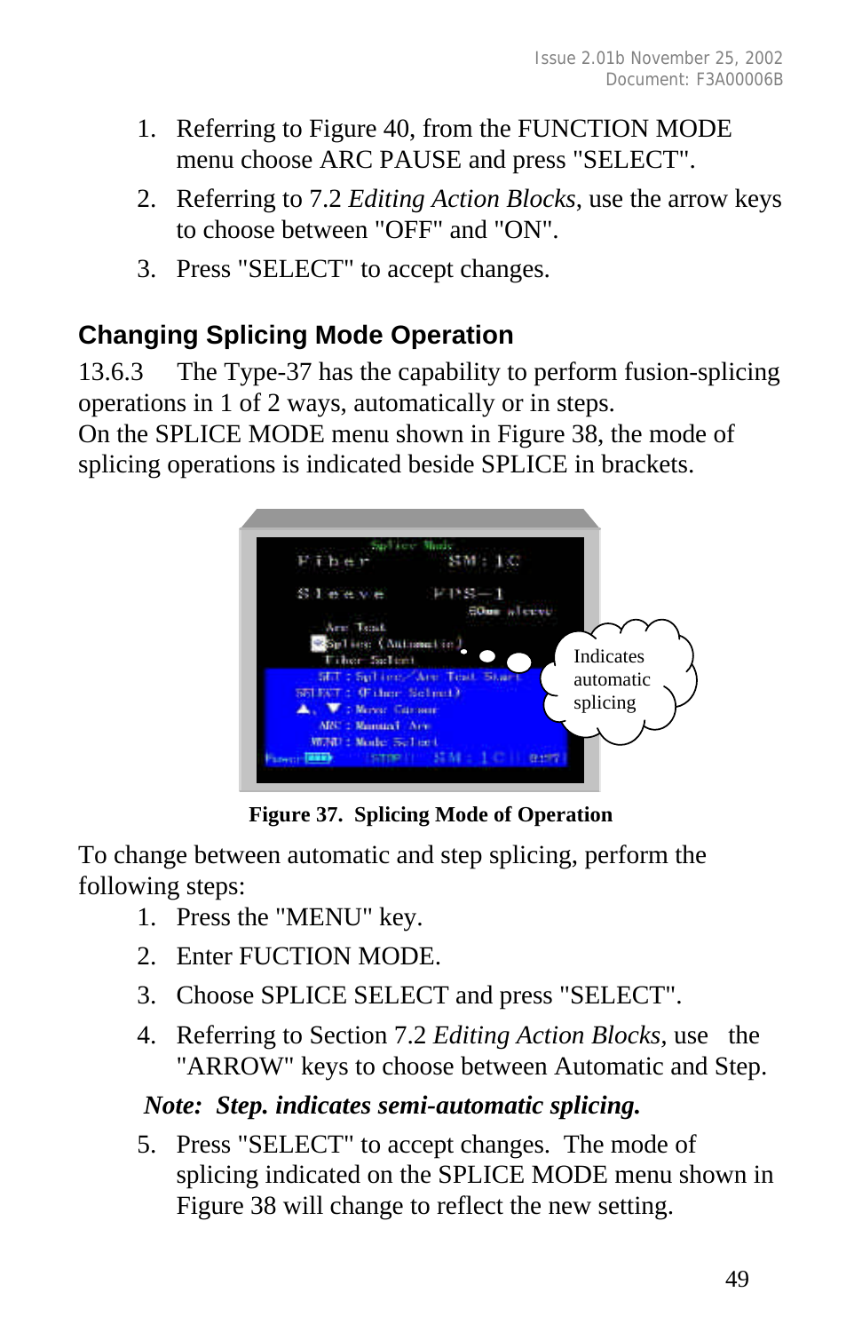1. Referring to Figure 40, from the FUNCTION MODE menu choose ARC PAUSE and press "SELECT".
2. Referring to 7.2 *Editing Action Blocks*, use the arrow keys to choose between "OFF" and "ON".
3. Press "SELECT" to accept changes.

## Changing Splicing Mode Operation

13.6.3 The Type-37 has the capability to perform fusion-splicing operations in 1 of 2 ways, automatically or in steps.
On the SPLICE MODE menu shown in Figure 38, the mode of splicing operations is indicated beside SPLICE in brackets.

**Figure 37. Splicing Mode of Operation**

To change between automatic and step splicing, perform the following steps:

1. Press the "MENU" key.
2. Enter FUCTION MODE.
3. Choose SPLICE SELECT and press "SELECT".
4. Referring to Section 7.2 *Editing Action Blocks*, use the "ARROW" keys to choose between Automatic and Step.

***Note: Step. indicates semi-automatic splicing.***

5. Press "SELECT" to accept changes. The mode of splicing indicated on the SPLICE MODE menu shown in Figure 38 will change to reflect the new setting.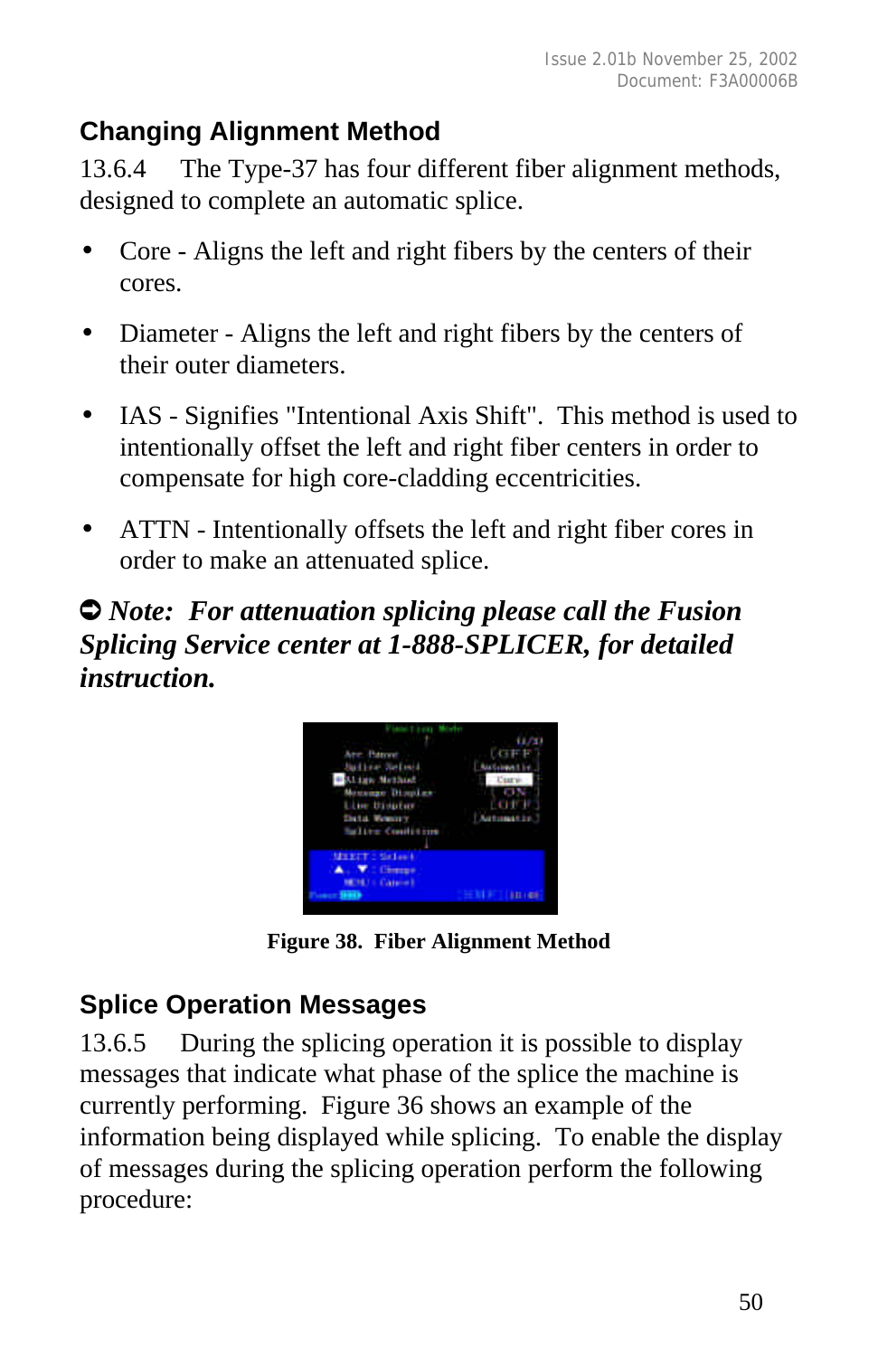## Changing Alignment Method

13.6.4 The Type-37 has four different fiber alignment methods, designed to complete an automatic splice.

- Core - Aligns the left and right fibers by the centers of their cores.
- Diameter - Aligns the left and right fibers by the centers of their outer diameters.
- IAS - Signifies "Intentional Axis Shift". This method is used to intentionally offset the left and right fiber centers in order to compensate for high core-cladding eccentricities.
- ATTN - Intentionally offsets the left and right fiber cores in order to make an attenuated splice.

➲ ***Note: For attenuation splicing please call the Fusion Splicing Service center at 1-888-SPLICER, for detailed instruction.***

**Figure 38. Fiber Alignment Method**

## Splice Operation Messages

13.6.5 During the splicing operation it is possible to display messages that indicate what phase of the splice the machine is currently performing. Figure 36 shows an example of the information being displayed while splicing. To enable the display of messages during the splicing operation perform the following procedure: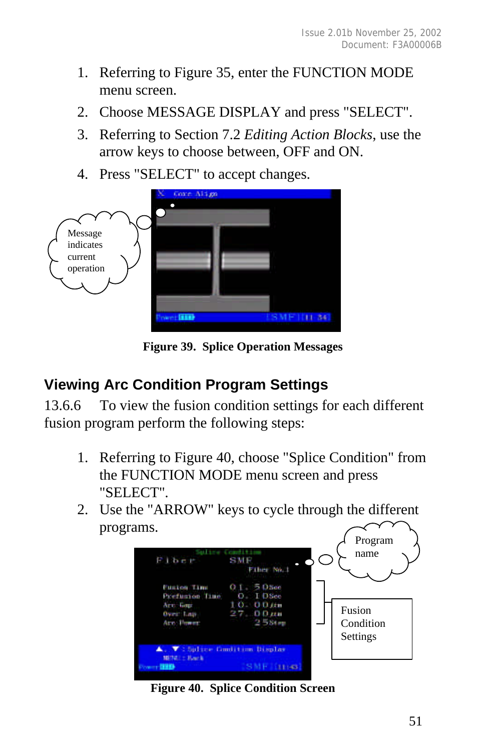1. Referring to Figure 35, enter the FUNCTION MODE menu screen.
2. Choose MESSAGE DISPLAY and press "SELECT".
3. Referring to Section 7.2 *Editing Action Blocks*, use the arrow keys to choose between, OFF and ON.
4. Press "SELECT" to accept changes.

**Figure 39. Splice Operation Messages**

## Viewing Arc Condition Program Settings

13.6.6 To view the fusion condition settings for each different fusion program perform the following steps:

1. Referring to Figure 40, choose "Splice Condition" from the FUNCTION MODE menu screen and press "SELECT".
2. Use the "ARROW" keys to cycle through the different programs.

**Figure 40. Splice Condition Screen**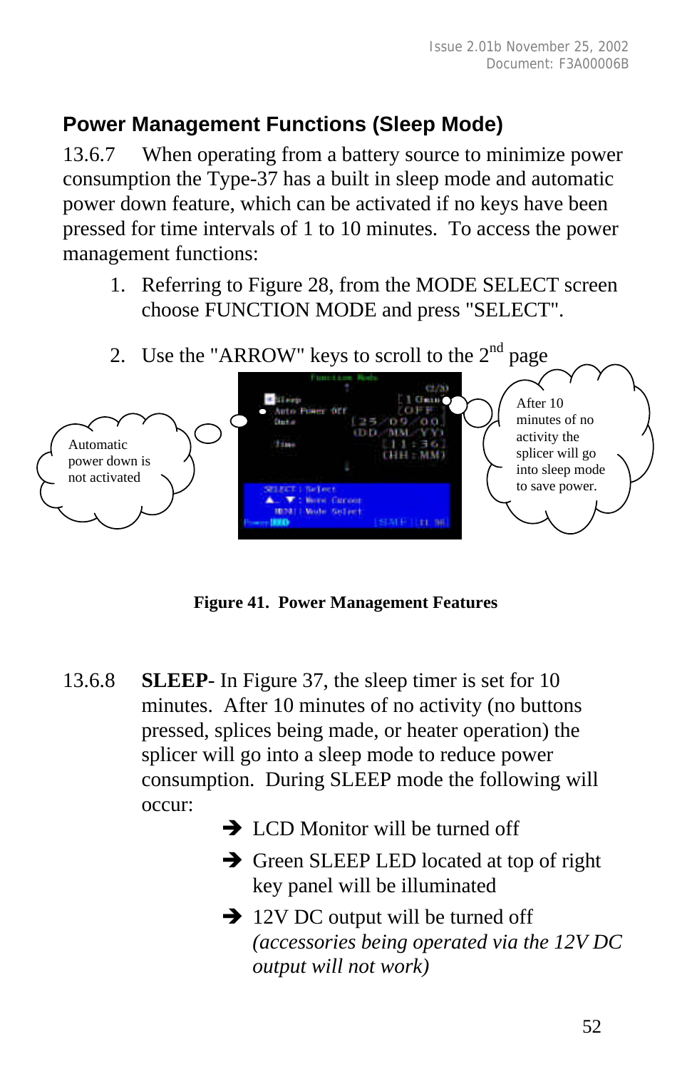## Power Management Functions (Sleep Mode)

13.6.7 When operating from a battery source to minimize power consumption the Type-37 has a built in sleep mode and automatic power down feature, which can be activated if no keys have been pressed for time intervals of 1 to 10 minutes. To access the power management functions:

1. Referring to Figure 28, from the MODE SELECT screen choose FUNCTION MODE and press "SELECT".
2. Use the "ARROW" keys to scroll to the 2nd page

Automatic power down is not activated

After 10 minutes of no activity the splicer will go into sleep mode to save power.

**Figure 41. Power Management Features**

13.6.8 **SLEEP**- In Figure 37, the sleep timer is set for 10 minutes. After 10 minutes of no activity (no buttons pressed, splices being made, or heater operation) the splicer will go into a sleep mode to reduce power consumption. During SLEEP mode the following will occur:

- ➔ LCD Monitor will be turned off
- ➔ Green SLEEP LED located at top of right key panel will be illuminated
- ➔ 12V DC output will be turned off *(accessories being operated via the 12V DC output will not work)*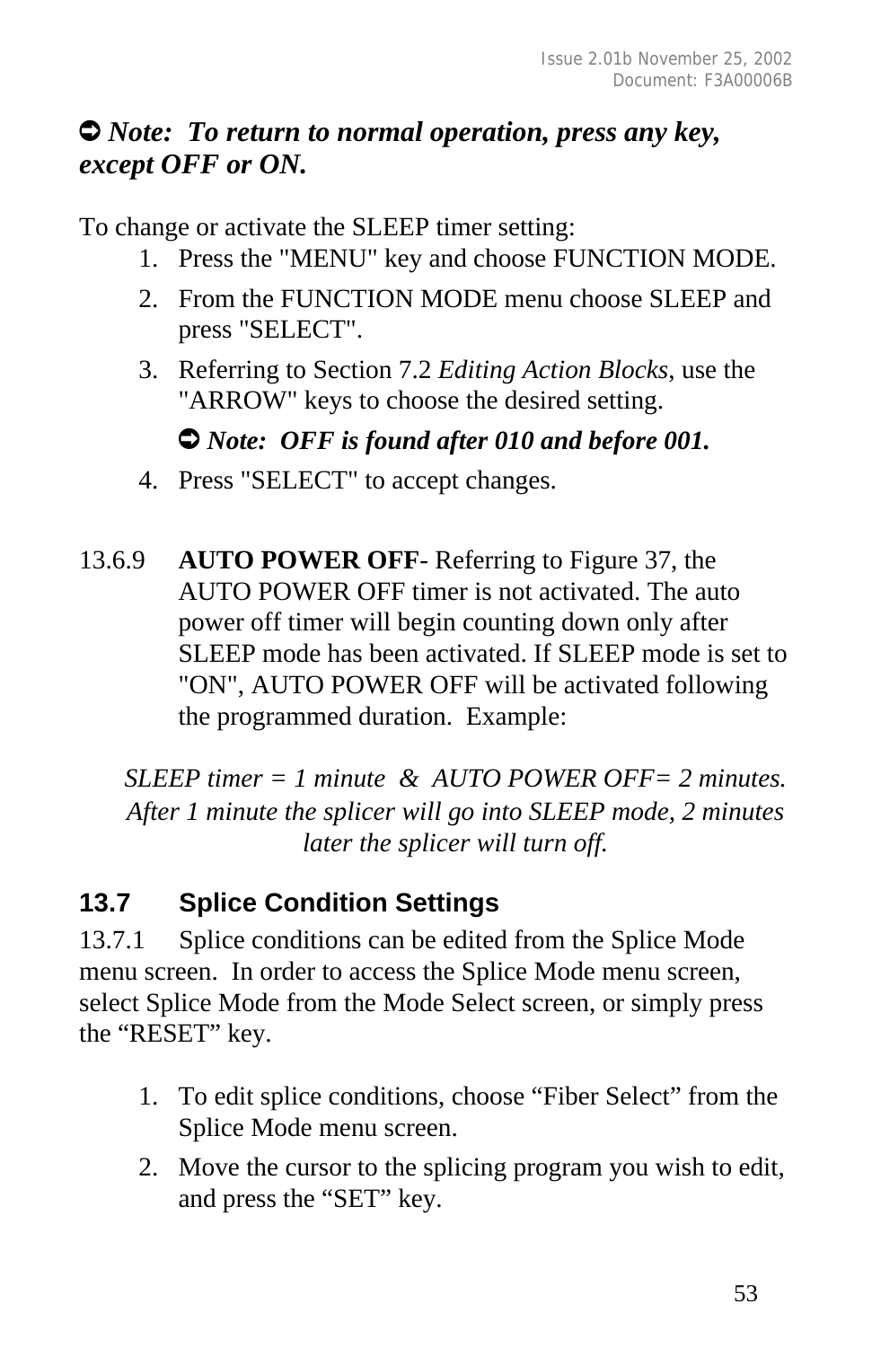➲ ***Note: To return to normal operation, press any key, except OFF or ON.***

To change or activate the SLEEP timer setting:

1. Press the "MENU" key and choose FUNCTION MODE.
2. From the FUNCTION MODE menu choose SLEEP and press "SELECT".
3. Referring to Section 7.2 *Editing Action Blocks*, use the "ARROW" keys to choose the desired setting.

   ➲ ***Note: OFF is found after 010 and before 001.***
4. Press "SELECT" to accept changes.

13.6.9 **AUTO POWER OFF**- Referring to Figure 37, the AUTO POWER OFF timer is not activated. The auto power off timer will begin counting down only after SLEEP mode has been activated. If SLEEP mode is set to "ON", AUTO POWER OFF will be activated following the programmed duration. Example:

*SLEEP timer = 1 minute & AUTO POWER OFF= 2 minutes. After 1 minute the splicer will go into SLEEP mode, 2 minutes later the splicer will turn off.*

## 13.7 Splice Condition Settings

13.7.1 Splice conditions can be edited from the Splice Mode menu screen. In order to access the Splice Mode menu screen, select Splice Mode from the Mode Select screen, or simply press the “RESET” key.

1. To edit splice conditions, choose “Fiber Select” from the Splice Mode menu screen.
2. Move the cursor to the splicing program you wish to edit, and press the “SET” key.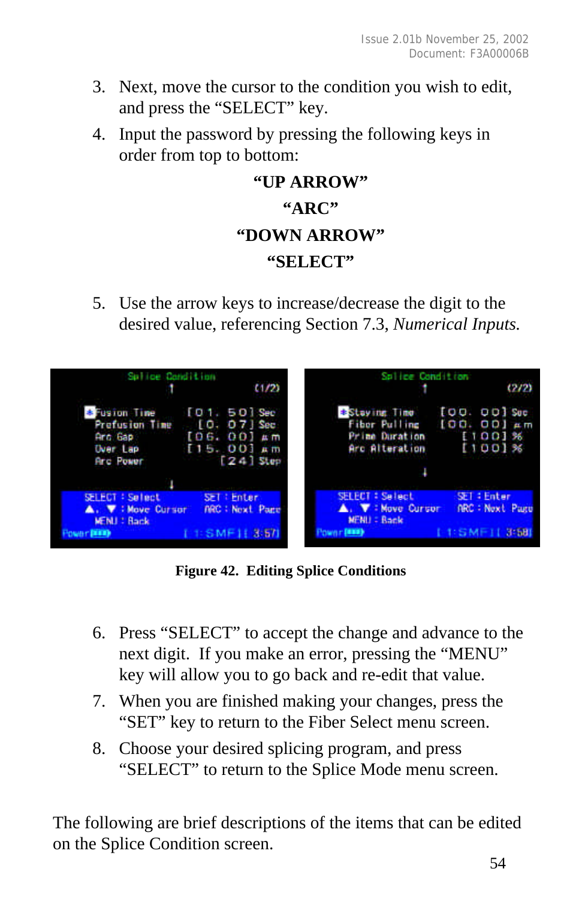3. Next, move the cursor to the condition you wish to edit, and press the "SELECT" key.
4. Input the password by pressing the following keys in order from top to bottom:

**"UP ARROW"**

**"ARC"**

**"DOWN ARROW"**

**"SELECT"**

5. Use the arrow keys to increase/decrease the digit to the desired value, referencing Section 7.3, *Numerical Inputs.*

**Figure 42. Editing Splice Conditions**

6. Press "SELECT" to accept the change and advance to the next digit. If you make an error, pressing the "MENU" key will allow you to go back and re-edit that value.
7. When you are finished making your changes, press the "SET" key to return to the Fiber Select menu screen.
8. Choose your desired splicing program, and press "SELECT" to return to the Splice Mode menu screen.

The following are brief descriptions of the items that can be edited on the Splice Condition screen.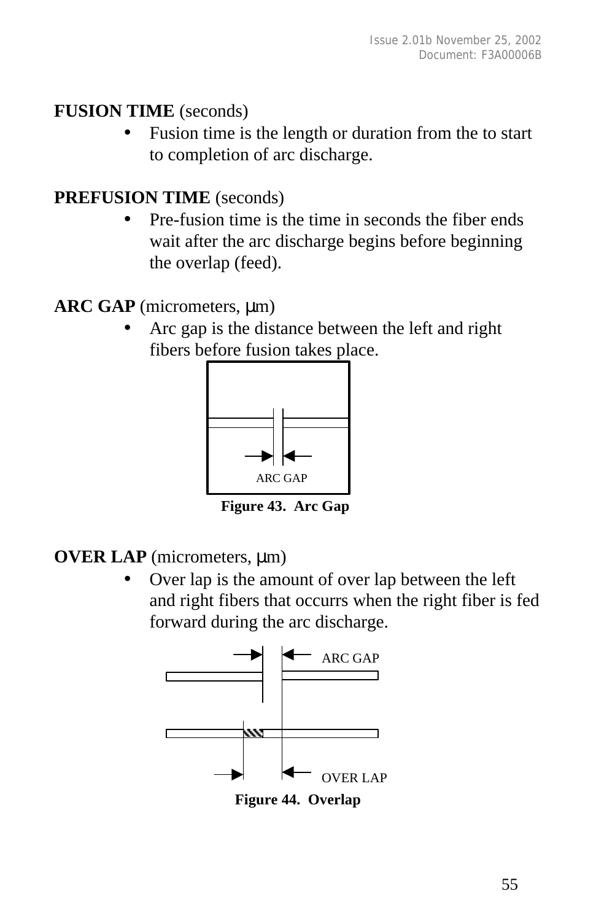**FUSION TIME** (seconds)

- Fusion time is the length or duration from the to start to completion of arc discharge.

**PREFUSION TIME** (seconds)

- Pre-fusion time is the time in seconds the fiber ends wait after the arc discharge begins before beginning the overlap (feed).

**ARC GAP** (micrometers, μm)

- Arc gap is the distance between the left and right fibers before fusion takes place.

ARC GAP

**Figure 43. Arc Gap**

**OVER LAP** (micrometers, μm)

- Over lap is the amount of over lap between the left and right fibers that occurrs when the right fiber is fed forward during the arc discharge.

ARC GAP

OVER LAP

**Figure 44. Overlap**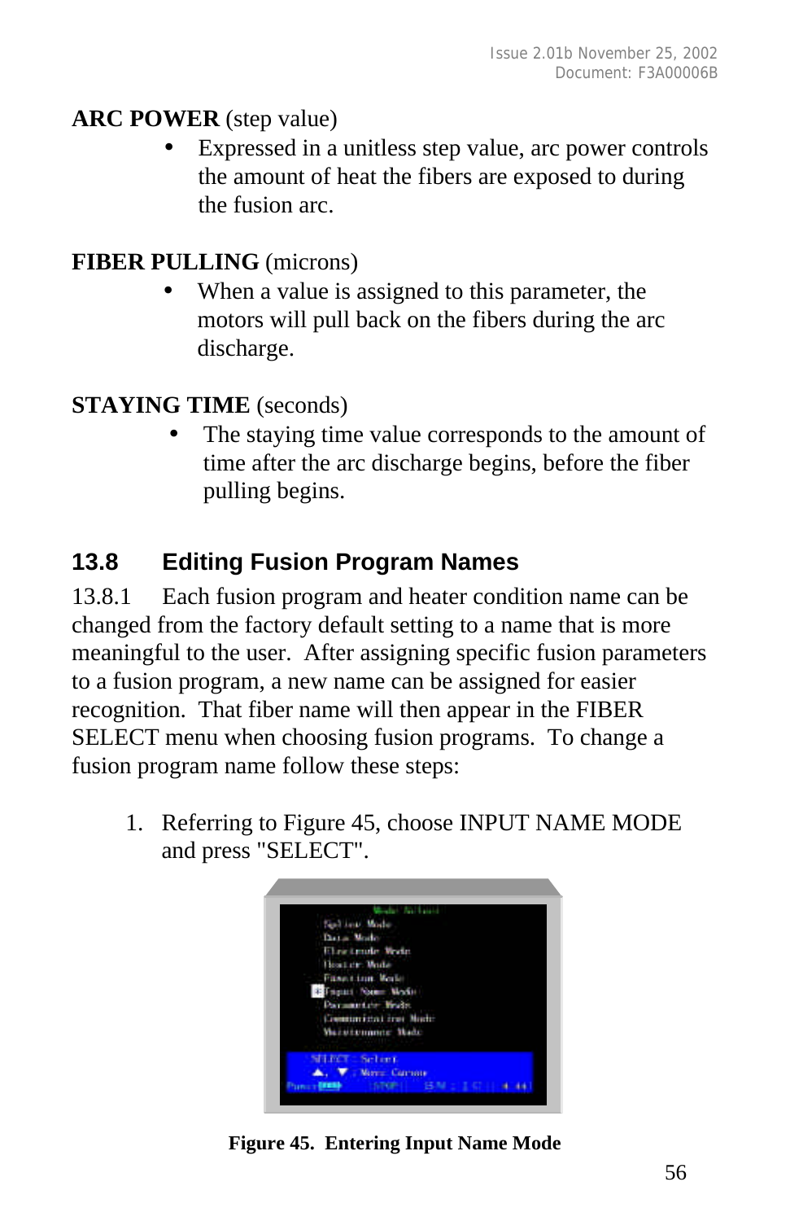**ARC POWER** (step value)

- Expressed in a unitless step value, arc power controls the amount of heat the fibers are exposed to during the fusion arc.

**FIBER PULLING** (microns)

- When a value is assigned to this parameter, the motors will pull back on the fibers during the arc discharge.

**STAYING TIME** (seconds)

- The staying time value corresponds to the amount of time after the arc discharge begins, before the fiber pulling begins.

## 13.8 Editing Fusion Program Names

13.8.1 Each fusion program and heater condition name can be changed from the factory default setting to a name that is more meaningful to the user. After assigning specific fusion parameters to a fusion program, a new name can be assigned for easier recognition. That fiber name will then appear in the FIBER SELECT menu when choosing fusion programs. To change a fusion program name follow these steps:

1. Referring to Figure 45, choose INPUT NAME MODE and press "SELECT".

**Figure 45. Entering Input Name Mode**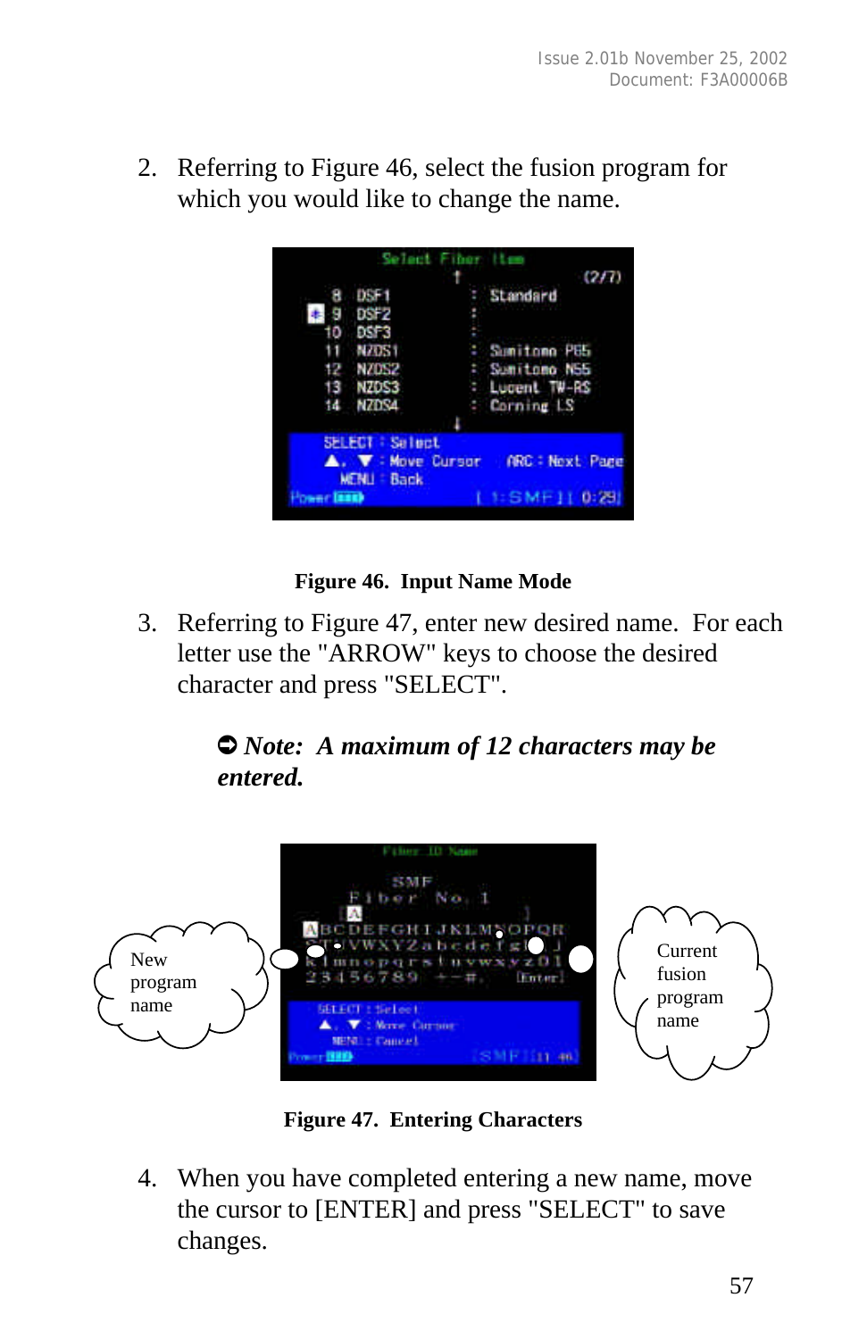2. Referring to Figure 46, select the fusion program for which you would like to change the name.

Figure 46. Input Name Mode

3. Referring to Figure 47, enter new desired name. For each letter use the "ARROW" keys to choose the desired character and press "SELECT".

   ➲ ***Note: A maximum of 12 characters may be entered.***

Figure 47. Entering Characters

4. When you have completed entering a new name, move the cursor to [ENTER] and press "SELECT" to save changes.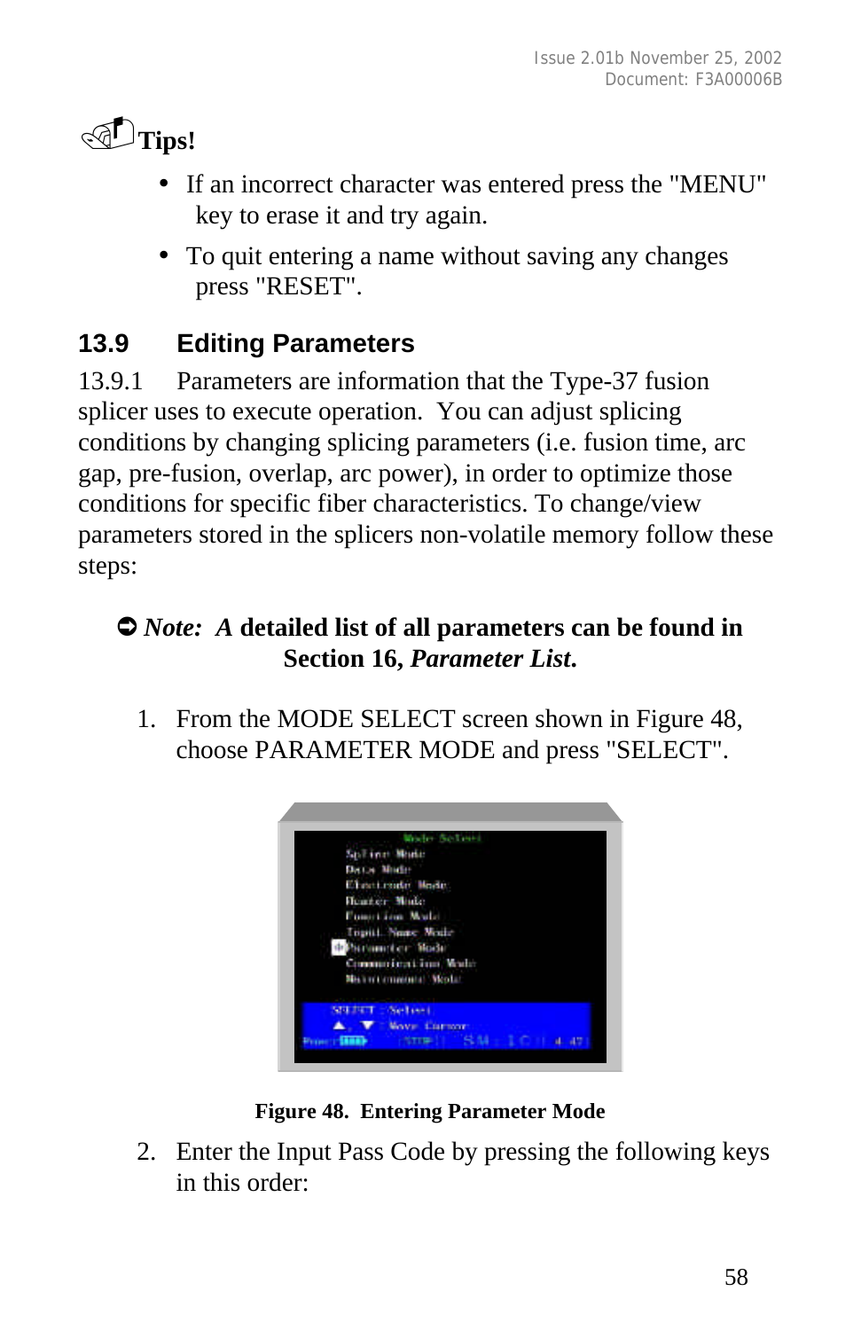**Tips!**

- If an incorrect character was entered press the "MENU" key to erase it and try again.
- To quit entering a name without saving any changes press "RESET".

## 13.9 Editing Parameters

13.9.1 Parameters are information that the Type-37 fusion splicer uses to execute operation. You can adjust splicing conditions by changing splicing parameters (i.e. fusion time, arc gap, pre-fusion, overlap, arc power), in order to optimize those conditions for specific fiber characteristics. To change/view parameters stored in the splicers non-volatile memory follow these steps:

➲ ***Note:* A detailed list of all parameters can be found in Section 16, *Parameter List.***

1. From the MODE SELECT screen shown in Figure 48, choose PARAMETER MODE and press "SELECT".

**Figure 48. Entering Parameter Mode**

2. Enter the Input Pass Code by pressing the following keys in this order: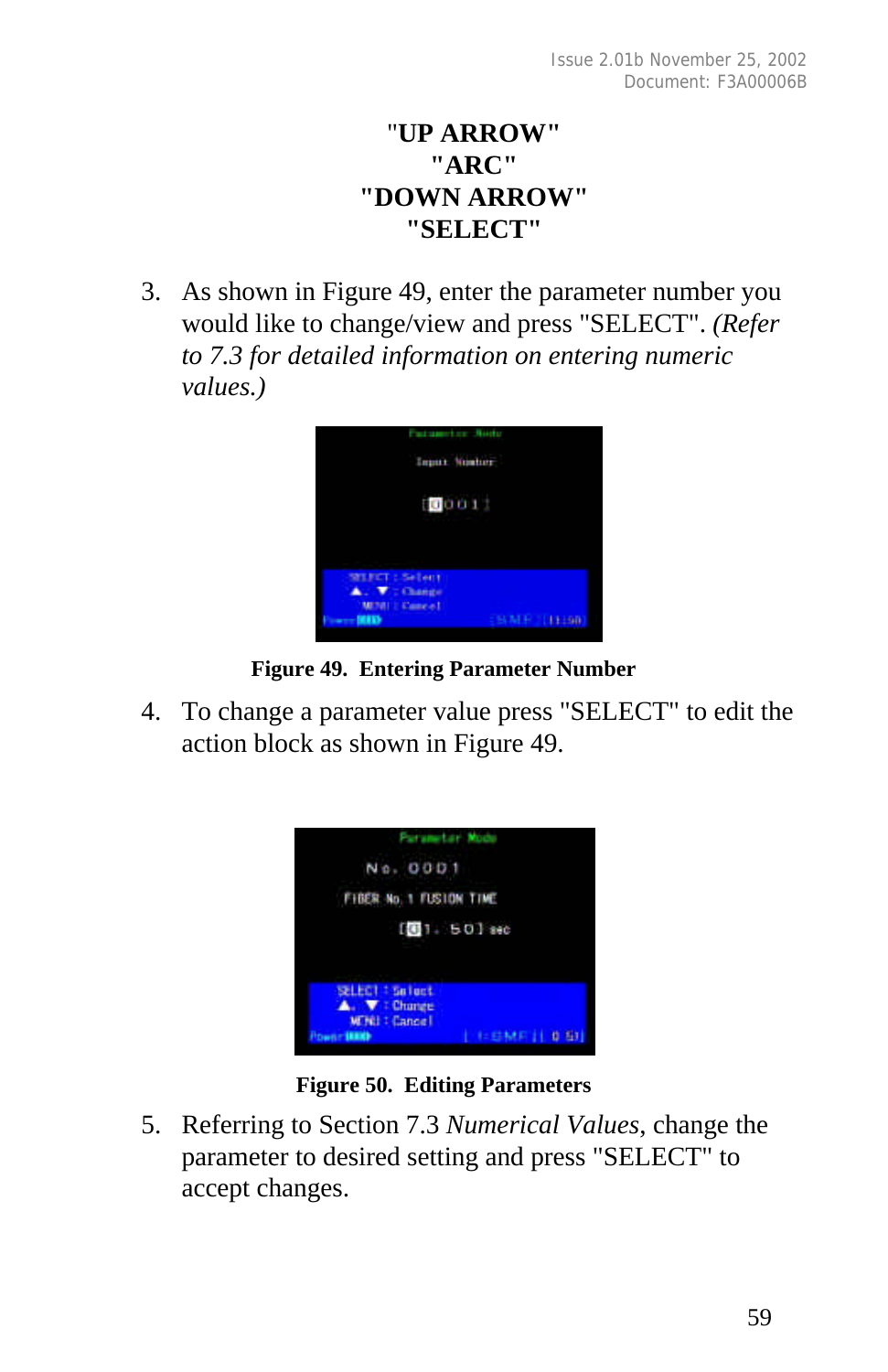**"UP ARROW"**
**"ARC"**
**"DOWN ARROW"**
**"SELECT"**

3. As shown in Figure 49, enter the parameter number you would like to change/view and press "SELECT". *(Refer to 7.3 for detailed information on entering numeric values.)*

**Figure 49. Entering Parameter Number**

4. To change a parameter value press "SELECT" to edit the action block as shown in Figure 49.

**Figure 50. Editing Parameters**

5. Referring to Section 7.3 *Numerical Values*, change the parameter to desired setting and press "SELECT" to accept changes.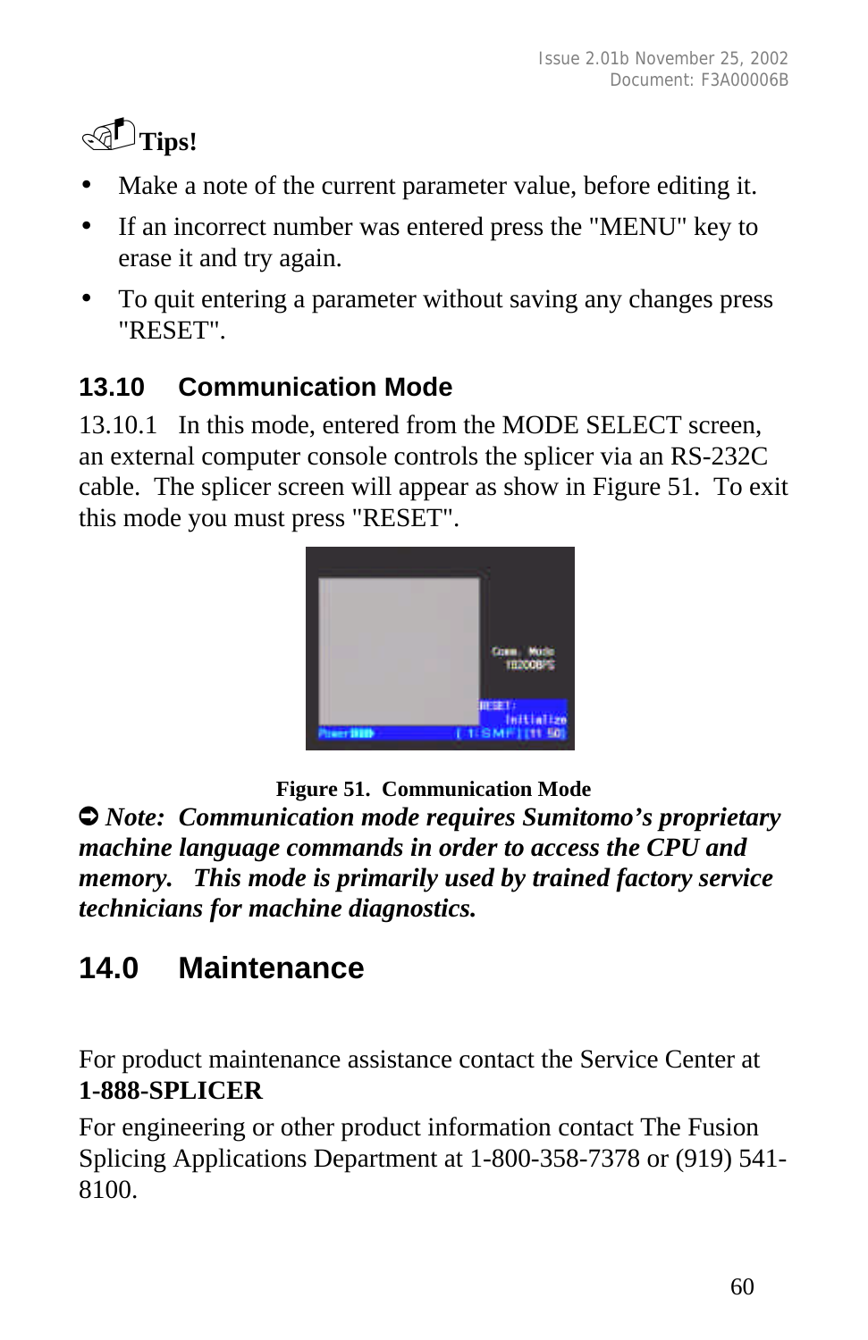**Tips!**

- Make a note of the current parameter value, before editing it.
- If an incorrect number was entered press the "MENU" key to erase it and try again.
- To quit entering a parameter without saving any changes press "RESET".

## 13.10 Communication Mode

13.10.1 In this mode, entered from the MODE SELECT screen, an external computer console controls the splicer via an RS-232C cable. The splicer screen will appear as show in Figure 51. To exit this mode you must press "RESET".

**Figure 51. Communication Mode**

➲ ***Note: Communication mode requires Sumitomo's proprietary machine language commands in order to access the CPU and memory. This mode is primarily used by trained factory service technicians for machine diagnostics.***

# 14.0 Maintenance

For product maintenance assistance contact the Service Center at **1-888-SPLICER**

For engineering or other product information contact The Fusion Splicing Applications Department at 1-800-358-7378 or (919) 541-8100.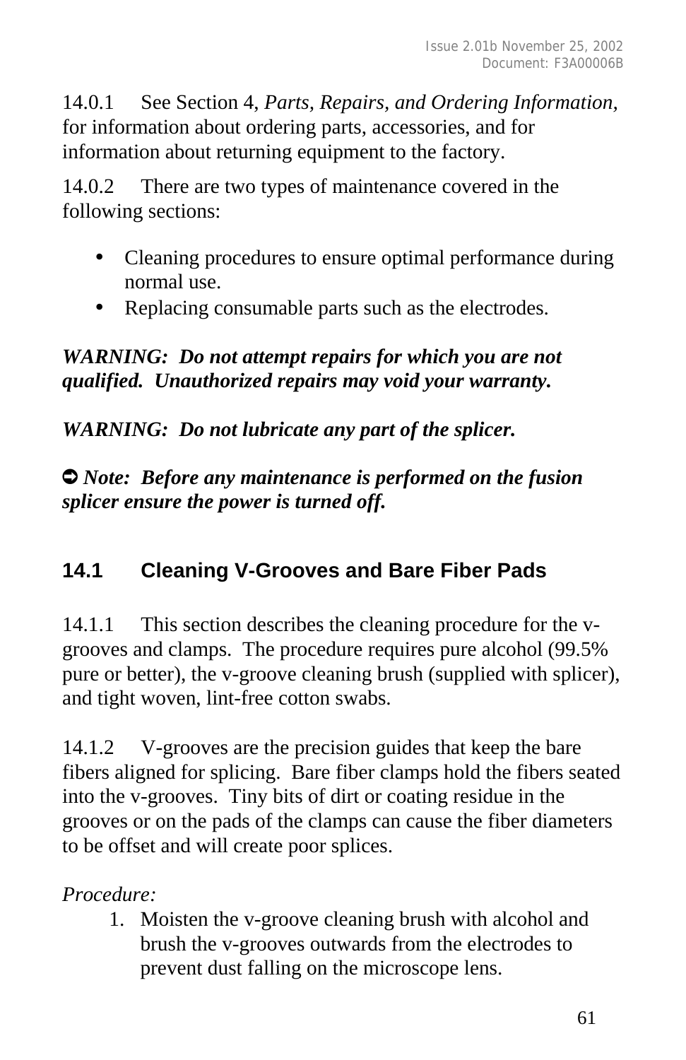14.0.1 See Section 4, *Parts, Repairs, and Ordering Information*, for information about ordering parts, accessories, and for information about returning equipment to the factory.

14.0.2 There are two types of maintenance covered in the following sections:

- Cleaning procedures to ensure optimal performance during normal use.
- Replacing consumable parts such as the electrodes.

***WARNING: Do not attempt repairs for which you are not qualified. Unauthorized repairs may void your warranty.***

***WARNING: Do not lubricate any part of the splicer.***

➲ ***Note: Before any maintenance is performed on the fusion splicer ensure the power is turned off.***

## 14.1 Cleaning V-Grooves and Bare Fiber Pads

14.1.1 This section describes the cleaning procedure for the v-grooves and clamps. The procedure requires pure alcohol (99.5% pure or better), the v-groove cleaning brush (supplied with splicer), and tight woven, lint-free cotton swabs.

14.1.2 V-grooves are the precision guides that keep the bare fibers aligned for splicing. Bare fiber clamps hold the fibers seated into the v-grooves. Tiny bits of dirt or coating residue in the grooves or on the pads of the clamps can cause the fiber diameters to be offset and will create poor splices.

*Procedure:*

1. Moisten the v-groove cleaning brush with alcohol and brush the v-grooves outwards from the electrodes to prevent dust falling on the microscope lens.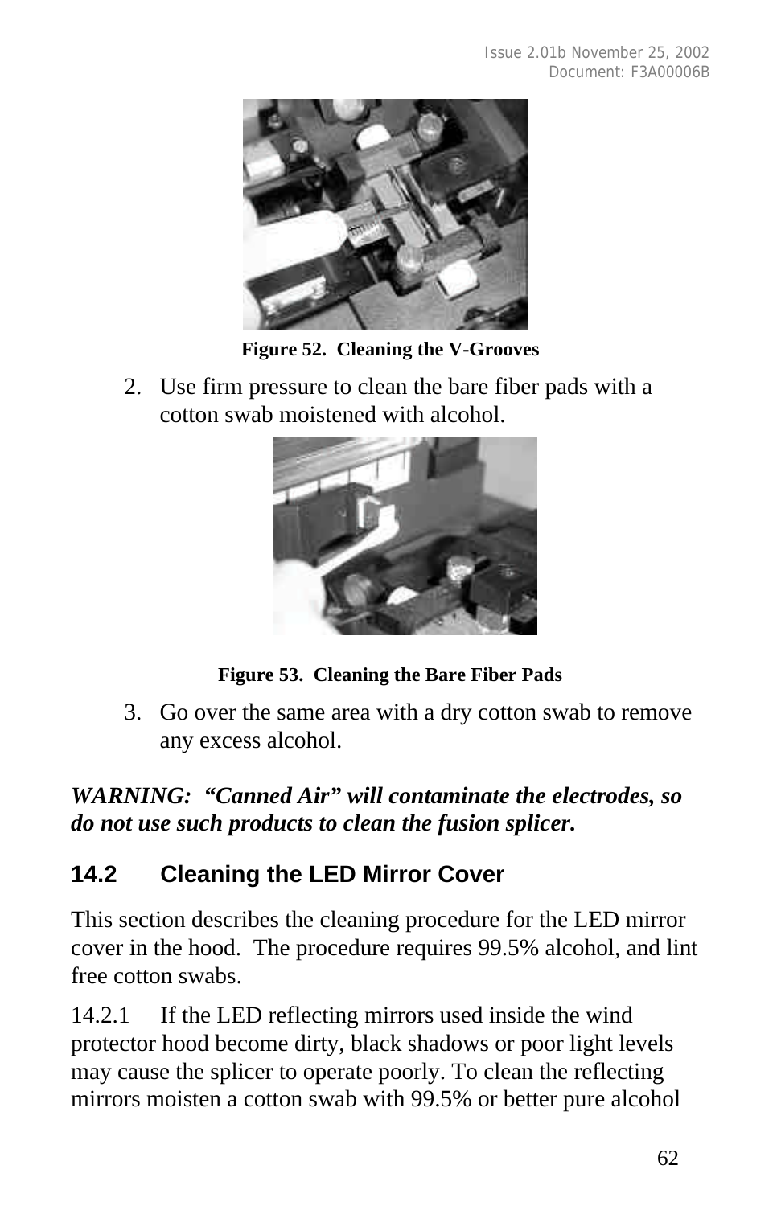Figure 52. Cleaning the V-Grooves

2. Use firm pressure to clean the bare fiber pads with a cotton swab moistened with alcohol.

Figure 53. Cleaning the Bare Fiber Pads

3. Go over the same area with a dry cotton swab to remove any excess alcohol.

***WARNING: "Canned Air" will contaminate the electrodes, so do not use such products to clean the fusion splicer.***

## 14.2 Cleaning the LED Mirror Cover

This section describes the cleaning procedure for the LED mirror cover in the hood. The procedure requires 99.5% alcohol, and lint free cotton swabs.

14.2.1 If the LED reflecting mirrors used inside the wind protector hood become dirty, black shadows or poor light levels may cause the splicer to operate poorly. To clean the reflecting mirrors moisten a cotton swab with 99.5% or better pure alcohol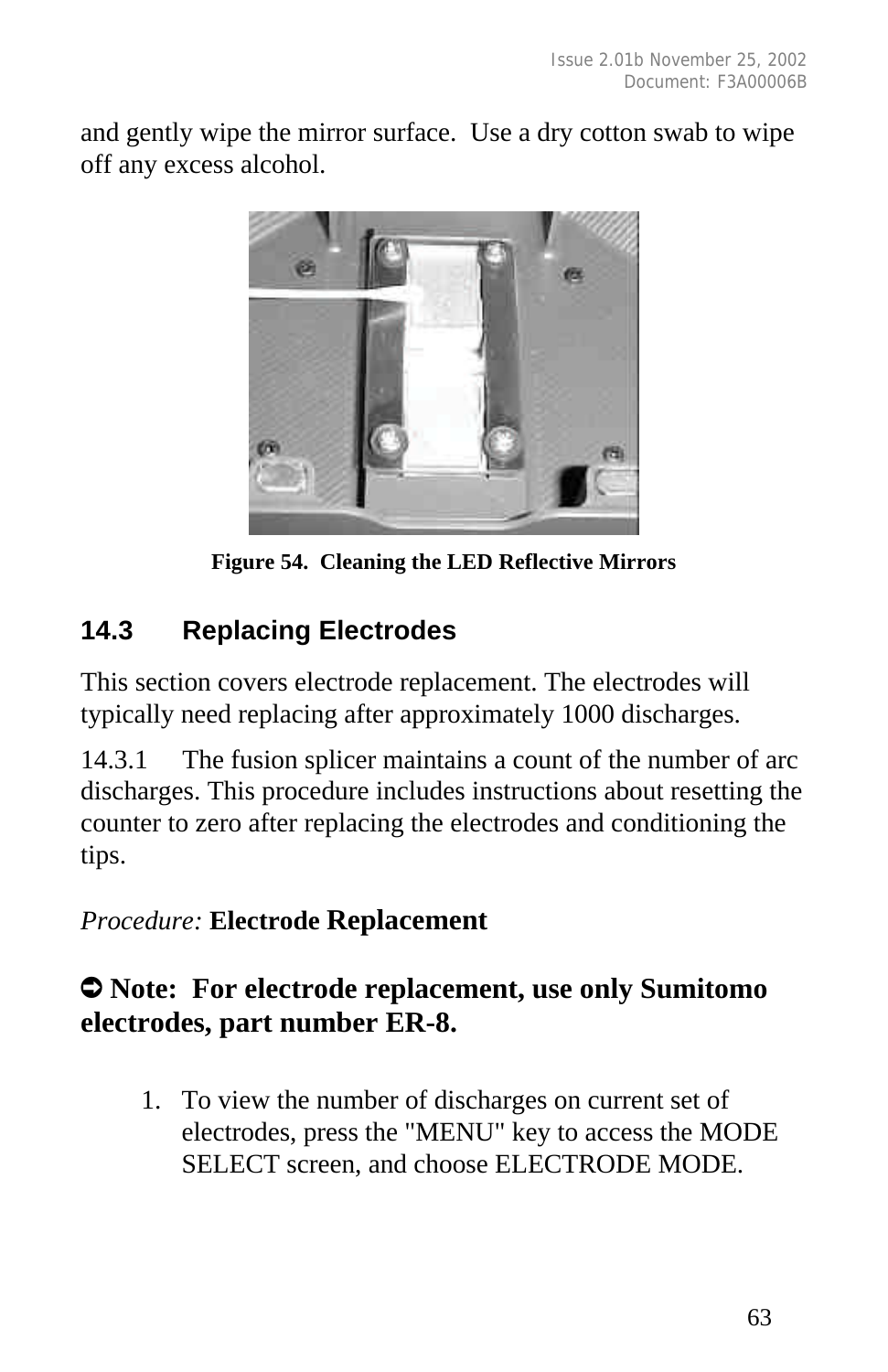and gently wipe the mirror surface.  Use a dry cotton swab to wipe off any excess alcohol.

**Figure 54.  Cleaning the LED Reflective Mirrors**

## 14.3 Replacing Electrodes

This section covers electrode replacement. The electrodes will typically need replacing after approximately 1000 discharges.

14.3.1 The fusion splicer maintains a count of the number of arc discharges. This procedure includes instructions about resetting the counter to zero after replacing the electrodes and conditioning the tips.

*Procedure:* **Electrode Replacement**

**➲ Note:  For electrode replacement, use only Sumitomo electrodes, part number ER-8.**

1. To view the number of discharges on current set of electrodes, press the "MENU" key to access the MODE SELECT screen, and choose ELECTRODE MODE.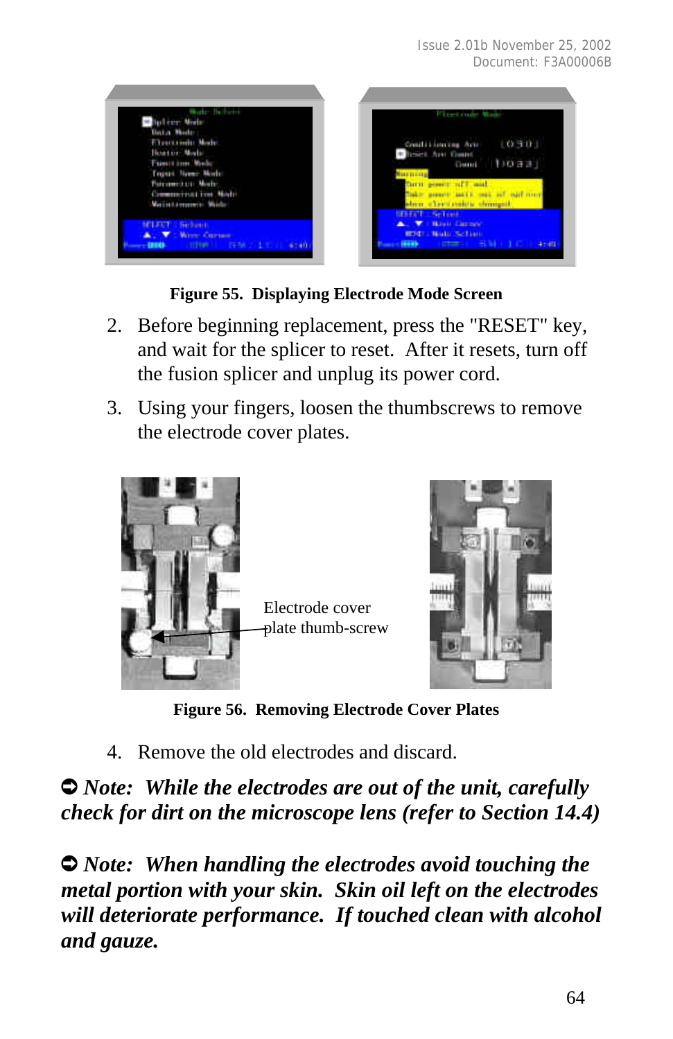**Figure 55. Displaying Electrode Mode Screen**

2. Before beginning replacement, press the "RESET" key, and wait for the splicer to reset. After it resets, turn off the fusion splicer and unplug its power cord.
3. Using your fingers, loosen the thumbscrews to remove the electrode cover plates.

Electrode cover plate thumb-screw

**Figure 56. Removing Electrode Cover Plates**

4. Remove the old electrodes and discard.

➲ ***Note: While the electrodes are out of the unit, carefully check for dirt on the microscope lens (refer to Section 14.4)***

➲ ***Note: When handling the electrodes avoid touching the metal portion with your skin. Skin oil left on the electrodes will deteriorate performance. If touched clean with alcohol and gauze.***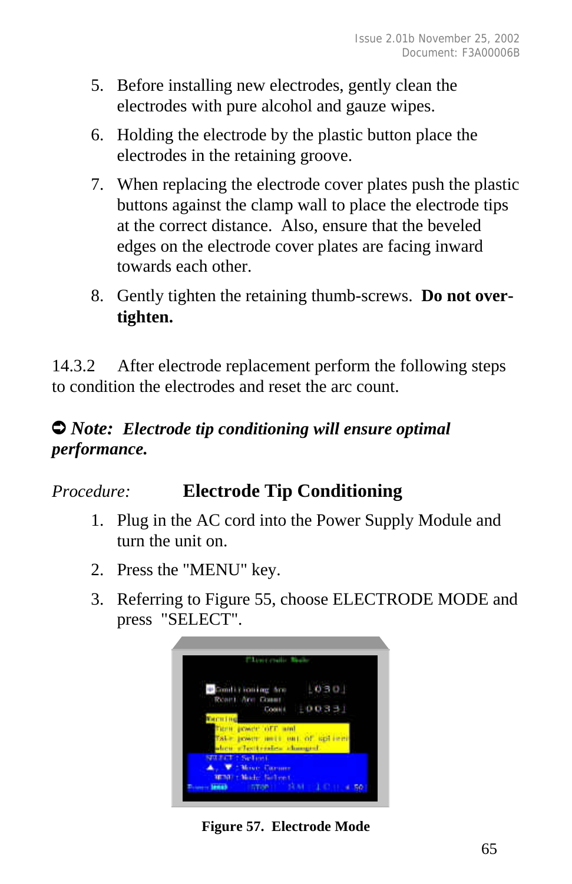5. Before installing new electrodes, gently clean the electrodes with pure alcohol and gauze wipes.

6. Holding the electrode by the plastic button place the electrodes in the retaining groove.

7. When replacing the electrode cover plates push the plastic buttons against the clamp wall to place the electrode tips at the correct distance. Also, ensure that the beveled edges on the electrode cover plates are facing inward towards each other.

8. Gently tighten the retaining thumb-screws. **Do not over-tighten.**

14.3.2 After electrode replacement perform the following steps to condition the electrodes and reset the arc count.

➲ ***Note: Electrode tip conditioning will ensure optimal performance.***

*Procedure:* **Electrode Tip Conditioning**

1. Plug in the AC cord into the Power Supply Module and turn the unit on.

2. Press the "MENU" key.

3. Referring to Figure 55, choose ELECTRODE MODE and press "SELECT".

**Figure 57. Electrode Mode**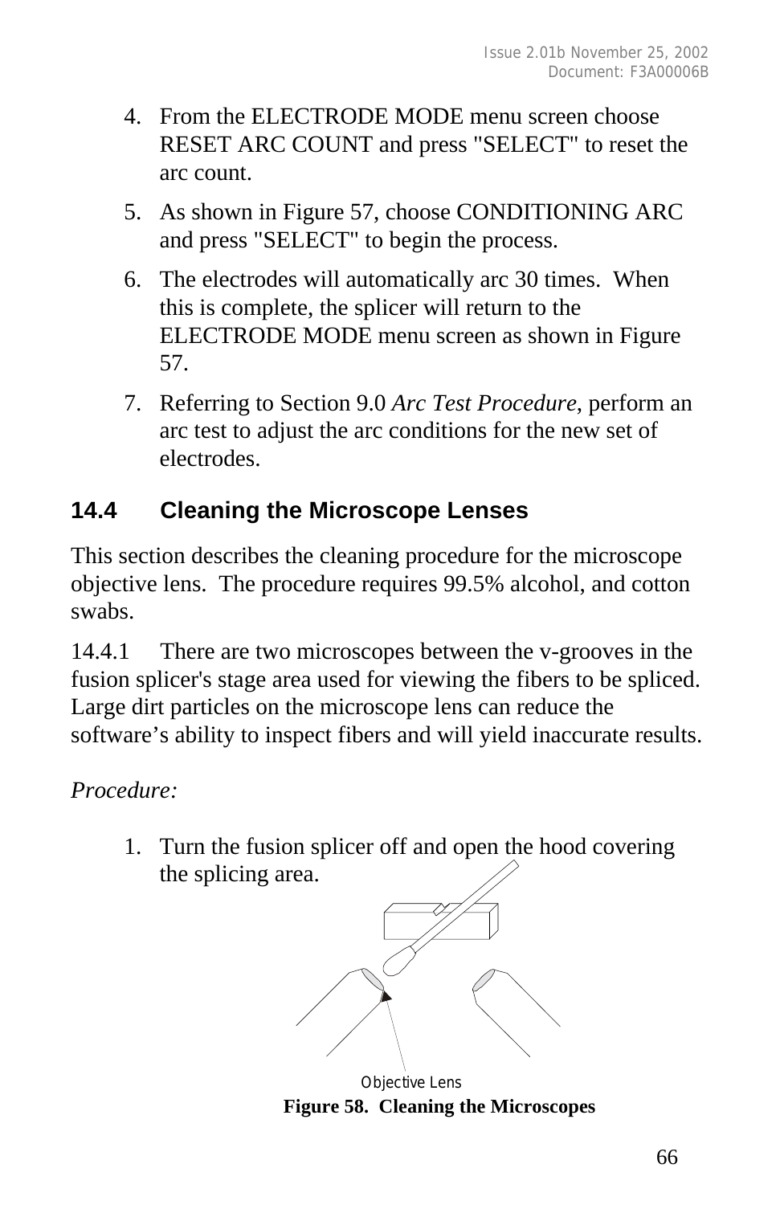4. From the ELECTRODE MODE menu screen choose RESET ARC COUNT and press "SELECT" to reset the arc count.
5. As shown in Figure 57, choose CONDITIONING ARC and press "SELECT" to begin the process.
6. The electrodes will automatically arc 30 times. When this is complete, the splicer will return to the ELECTRODE MODE menu screen as shown in Figure 57.
7. Referring to Section 9.0 *Arc Test Procedure*, perform an arc test to adjust the arc conditions for the new set of electrodes.

## 14.4 Cleaning the Microscope Lenses

This section describes the cleaning procedure for the microscope objective lens. The procedure requires 99.5% alcohol, and cotton swabs.

14.4.1 There are two microscopes between the v-grooves in the fusion splicer's stage area used for viewing the fibers to be spliced. Large dirt particles on the microscope lens can reduce the software's ability to inspect fibers and will yield inaccurate results.

*Procedure:*

1. Turn the fusion splicer off and open the hood covering the splicing area.

Objective Lens

**Figure 58. Cleaning the Microscopes**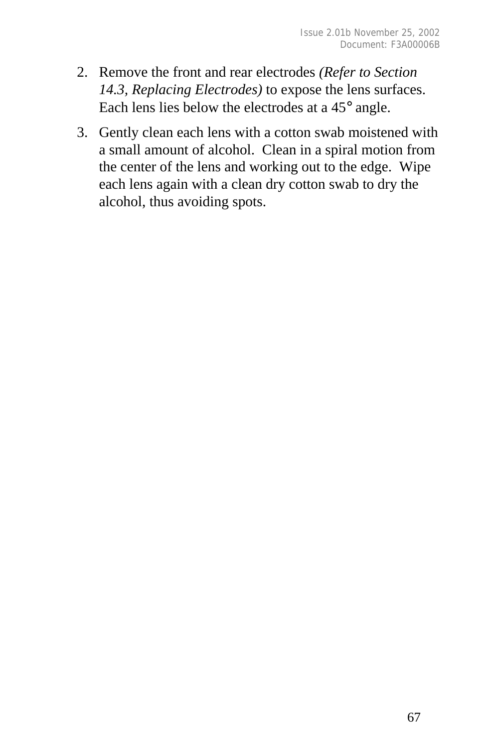2. Remove the front and rear electrodes *(Refer to Section 14.3, Replacing Electrodes)* to expose the lens surfaces. Each lens lies below the electrodes at a 45° angle.
3. Gently clean each lens with a cotton swab moistened with a small amount of alcohol. Clean in a spiral motion from the center of the lens and working out to the edge. Wipe each lens again with a clean dry cotton swab to dry the alcohol, thus avoiding spots.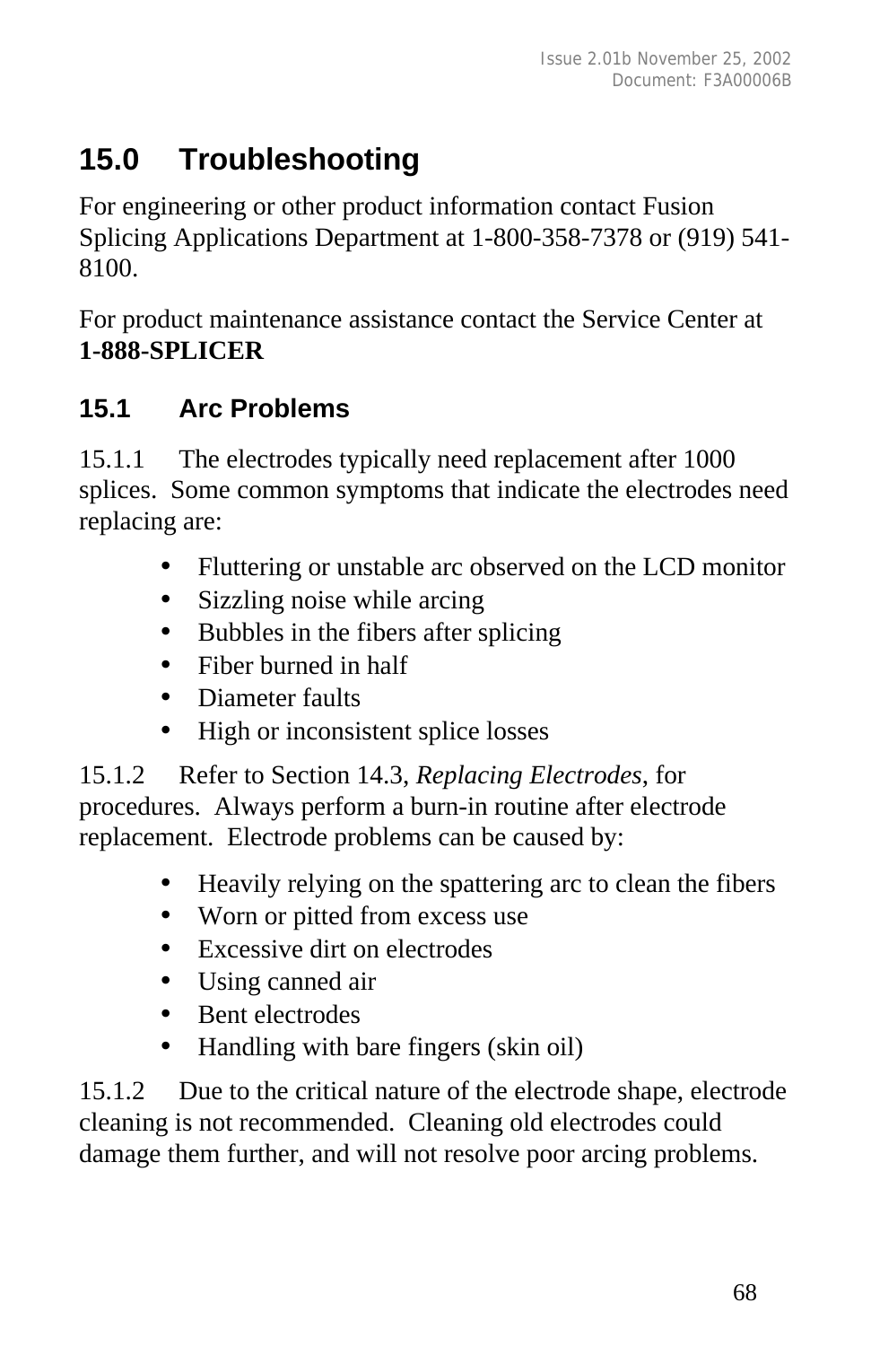## 15.0 Troubleshooting

For engineering or other product information contact Fusion Splicing Applications Department at 1-800-358-7378 or (919) 541-8100.

For product maintenance assistance contact the Service Center at **1-888-SPLICER**

### 15.1 Arc Problems

15.1.1 The electrodes typically need replacement after 1000 splices. Some common symptoms that indicate the electrodes need replacing are:

- Fluttering or unstable arc observed on the LCD monitor
- Sizzling noise while arcing
- Bubbles in the fibers after splicing
- Fiber burned in half
- Diameter faults
- High or inconsistent splice losses

15.1.2 Refer to Section 14.3, *Replacing Electrodes*, for procedures. Always perform a burn-in routine after electrode replacement. Electrode problems can be caused by:

- Heavily relying on the spattering arc to clean the fibers
- Worn or pitted from excess use
- Excessive dirt on electrodes
- Using canned air
- Bent electrodes
- Handling with bare fingers (skin oil)

15.1.2 Due to the critical nature of the electrode shape, electrode cleaning is not recommended. Cleaning old electrodes could damage them further, and will not resolve poor arcing problems.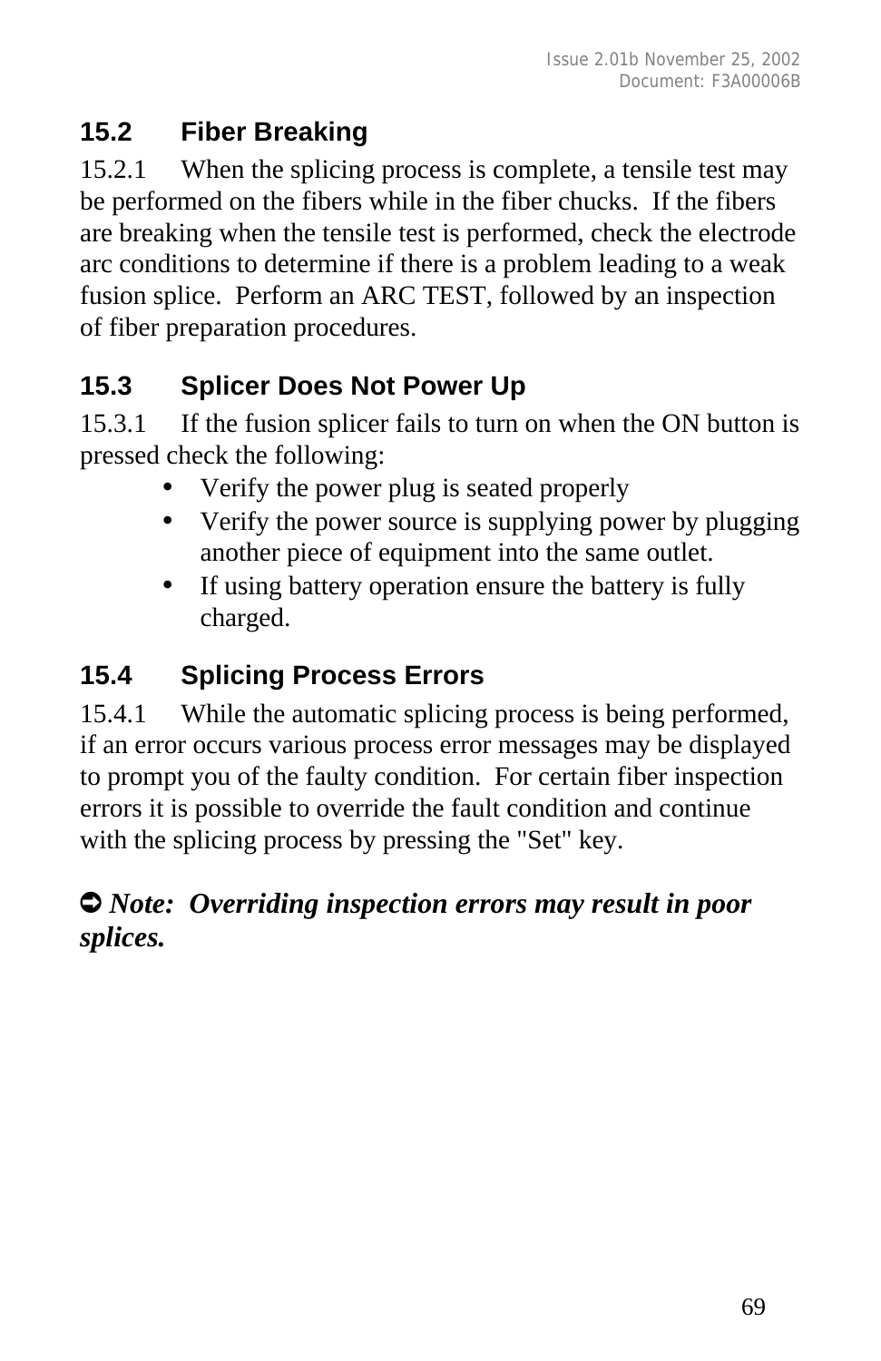## 15.2 Fiber Breaking

15.2.1 When the splicing process is complete, a tensile test may be performed on the fibers while in the fiber chucks. If the fibers are breaking when the tensile test is performed, check the electrode arc conditions to determine if there is a problem leading to a weak fusion splice. Perform an ARC TEST, followed by an inspection of fiber preparation procedures.

## 15.3 Splicer Does Not Power Up

15.3.1 If the fusion splicer fails to turn on when the ON button is pressed check the following:

- Verify the power plug is seated properly
- Verify the power source is supplying power by plugging another piece of equipment into the same outlet.
- If using battery operation ensure the battery is fully charged.

## 15.4 Splicing Process Errors

15.4.1 While the automatic splicing process is being performed, if an error occurs various process error messages may be displayed to prompt you of the faulty condition. For certain fiber inspection errors it is possible to override the fault condition and continue with the splicing process by pressing the "Set" key.

➲ ***Note: Overriding inspection errors may result in poor splices.***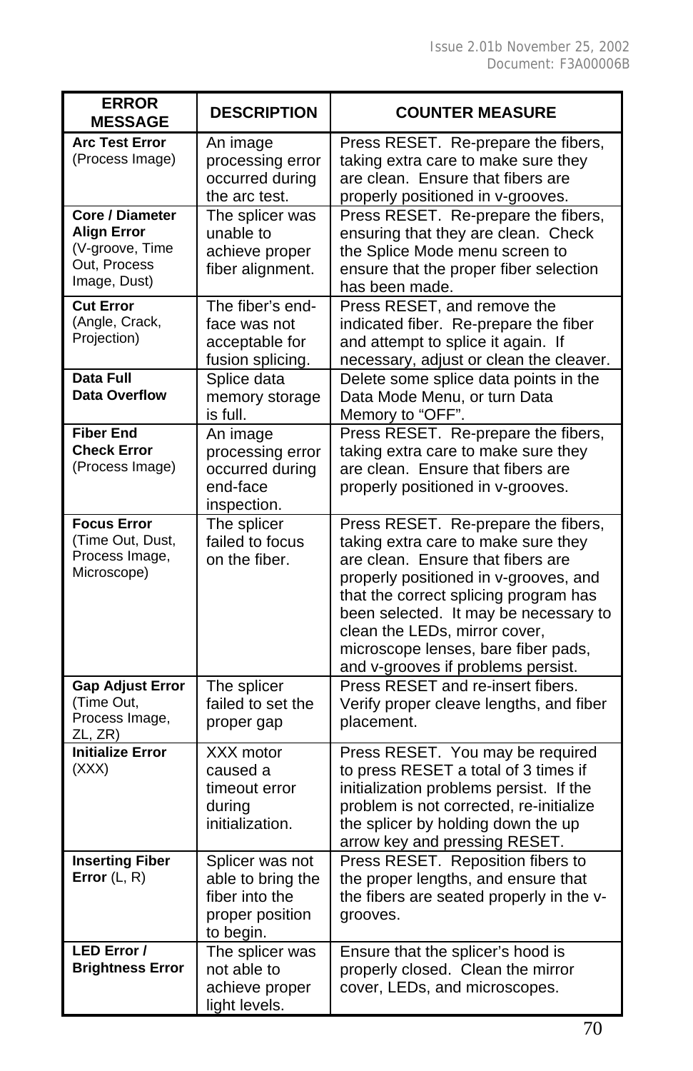| ERROR MESSAGE | DESCRIPTION | COUNTER MEASURE |
|---|---|---|
| **Arc Test Error** (Process Image) | An image processing error occurred during the arc test. | Press RESET. Re-prepare the fibers, taking extra care to make sure they are clean. Ensure that fibers are properly positioned in v-grooves. |
| **Core / Diameter Align Error** (V-groove, Time Out, Process Image, Dust) | The splicer was unable to achieve proper fiber alignment. | Press RESET. Re-prepare the fibers, ensuring that they are clean. Check the Splice Mode menu screen to ensure that the proper fiber selection has been made. |
| **Cut Error** (Angle, Crack, Projection) | The fiber's end-face was not acceptable for fusion splicing. | Press RESET, and remove the indicated fiber. Re-prepare the fiber and attempt to splice it again. If necessary, adjust or clean the cleaver. |
| **Data Full** **Data Overflow** | Splice data memory storage is full. | Delete some splice data points in the Data Mode Menu, or turn Data Memory to "OFF". |
| **Fiber End Check Error** (Process Image) | An image processing error occurred during end-face inspection. | Press RESET. Re-prepare the fibers, taking extra care to make sure they are clean. Ensure that fibers are properly positioned in v-grooves. |
| **Focus Error** (Time Out, Dust, Process Image, Microscope) | The splicer failed to focus on the fiber. | Press RESET. Re-prepare the fibers, taking extra care to make sure they are clean. Ensure that fibers are properly positioned in v-grooves, and that the correct splicing program has been selected. It may be necessary to clean the LEDs, mirror cover, microscope lenses, bare fiber pads, and v-grooves if problems persist. |
| **Gap Adjust Error** (Time Out, Process Image, ZL, ZR) | The splicer failed to set the proper gap | Press RESET and re-insert fibers. Verify proper cleave lengths, and fiber placement. |
| **Initialize Error** (XXX) | XXX motor caused a timeout error during initialization. | Press RESET. You may be required to press RESET a total of 3 times if initialization problems persist. If the problem is not corrected, re-initialize the splicer by holding down the up arrow key and pressing RESET. |
| **Inserting Fiber Error** (L, R) | Splicer was not able to bring the fiber into the proper position to begin. | Press RESET. Reposition fibers to the proper lengths, and ensure that the fibers are seated properly in the v-grooves. |
| **LED Error / Brightness Error** | The splicer was not able to achieve proper light levels. | Ensure that the splicer's hood is properly closed. Clean the mirror cover, LEDs, and microscopes. |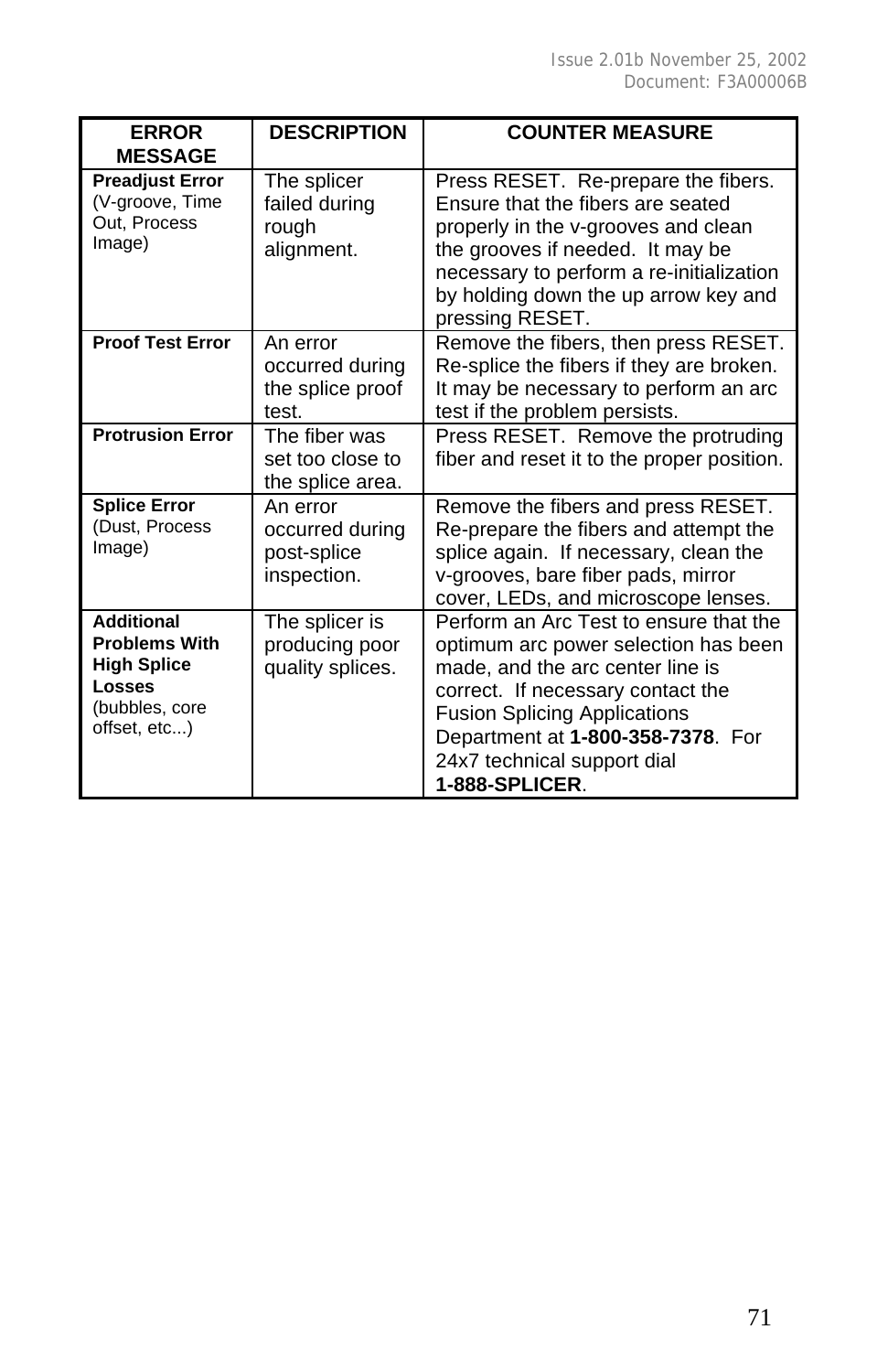| ERROR MESSAGE | DESCRIPTION | COUNTER MEASURE |
|---|---|---|
| **Preadjust Error** (V-groove, Time Out, Process Image) | The splicer failed during rough alignment. | Press RESET. Re-prepare the fibers. Ensure that the fibers are seated properly in the v-grooves and clean the grooves if needed. It may be necessary to perform a re-initialization by holding down the up arrow key and pressing RESET. |
| **Proof Test Error** | An error occurred during the splice proof test. | Remove the fibers, then press RESET. Re-splice the fibers if they are broken. It may be necessary to perform an arc test if the problem persists. |
| **Protrusion Error** | The fiber was set too close to the splice area. | Press RESET. Remove the protruding fiber and reset it to the proper position. |
| **Splice Error** (Dust, Process Image) | An error occurred during post-splice inspection. | Remove the fibers and press RESET. Re-prepare the fibers and attempt the splice again. If necessary, clean the v-grooves, bare fiber pads, mirror cover, LEDs, and microscope lenses. |
| **Additional Problems With High Splice Losses** (bubbles, core offset, etc...) | The splicer is producing poor quality splices. | Perform an Arc Test to ensure that the optimum arc power selection has been made, and the arc center line is correct. If necessary contact the Fusion Splicing Applications Department at **1-800-358-7378**. For 24x7 technical support dial **1-888-SPLICER**. |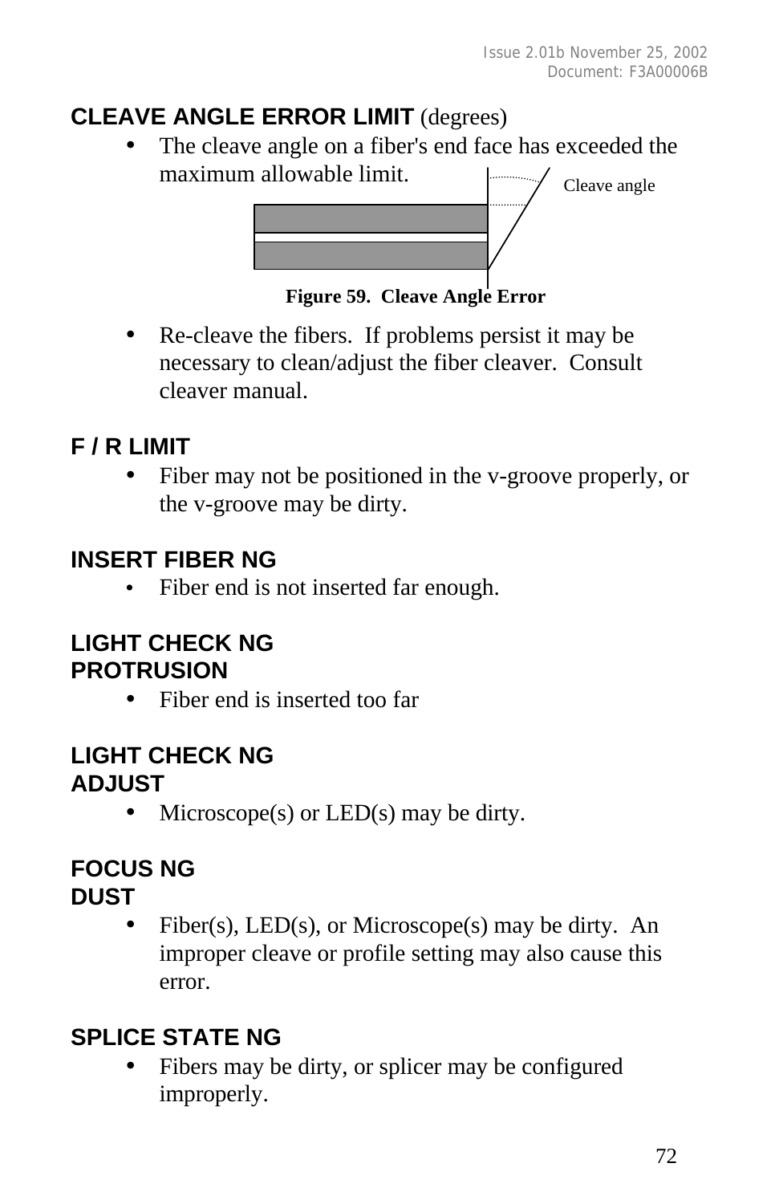**CLEAVE ANGLE ERROR LIMIT** (degrees)

- The cleave angle on a fiber's end face has exceeded the maximum allowable limit.

Cleave angle

**Figure 59. Cleave Angle Error**

- Re-cleave the fibers. If problems persist it may be necessary to clean/adjust the fiber cleaver. Consult cleaver manual.

**F / R LIMIT**

- Fiber may not be positioned in the v-groove properly, or the v-groove may be dirty.

**INSERT FIBER NG**

- Fiber end is not inserted far enough.

**LIGHT CHECK NG**
**PROTRUSION**

- Fiber end is inserted too far

**LIGHT CHECK NG**
**ADJUST**

- Microscope(s) or LED(s) may be dirty.

**FOCUS NG**
**DUST**

- Fiber(s), LED(s), or Microscope(s) may be dirty. An improper cleave or profile setting may also cause this error.

**SPLICE STATE NG**

- Fibers may be dirty, or splicer may be configured improperly.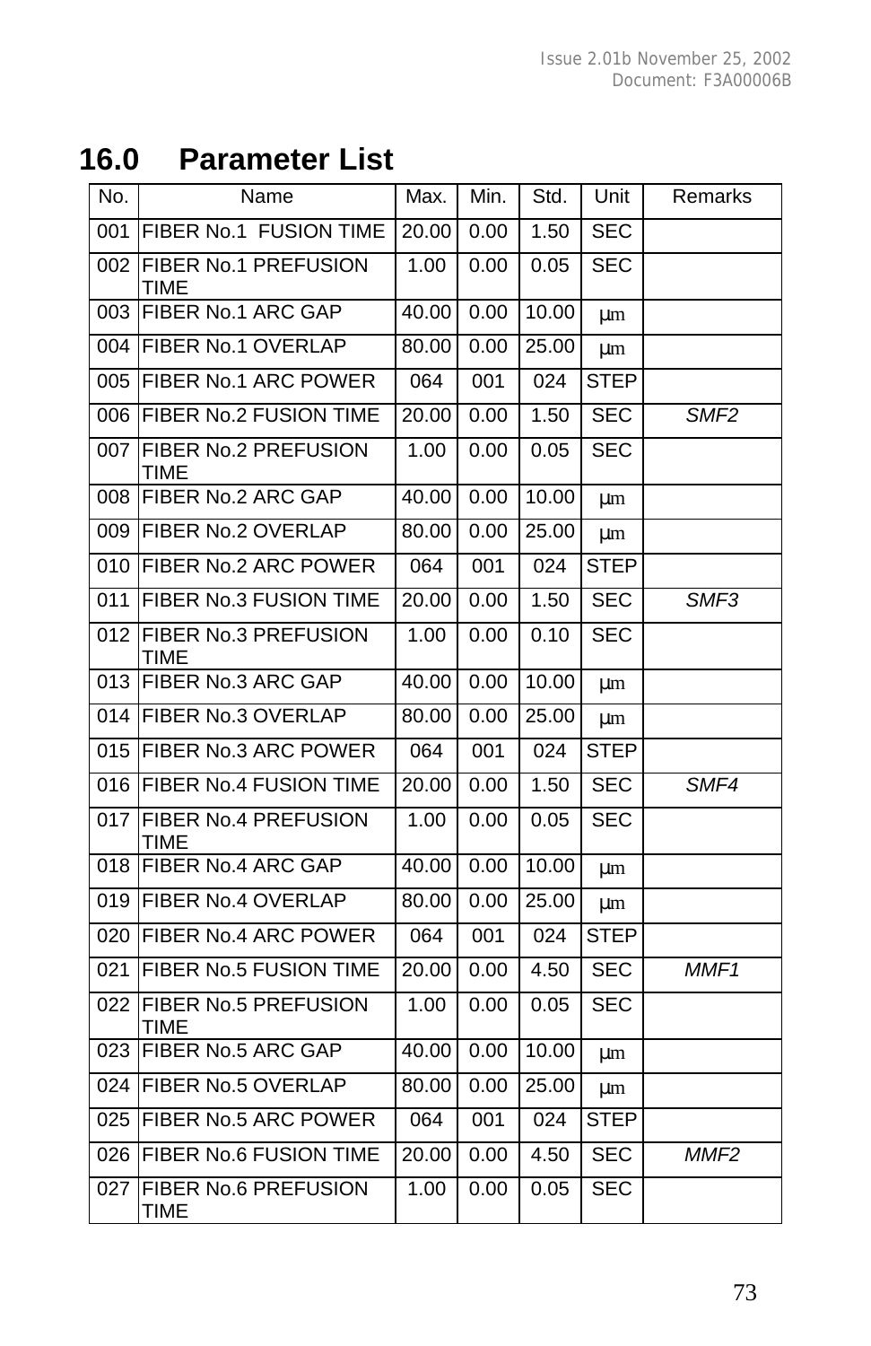## 16.0 Parameter List

| No. | Name | Max. | Min. | Std. | Unit | Remarks |
|---|---|---|---|---|---|---|
| 001 | FIBER No.1 FUSION TIME | 20.00 | 0.00 | 1.50 | SEC | |
| 002 | FIBER No.1 PREFUSION TIME | 1.00 | 0.00 | 0.05 | SEC | |
| 003 | FIBER No.1 ARC GAP | 40.00 | 0.00 | 10.00 | µm | |
| 004 | FIBER No.1 OVERLAP | 80.00 | 0.00 | 25.00 | µm | |
| 005 | FIBER No.1 ARC POWER | 064 | 001 | 024 | STEP | |
| 006 | FIBER No.2 FUSION TIME | 20.00 | 0.00 | 1.50 | SEC | *SMF2* |
| 007 | FIBER No.2 PREFUSION TIME | 1.00 | 0.00 | 0.05 | SEC | |
| 008 | FIBER No.2 ARC GAP | 40.00 | 0.00 | 10.00 | µm | |
| 009 | FIBER No.2 OVERLAP | 80.00 | 0.00 | 25.00 | µm | |
| 010 | FIBER No.2 ARC POWER | 064 | 001 | 024 | STEP | |
| 011 | FIBER No.3 FUSION TIME | 20.00 | 0.00 | 1.50 | SEC | *SMF3* |
| 012 | FIBER No.3 PREFUSION TIME | 1.00 | 0.00 | 0.10 | SEC | |
| 013 | FIBER No.3 ARC GAP | 40.00 | 0.00 | 10.00 | µm | |
| 014 | FIBER No.3 OVERLAP | 80.00 | 0.00 | 25.00 | µm | |
| 015 | FIBER No.3 ARC POWER | 064 | 001 | 024 | STEP | |
| 016 | FIBER No.4 FUSION TIME | 20.00 | 0.00 | 1.50 | SEC | *SMF4* |
| 017 | FIBER No.4 PREFUSION TIME | 1.00 | 0.00 | 0.05 | SEC | |
| 018 | FIBER No.4 ARC GAP | 40.00 | 0.00 | 10.00 | µm | |
| 019 | FIBER No.4 OVERLAP | 80.00 | 0.00 | 25.00 | µm | |
| 020 | FIBER No.4 ARC POWER | 064 | 001 | 024 | STEP | |
| 021 | FIBER No.5 FUSION TIME | 20.00 | 0.00 | 4.50 | SEC | *MMF1* |
| 022 | FIBER No.5 PREFUSION TIME | 1.00 | 0.00 | 0.05 | SEC | |
| 023 | FIBER No.5 ARC GAP | 40.00 | 0.00 | 10.00 | µm | |
| 024 | FIBER No.5 OVERLAP | 80.00 | 0.00 | 25.00 | µm | |
| 025 | FIBER No.5 ARC POWER | 064 | 001 | 024 | STEP | |
| 026 | FIBER No.6 FUSION TIME | 20.00 | 0.00 | 4.50 | SEC | *MMF2* |
| 027 | FIBER No.6 PREFUSION TIME | 1.00 | 0.00 | 0.05 | SEC | |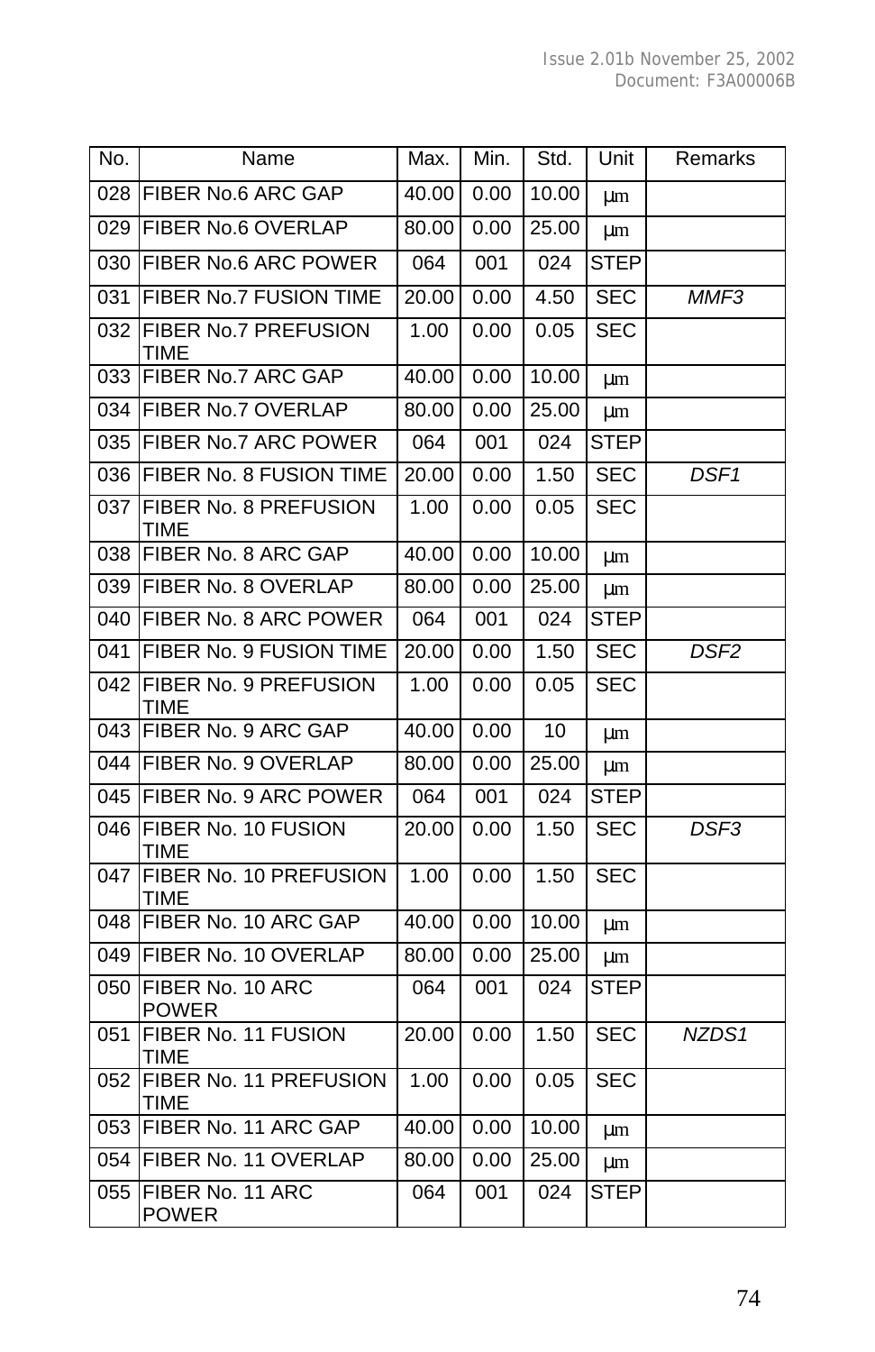| No. | Name | Max. | Min. | Std. | Unit | Remarks |
|---|---|---|---|---|---|---|
| 028 | FIBER No.6 ARC GAP | 40.00 | 0.00 | 10.00 | μm | |
| 029 | FIBER No.6 OVERLAP | 80.00 | 0.00 | 25.00 | μm | |
| 030 | FIBER No.6 ARC POWER | 064 | 001 | 024 | STEP | |
| 031 | FIBER No.7 FUSION TIME | 20.00 | 0.00 | 4.50 | SEC | *MMF3* |
| 032 | FIBER No.7 PREFUSION TIME | 1.00 | 0.00 | 0.05 | SEC | |
| 033 | FIBER No.7 ARC GAP | 40.00 | 0.00 | 10.00 | μm | |
| 034 | FIBER No.7 OVERLAP | 80.00 | 0.00 | 25.00 | μm | |
| 035 | FIBER No.7 ARC POWER | 064 | 001 | 024 | STEP | |
| 036 | FIBER No. 8 FUSION TIME | 20.00 | 0.00 | 1.50 | SEC | *DSF1* |
| 037 | FIBER No. 8 PREFUSION TIME | 1.00 | 0.00 | 0.05 | SEC | |
| 038 | FIBER No. 8 ARC GAP | 40.00 | 0.00 | 10.00 | μm | |
| 039 | FIBER No. 8 OVERLAP | 80.00 | 0.00 | 25.00 | μm | |
| 040 | FIBER No. 8 ARC POWER | 064 | 001 | 024 | STEP | |
| 041 | FIBER No. 9 FUSION TIME | 20.00 | 0.00 | 1.50 | SEC | *DSF2* |
| 042 | FIBER No. 9 PREFUSION TIME | 1.00 | 0.00 | 0.05 | SEC | |
| 043 | FIBER No. 9 ARC GAP | 40.00 | 0.00 | 10 | μm | |
| 044 | FIBER No. 9 OVERLAP | 80.00 | 0.00 | 25.00 | μm | |
| 045 | FIBER No. 9 ARC POWER | 064 | 001 | 024 | STEP | |
| 046 | FIBER No. 10 FUSION TIME | 20.00 | 0.00 | 1.50 | SEC | *DSF3* |
| 047 | FIBER No. 10 PREFUSION TIME | 1.00 | 0.00 | 1.50 | SEC | |
| 048 | FIBER No. 10 ARC GAP | 40.00 | 0.00 | 10.00 | μm | |
| 049 | FIBER No. 10 OVERLAP | 80.00 | 0.00 | 25.00 | μm | |
| 050 | FIBER No. 10 ARC POWER | 064 | 001 | 024 | STEP | |
| 051 | FIBER No. 11 FUSION TIME | 20.00 | 0.00 | 1.50 | SEC | *NZDS1* |
| 052 | FIBER No. 11 PREFUSION TIME | 1.00 | 0.00 | 0.05 | SEC | |
| 053 | FIBER No. 11 ARC GAP | 40.00 | 0.00 | 10.00 | μm | |
| 054 | FIBER No. 11 OVERLAP | 80.00 | 0.00 | 25.00 | μm | |
| 055 | FIBER No. 11 ARC POWER | 064 | 001 | 024 | STEP | |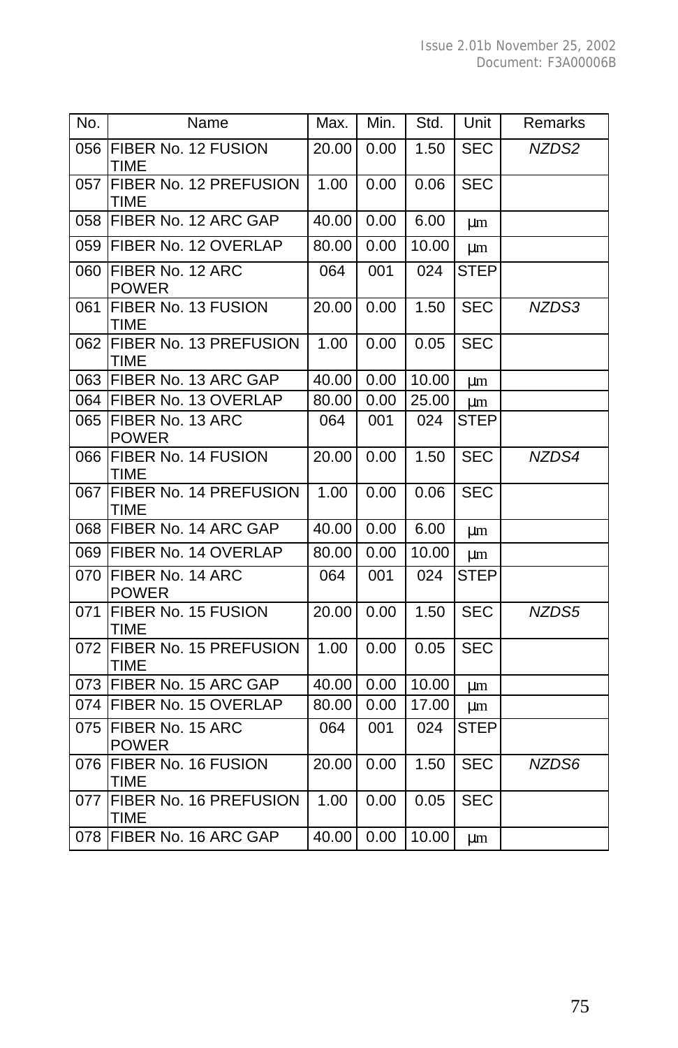| No. | Name | Max. | Min. | Std. | Unit | Remarks |
|---|---|---|---|---|---|---|
| 056 | FIBER No. 12 FUSION TIME | 20.00 | 0.00 | 1.50 | SEC | *NZDS2* |
| 057 | FIBER No. 12 PREFUSION TIME | 1.00 | 0.00 | 0.06 | SEC | |
| 058 | FIBER No. 12 ARC GAP | 40.00 | 0.00 | 6.00 | μm | |
| 059 | FIBER No. 12 OVERLAP | 80.00 | 0.00 | 10.00 | μm | |
| 060 | FIBER No. 12 ARC POWER | 064 | 001 | 024 | STEP | |
| 061 | FIBER No. 13 FUSION TIME | 20.00 | 0.00 | 1.50 | SEC | *NZDS3* |
| 062 | FIBER No. 13 PREFUSION TIME | 1.00 | 0.00 | 0.05 | SEC | |
| 063 | FIBER No. 13 ARC GAP | 40.00 | 0.00 | 10.00 | μm | |
| 064 | FIBER No. 13 OVERLAP | 80.00 | 0.00 | 25.00 | μm | |
| 065 | FIBER No. 13 ARC POWER | 064 | 001 | 024 | STEP | |
| 066 | FIBER No. 14 FUSION TIME | 20.00 | 0.00 | 1.50 | SEC | *NZDS4* |
| 067 | FIBER No. 14 PREFUSION TIME | 1.00 | 0.00 | 0.06 | SEC | |
| 068 | FIBER No. 14 ARC GAP | 40.00 | 0.00 | 6.00 | μm | |
| 069 | FIBER No. 14 OVERLAP | 80.00 | 0.00 | 10.00 | μm | |
| 070 | FIBER No. 14 ARC POWER | 064 | 001 | 024 | STEP | |
| 071 | FIBER No. 15 FUSION TIME | 20.00 | 0.00 | 1.50 | SEC | *NZDS5* |
| 072 | FIBER No. 15 PREFUSION TIME | 1.00 | 0.00 | 0.05 | SEC | |
| 073 | FIBER No. 15 ARC GAP | 40.00 | 0.00 | 10.00 | μm | |
| 074 | FIBER No. 15 OVERLAP | 80.00 | 0.00 | 17.00 | μm | |
| 075 | FIBER No. 15 ARC POWER | 064 | 001 | 024 | STEP | |
| 076 | FIBER No. 16 FUSION TIME | 20.00 | 0.00 | 1.50 | SEC | *NZDS6* |
| 077 | FIBER No. 16 PREFUSION TIME | 1.00 | 0.00 | 0.05 | SEC | |
| 078 | FIBER No. 16 ARC GAP | 40.00 | 0.00 | 10.00 | μm | |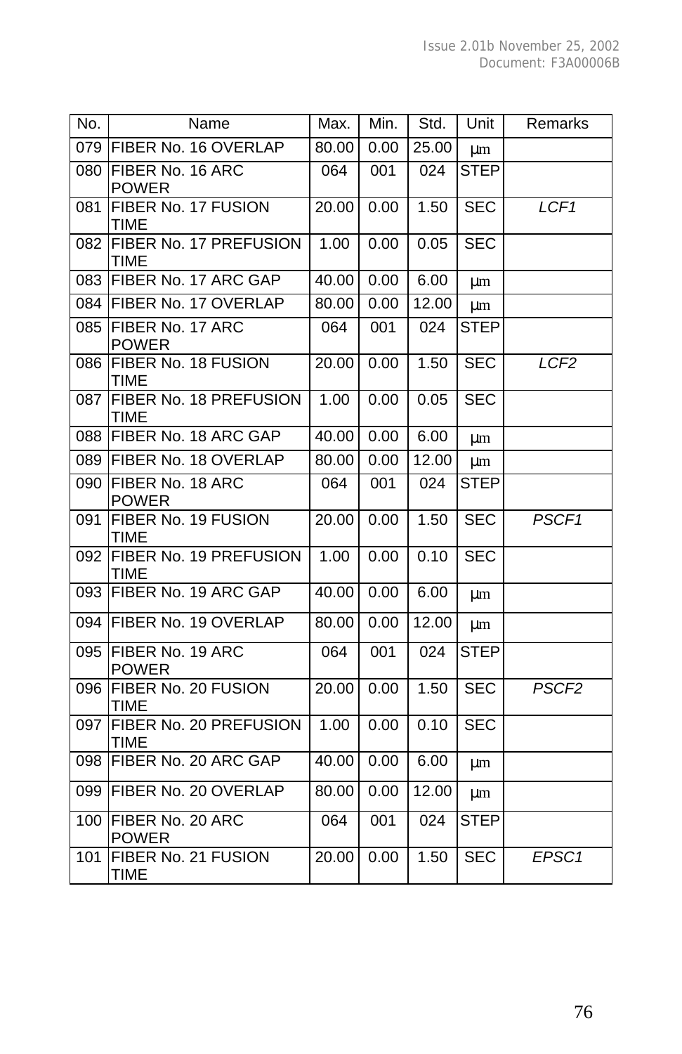| No. | Name | Max. | Min. | Std. | Unit | Remarks |
|---|---|---|---|---|---|---|
| 079 | FIBER No. 16 OVERLAP | 80.00 | 0.00 | 25.00 | μm | |
| 080 | FIBER No. 16 ARC POWER | 064 | 001 | 024 | STEP | |
| 081 | FIBER No. 17 FUSION TIME | 20.00 | 0.00 | 1.50 | SEC | *LCF1* |
| 082 | FIBER No. 17 PREFUSION TIME | 1.00 | 0.00 | 0.05 | SEC | |
| 083 | FIBER No. 17 ARC GAP | 40.00 | 0.00 | 6.00 | μm | |
| 084 | FIBER No. 17 OVERLAP | 80.00 | 0.00 | 12.00 | μm | |
| 085 | FIBER No. 17 ARC POWER | 064 | 001 | 024 | STEP | |
| 086 | FIBER No. 18 FUSION TIME | 20.00 | 0.00 | 1.50 | SEC | *LCF2* |
| 087 | FIBER No. 18 PREFUSION TIME | 1.00 | 0.00 | 0.05 | SEC | |
| 088 | FIBER No. 18 ARC GAP | 40.00 | 0.00 | 6.00 | μm | |
| 089 | FIBER No. 18 OVERLAP | 80.00 | 0.00 | 12.00 | μm | |
| 090 | FIBER No. 18 ARC POWER | 064 | 001 | 024 | STEP | |
| 091 | FIBER No. 19 FUSION TIME | 20.00 | 0.00 | 1.50 | SEC | *PSCF1* |
| 092 | FIBER No. 19 PREFUSION TIME | 1.00 | 0.00 | 0.10 | SEC | |
| 093 | FIBER No. 19 ARC GAP | 40.00 | 0.00 | 6.00 | μm | |
| 094 | FIBER No. 19 OVERLAP | 80.00 | 0.00 | 12.00 | μm | |
| 095 | FIBER No. 19 ARC POWER | 064 | 001 | 024 | STEP | |
| 096 | FIBER No. 20 FUSION TIME | 20.00 | 0.00 | 1.50 | SEC | *PSCF2* |
| 097 | FIBER No. 20 PREFUSION TIME | 1.00 | 0.00 | 0.10 | SEC | |
| 098 | FIBER No. 20 ARC GAP | 40.00 | 0.00 | 6.00 | μm | |
| 099 | FIBER No. 20 OVERLAP | 80.00 | 0.00 | 12.00 | μm | |
| 100 | FIBER No. 20 ARC POWER | 064 | 001 | 024 | STEP | |
| 101 | FIBER No. 21 FUSION TIME | 20.00 | 0.00 | 1.50 | SEC | *EPSC1* |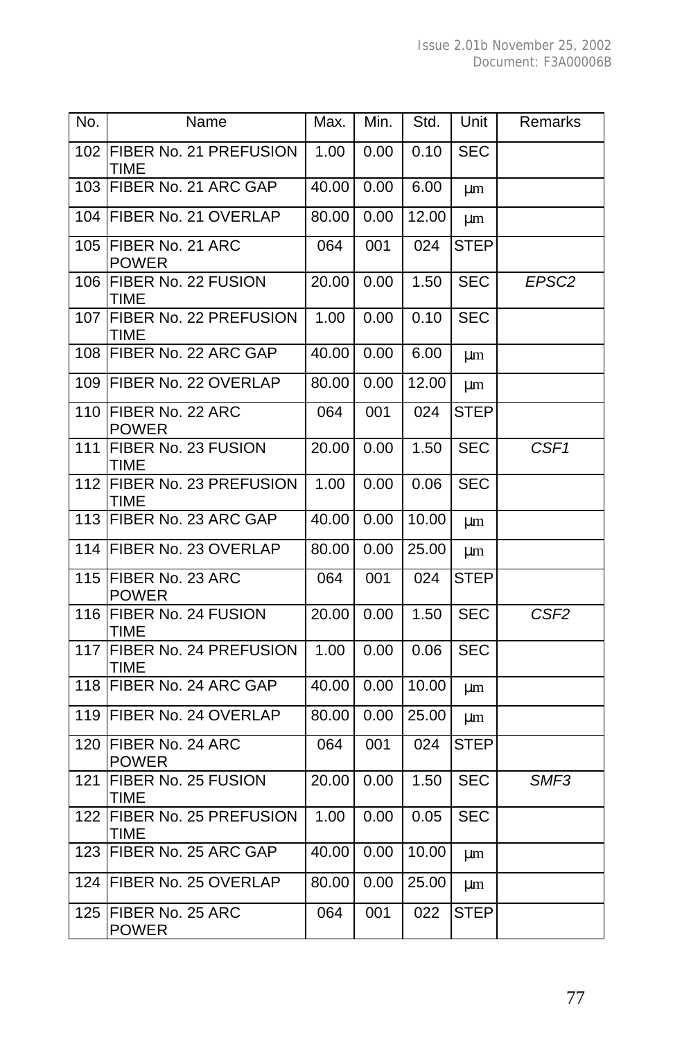| No. | Name | Max. | Min. | Std. | Unit | Remarks |
|---|---|---|---|---|---|---|
| 102 | FIBER No. 21 PREFUSION TIME | 1.00 | 0.00 | 0.10 | SEC | |
| 103 | FIBER No. 21 ARC GAP | 40.00 | 0.00 | 6.00 | μm | |
| 104 | FIBER No. 21 OVERLAP | 80.00 | 0.00 | 12.00 | μm | |
| 105 | FIBER No. 21 ARC POWER | 064 | 001 | 024 | STEP | |
| 106 | FIBER No. 22 FUSION TIME | 20.00 | 0.00 | 1.50 | SEC | *EPSC2* |
| 107 | FIBER No. 22 PREFUSION TIME | 1.00 | 0.00 | 0.10 | SEC | |
| 108 | FIBER No. 22 ARC GAP | 40.00 | 0.00 | 6.00 | μm | |
| 109 | FIBER No. 22 OVERLAP | 80.00 | 0.00 | 12.00 | μm | |
| 110 | FIBER No. 22 ARC POWER | 064 | 001 | 024 | STEP | |
| 111 | FIBER No. 23 FUSION TIME | 20.00 | 0.00 | 1.50 | SEC | *CSF1* |
| 112 | FIBER No. 23 PREFUSION TIME | 1.00 | 0.00 | 0.06 | SEC | |
| 113 | FIBER No. 23 ARC GAP | 40.00 | 0.00 | 10.00 | μm | |
| 114 | FIBER No. 23 OVERLAP | 80.00 | 0.00 | 25.00 | μm | |
| 115 | FIBER No. 23 ARC POWER | 064 | 001 | 024 | STEP | |
| 116 | FIBER No. 24 FUSION TIME | 20.00 | 0.00 | 1.50 | SEC | *CSF2* |
| 117 | FIBER No. 24 PREFUSION TIME | 1.00 | 0.00 | 0.06 | SEC | |
| 118 | FIBER No. 24 ARC GAP | 40.00 | 0.00 | 10.00 | μm | |
| 119 | FIBER No. 24 OVERLAP | 80.00 | 0.00 | 25.00 | μm | |
| 120 | FIBER No. 24 ARC POWER | 064 | 001 | 024 | STEP | |
| 121 | FIBER No. 25 FUSION TIME | 20.00 | 0.00 | 1.50 | SEC | *SMF3* |
| 122 | FIBER No. 25 PREFUSION TIME | 1.00 | 0.00 | 0.05 | SEC | |
| 123 | FIBER No. 25 ARC GAP | 40.00 | 0.00 | 10.00 | μm | |
| 124 | FIBER No. 25 OVERLAP | 80.00 | 0.00 | 25.00 | μm | |
| 125 | FIBER No. 25 ARC POWER | 064 | 001 | 022 | STEP | |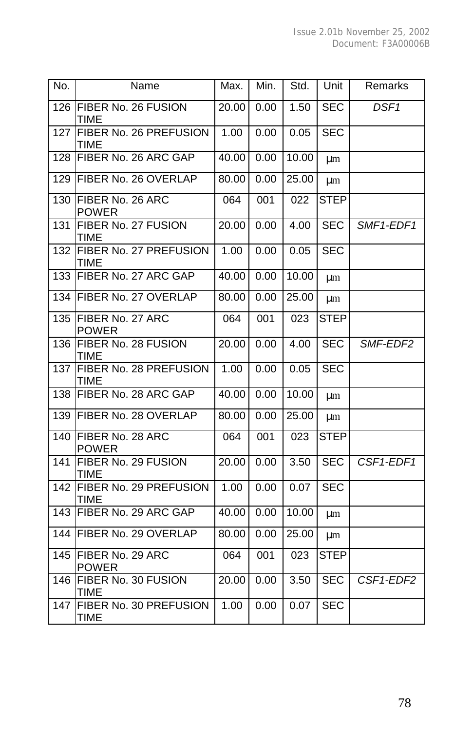| No. | Name | Max. | Min. | Std. | Unit | Remarks |
|---|---|---|---|---|---|---|
| 126 | FIBER No. 26 FUSION TIME | 20.00 | 0.00 | 1.50 | SEC | *DSF1* |
| 127 | FIBER No. 26 PREFUSION TIME | 1.00 | 0.00 | 0.05 | SEC | |
| 128 | FIBER No. 26 ARC GAP | 40.00 | 0.00 | 10.00 | μm | |
| 129 | FIBER No. 26 OVERLAP | 80.00 | 0.00 | 25.00 | μm | |
| 130 | FIBER No. 26 ARC POWER | 064 | 001 | 022 | STEP | |
| 131 | FIBER No. 27 FUSION TIME | 20.00 | 0.00 | 4.00 | SEC | *SMF1-EDF1* |
| 132 | FIBER No. 27 PREFUSION TIME | 1.00 | 0.00 | 0.05 | SEC | |
| 133 | FIBER No. 27 ARC GAP | 40.00 | 0.00 | 10.00 | μm | |
| 134 | FIBER No. 27 OVERLAP | 80.00 | 0.00 | 25.00 | μm | |
| 135 | FIBER No. 27 ARC POWER | 064 | 001 | 023 | STEP | |
| 136 | FIBER No. 28 FUSION TIME | 20.00 | 0.00 | 4.00 | SEC | *SMF-EDF2* |
| 137 | FIBER No. 28 PREFUSION TIME | 1.00 | 0.00 | 0.05 | SEC | |
| 138 | FIBER No. 28 ARC GAP | 40.00 | 0.00 | 10.00 | μm | |
| 139 | FIBER No. 28 OVERLAP | 80.00 | 0.00 | 25.00 | μm | |
| 140 | FIBER No. 28 ARC POWER | 064 | 001 | 023 | STEP | |
| 141 | FIBER No. 29 FUSION TIME | 20.00 | 0.00 | 3.50 | SEC | *CSF1-EDF1* |
| 142 | FIBER No. 29 PREFUSION TIME | 1.00 | 0.00 | 0.07 | SEC | |
| 143 | FIBER No. 29 ARC GAP | 40.00 | 0.00 | 10.00 | μm | |
| 144 | FIBER No. 29 OVERLAP | 80.00 | 0.00 | 25.00 | μm | |
| 145 | FIBER No. 29 ARC POWER | 064 | 001 | 023 | STEP | |
| 146 | FIBER No. 30 FUSION TIME | 20.00 | 0.00 | 3.50 | SEC | *CSF1-EDF2* |
| 147 | FIBER No. 30 PREFUSION TIME | 1.00 | 0.00 | 0.07 | SEC | |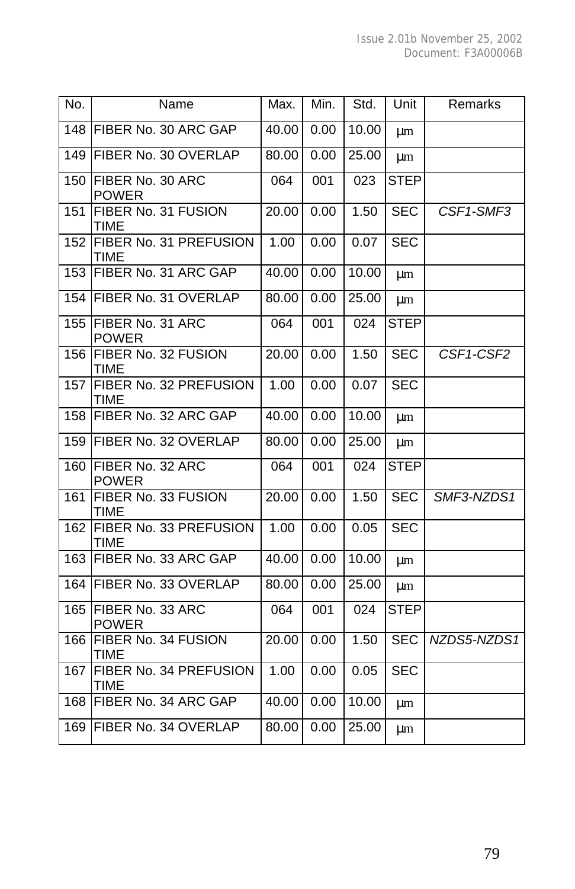| No. | Name | Max. | Min. | Std. | Unit | Remarks |
|---|---|---|---|---|---|---|
| 148 | FIBER No. 30 ARC GAP | 40.00 | 0.00 | 10.00 | µm | |
| 149 | FIBER No. 30 OVERLAP | 80.00 | 0.00 | 25.00 | µm | |
| 150 | FIBER No. 30 ARC POWER | 064 | 001 | 023 | STEP | |
| 151 | FIBER No. 31 FUSION TIME | 20.00 | 0.00 | 1.50 | SEC | *CSF1-SMF3* |
| 152 | FIBER No. 31 PREFUSION TIME | 1.00 | 0.00 | 0.07 | SEC | |
| 153 | FIBER No. 31 ARC GAP | 40.00 | 0.00 | 10.00 | µm | |
| 154 | FIBER No. 31 OVERLAP | 80.00 | 0.00 | 25.00 | µm | |
| 155 | FIBER No. 31 ARC POWER | 064 | 001 | 024 | STEP | |
| 156 | FIBER No. 32 FUSION TIME | 20.00 | 0.00 | 1.50 | SEC | *CSF1-CSF2* |
| 157 | FIBER No. 32 PREFUSION TIME | 1.00 | 0.00 | 0.07 | SEC | |
| 158 | FIBER No. 32 ARC GAP | 40.00 | 0.00 | 10.00 | µm | |
| 159 | FIBER No. 32 OVERLAP | 80.00 | 0.00 | 25.00 | µm | |
| 160 | FIBER No. 32 ARC POWER | 064 | 001 | 024 | STEP | |
| 161 | FIBER No. 33 FUSION TIME | 20.00 | 0.00 | 1.50 | SEC | *SMF3-NZDS1* |
| 162 | FIBER No. 33 PREFUSION TIME | 1.00 | 0.00 | 0.05 | SEC | |
| 163 | FIBER No. 33 ARC GAP | 40.00 | 0.00 | 10.00 | µm | |
| 164 | FIBER No. 33 OVERLAP | 80.00 | 0.00 | 25.00 | µm | |
| 165 | FIBER No. 33 ARC POWER | 064 | 001 | 024 | STEP | |
| 166 | FIBER No. 34 FUSION TIME | 20.00 | 0.00 | 1.50 | SEC | *NZDS5-NZDS1* |
| 167 | FIBER No. 34 PREFUSION TIME | 1.00 | 0.00 | 0.05 | SEC | |
| 168 | FIBER No. 34 ARC GAP | 40.00 | 0.00 | 10.00 | µm | |
| 169 | FIBER No. 34 OVERLAP | 80.00 | 0.00 | 25.00 | µm | |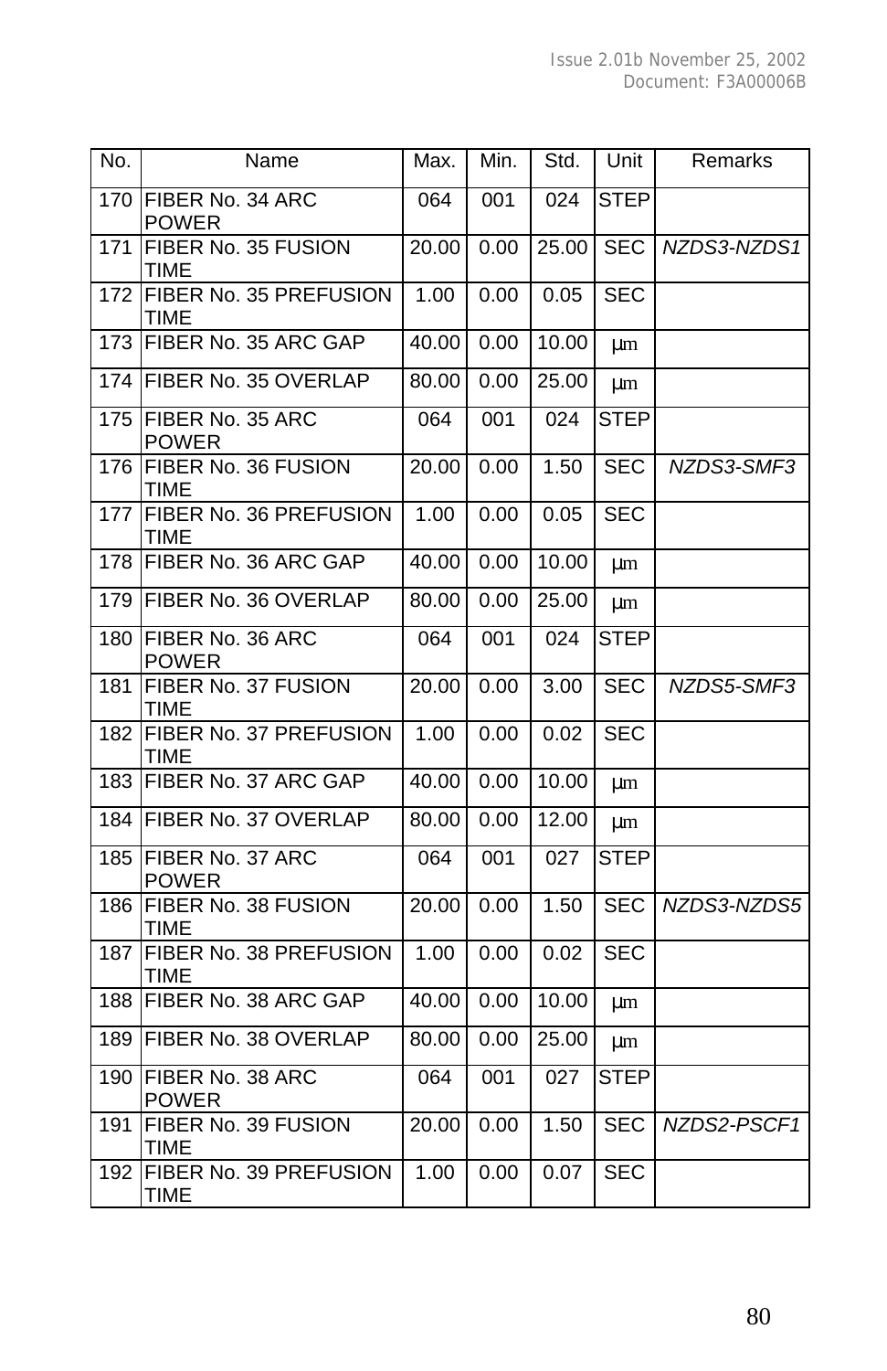| No. | Name | Max. | Min. | Std. | Unit | Remarks |
|---|---|---|---|---|---|---|
| 170 | FIBER No. 34 ARC POWER | 064 | 001 | 024 | STEP | |
| 171 | FIBER No. 35 FUSION TIME | 20.00 | 0.00 | 25.00 | SEC | *NZDS3-NZDS1* |
| 172 | FIBER No. 35 PREFUSION TIME | 1.00 | 0.00 | 0.05 | SEC | |
| 173 | FIBER No. 35 ARC GAP | 40.00 | 0.00 | 10.00 | μm | |
| 174 | FIBER No. 35 OVERLAP | 80.00 | 0.00 | 25.00 | μm | |
| 175 | FIBER No. 35 ARC POWER | 064 | 001 | 024 | STEP | |
| 176 | FIBER No. 36 FUSION TIME | 20.00 | 0.00 | 1.50 | SEC | *NZDS3-SMF3* |
| 177 | FIBER No. 36 PREFUSION TIME | 1.00 | 0.00 | 0.05 | SEC | |
| 178 | FIBER No. 36 ARC GAP | 40.00 | 0.00 | 10.00 | μm | |
| 179 | FIBER No. 36 OVERLAP | 80.00 | 0.00 | 25.00 | μm | |
| 180 | FIBER No. 36 ARC POWER | 064 | 001 | 024 | STEP | |
| 181 | FIBER No. 37 FUSION TIME | 20.00 | 0.00 | 3.00 | SEC | *NZDS5-SMF3* |
| 182 | FIBER No. 37 PREFUSION TIME | 1.00 | 0.00 | 0.02 | SEC | |
| 183 | FIBER No. 37 ARC GAP | 40.00 | 0.00 | 10.00 | μm | |
| 184 | FIBER No. 37 OVERLAP | 80.00 | 0.00 | 12.00 | μm | |
| 185 | FIBER No. 37 ARC POWER | 064 | 001 | 027 | STEP | |
| 186 | FIBER No. 38 FUSION TIME | 20.00 | 0.00 | 1.50 | SEC | *NZDS3-NZDS5* |
| 187 | FIBER No. 38 PREFUSION TIME | 1.00 | 0.00 | 0.02 | SEC | |
| 188 | FIBER No. 38 ARC GAP | 40.00 | 0.00 | 10.00 | μm | |
| 189 | FIBER No. 38 OVERLAP | 80.00 | 0.00 | 25.00 | μm | |
| 190 | FIBER No. 38 ARC POWER | 064 | 001 | 027 | STEP | |
| 191 | FIBER No. 39 FUSION TIME | 20.00 | 0.00 | 1.50 | SEC | *NZDS2-PSCF1* |
| 192 | FIBER No. 39 PREFUSION TIME | 1.00 | 0.00 | 0.07 | SEC | |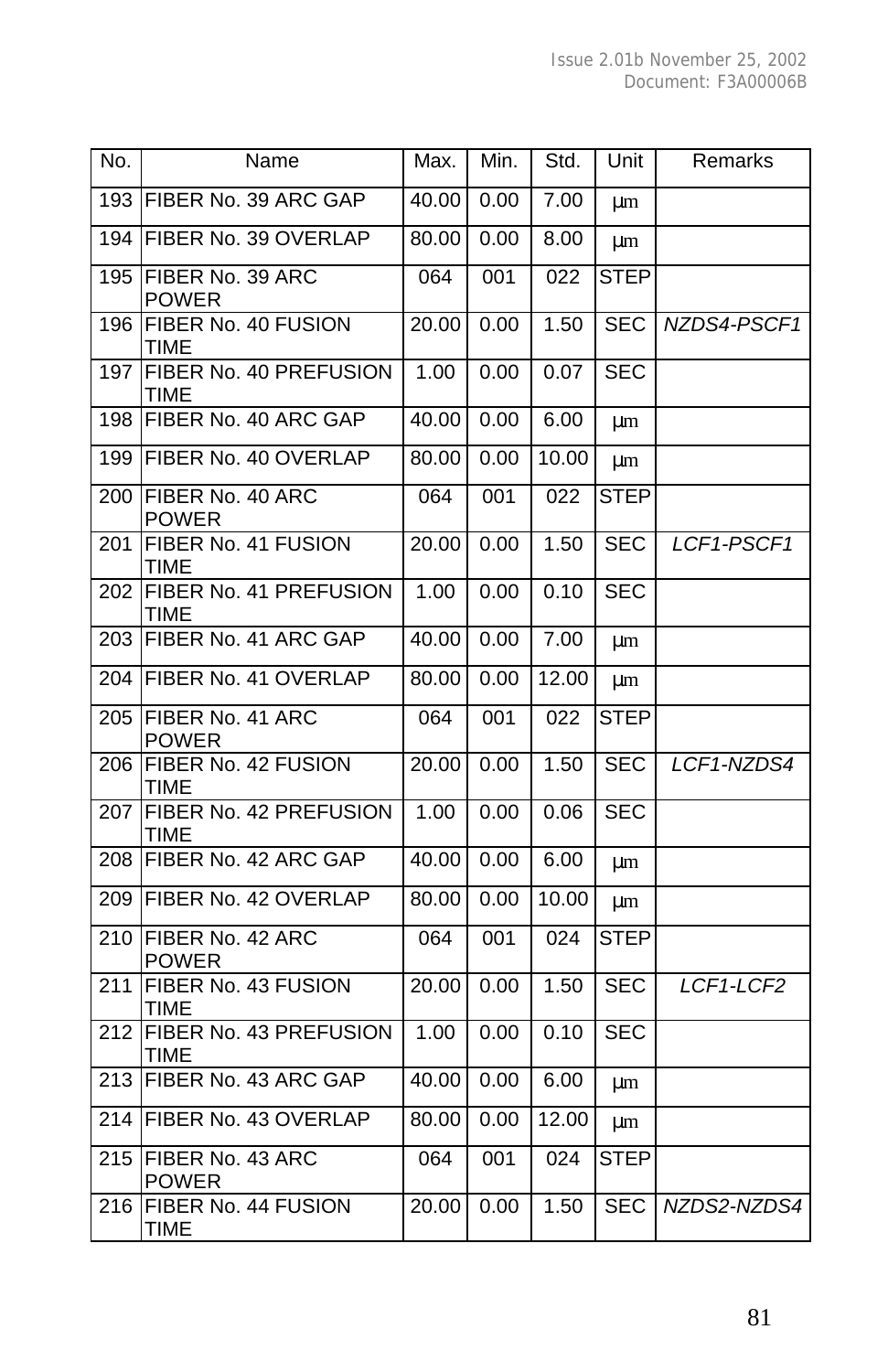| No. | Name | Max. | Min. | Std. | Unit | Remarks |
|---|---|---|---|---|---|---|
| 193 | FIBER No. 39 ARC GAP | 40.00 | 0.00 | 7.00 | μm | |
| 194 | FIBER No. 39 OVERLAP | 80.00 | 0.00 | 8.00 | μm | |
| 195 | FIBER No. 39 ARC POWER | 064 | 001 | 022 | STEP | |
| 196 | FIBER No. 40 FUSION TIME | 20.00 | 0.00 | 1.50 | SEC | *NZDS4-PSCF1* |
| 197 | FIBER No. 40 PREFUSION TIME | 1.00 | 0.00 | 0.07 | SEC | |
| 198 | FIBER No. 40 ARC GAP | 40.00 | 0.00 | 6.00 | μm | |
| 199 | FIBER No. 40 OVERLAP | 80.00 | 0.00 | 10.00 | μm | |
| 200 | FIBER No. 40 ARC POWER | 064 | 001 | 022 | STEP | |
| 201 | FIBER No. 41 FUSION TIME | 20.00 | 0.00 | 1.50 | SEC | *LCF1-PSCF1* |
| 202 | FIBER No. 41 PREFUSION TIME | 1.00 | 0.00 | 0.10 | SEC | |
| 203 | FIBER No. 41 ARC GAP | 40.00 | 0.00 | 7.00 | μm | |
| 204 | FIBER No. 41 OVERLAP | 80.00 | 0.00 | 12.00 | μm | |
| 205 | FIBER No. 41 ARC POWER | 064 | 001 | 022 | STEP | |
| 206 | FIBER No. 42 FUSION TIME | 20.00 | 0.00 | 1.50 | SEC | *LCF1-NZDS4* |
| 207 | FIBER No. 42 PREFUSION TIME | 1.00 | 0.00 | 0.06 | SEC | |
| 208 | FIBER No. 42 ARC GAP | 40.00 | 0.00 | 6.00 | μm | |
| 209 | FIBER No. 42 OVERLAP | 80.00 | 0.00 | 10.00 | μm | |
| 210 | FIBER No. 42 ARC POWER | 064 | 001 | 024 | STEP | |
| 211 | FIBER No. 43 FUSION TIME | 20.00 | 0.00 | 1.50 | SEC | *LCF1-LCF2* |
| 212 | FIBER No. 43 PREFUSION TIME | 1.00 | 0.00 | 0.10 | SEC | |
| 213 | FIBER No. 43 ARC GAP | 40.00 | 0.00 | 6.00 | μm | |
| 214 | FIBER No. 43 OVERLAP | 80.00 | 0.00 | 12.00 | μm | |
| 215 | FIBER No. 43 ARC POWER | 064 | 001 | 024 | STEP | |
| 216 | FIBER No. 44 FUSION TIME | 20.00 | 0.00 | 1.50 | SEC | *NZDS2-NZDS4* |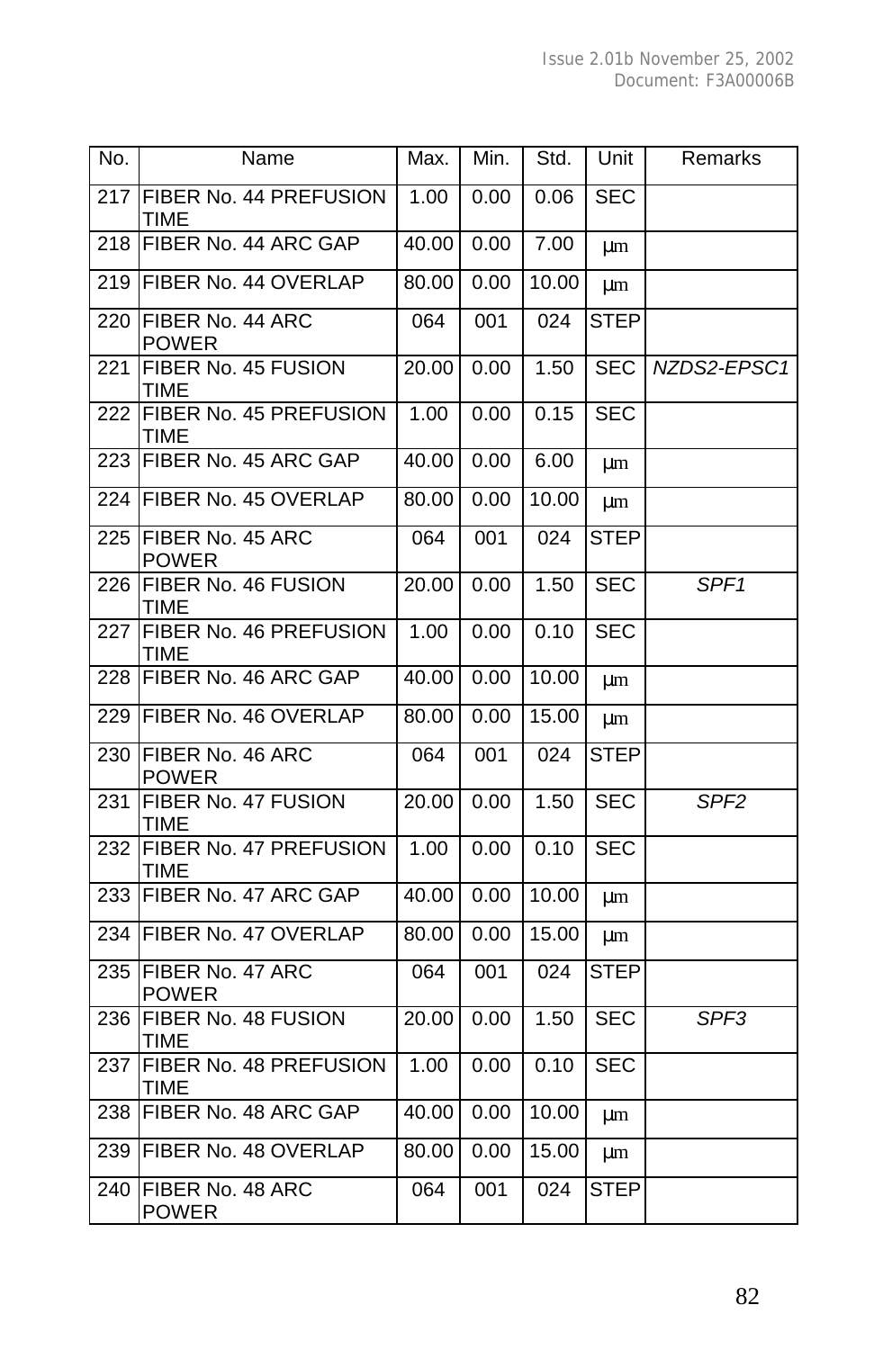| No. | Name | Max. | Min. | Std. | Unit | Remarks |
|---|---|---|---|---|---|---|
| 217 | FIBER No. 44 PREFUSION TIME | 1.00 | 0.00 | 0.06 | SEC | |
| 218 | FIBER No. 44 ARC GAP | 40.00 | 0.00 | 7.00 | μm | |
| 219 | FIBER No. 44 OVERLAP | 80.00 | 0.00 | 10.00 | μm | |
| 220 | FIBER No. 44 ARC POWER | 064 | 001 | 024 | STEP | |
| 221 | FIBER No. 45 FUSION TIME | 20.00 | 0.00 | 1.50 | SEC | *NZDS2-EPSC1* |
| 222 | FIBER No. 45 PREFUSION TIME | 1.00 | 0.00 | 0.15 | SEC | |
| 223 | FIBER No. 45 ARC GAP | 40.00 | 0.00 | 6.00 | μm | |
| 224 | FIBER No. 45 OVERLAP | 80.00 | 0.00 | 10.00 | μm | |
| 225 | FIBER No. 45 ARC POWER | 064 | 001 | 024 | STEP | |
| 226 | FIBER No. 46 FUSION TIME | 20.00 | 0.00 | 1.50 | SEC | *SPF1* |
| 227 | FIBER No. 46 PREFUSION TIME | 1.00 | 0.00 | 0.10 | SEC | |
| 228 | FIBER No. 46 ARC GAP | 40.00 | 0.00 | 10.00 | μm | |
| 229 | FIBER No. 46 OVERLAP | 80.00 | 0.00 | 15.00 | μm | |
| 230 | FIBER No. 46 ARC POWER | 064 | 001 | 024 | STEP | |
| 231 | FIBER No. 47 FUSION TIME | 20.00 | 0.00 | 1.50 | SEC | *SPF2* |
| 232 | FIBER No. 47 PREFUSION TIME | 1.00 | 0.00 | 0.10 | SEC | |
| 233 | FIBER No. 47 ARC GAP | 40.00 | 0.00 | 10.00 | μm | |
| 234 | FIBER No. 47 OVERLAP | 80.00 | 0.00 | 15.00 | μm | |
| 235 | FIBER No. 47 ARC POWER | 064 | 001 | 024 | STEP | |
| 236 | FIBER No. 48 FUSION TIME | 20.00 | 0.00 | 1.50 | SEC | *SPF3* |
| 237 | FIBER No. 48 PREFUSION TIME | 1.00 | 0.00 | 0.10 | SEC | |
| 238 | FIBER No. 48 ARC GAP | 40.00 | 0.00 | 10.00 | μm | |
| 239 | FIBER No. 48 OVERLAP | 80.00 | 0.00 | 15.00 | μm | |
| 240 | FIBER No. 48 ARC POWER | 064 | 001 | 024 | STEP | |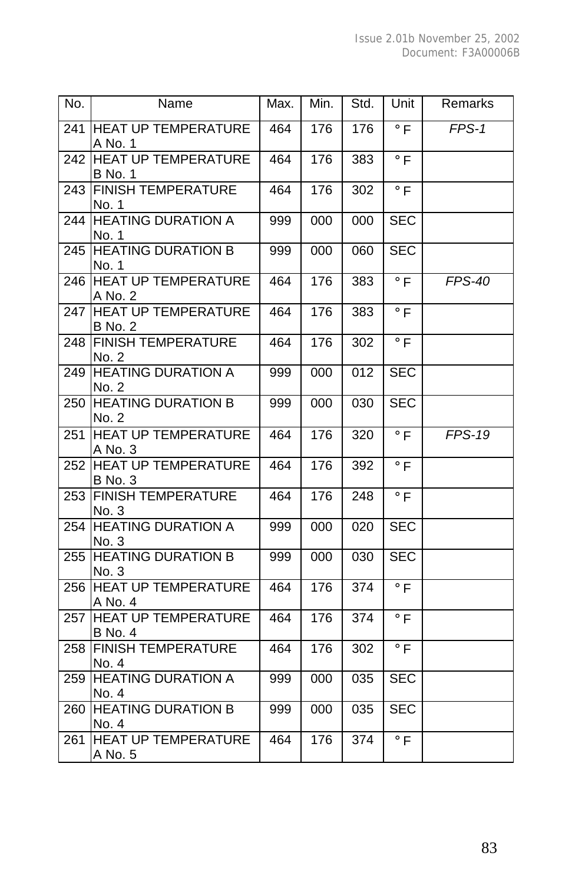| No. | Name | Max. | Min. | Std. | Unit | Remarks |
|---|---|---|---|---|---|---|
| 241 | HEAT UP TEMPERATURE A No. 1 | 464 | 176 | 176 | ° F | *FPS-1* |
| 242 | HEAT UP TEMPERATURE B No. 1 | 464 | 176 | 383 | ° F | |
| 243 | FINISH TEMPERATURE No. 1 | 464 | 176 | 302 | ° F | |
| 244 | HEATING DURATION A No. 1 | 999 | 000 | 000 | SEC | |
| 245 | HEATING DURATION B No. 1 | 999 | 000 | 060 | SEC | |
| 246 | HEAT UP TEMPERATURE A No. 2 | 464 | 176 | 383 | ° F | *FPS-40* |
| 247 | HEAT UP TEMPERATURE B No. 2 | 464 | 176 | 383 | ° F | |
| 248 | FINISH TEMPERATURE No. 2 | 464 | 176 | 302 | ° F | |
| 249 | HEATING DURATION A No. 2 | 999 | 000 | 012 | SEC | |
| 250 | HEATING DURATION B No. 2 | 999 | 000 | 030 | SEC | |
| 251 | HEAT UP TEMPERATURE A No. 3 | 464 | 176 | 320 | ° F | *FPS-19* |
| 252 | HEAT UP TEMPERATURE B No. 3 | 464 | 176 | 392 | ° F | |
| 253 | FINISH TEMPERATURE No. 3 | 464 | 176 | 248 | ° F | |
| 254 | HEATING DURATION A No. 3 | 999 | 000 | 020 | SEC | |
| 255 | HEATING DURATION B No. 3 | 999 | 000 | 030 | SEC | |
| 256 | HEAT UP TEMPERATURE A No. 4 | 464 | 176 | 374 | ° F | |
| 257 | HEAT UP TEMPERATURE B No. 4 | 464 | 176 | 374 | ° F | |
| 258 | FINISH TEMPERATURE No. 4 | 464 | 176 | 302 | ° F | |
| 259 | HEATING DURATION A No. 4 | 999 | 000 | 035 | SEC | |
| 260 | HEATING DURATION B No. 4 | 999 | 000 | 035 | SEC | |
| 261 | HEAT UP TEMPERATURE A No. 5 | 464 | 176 | 374 | ° F | |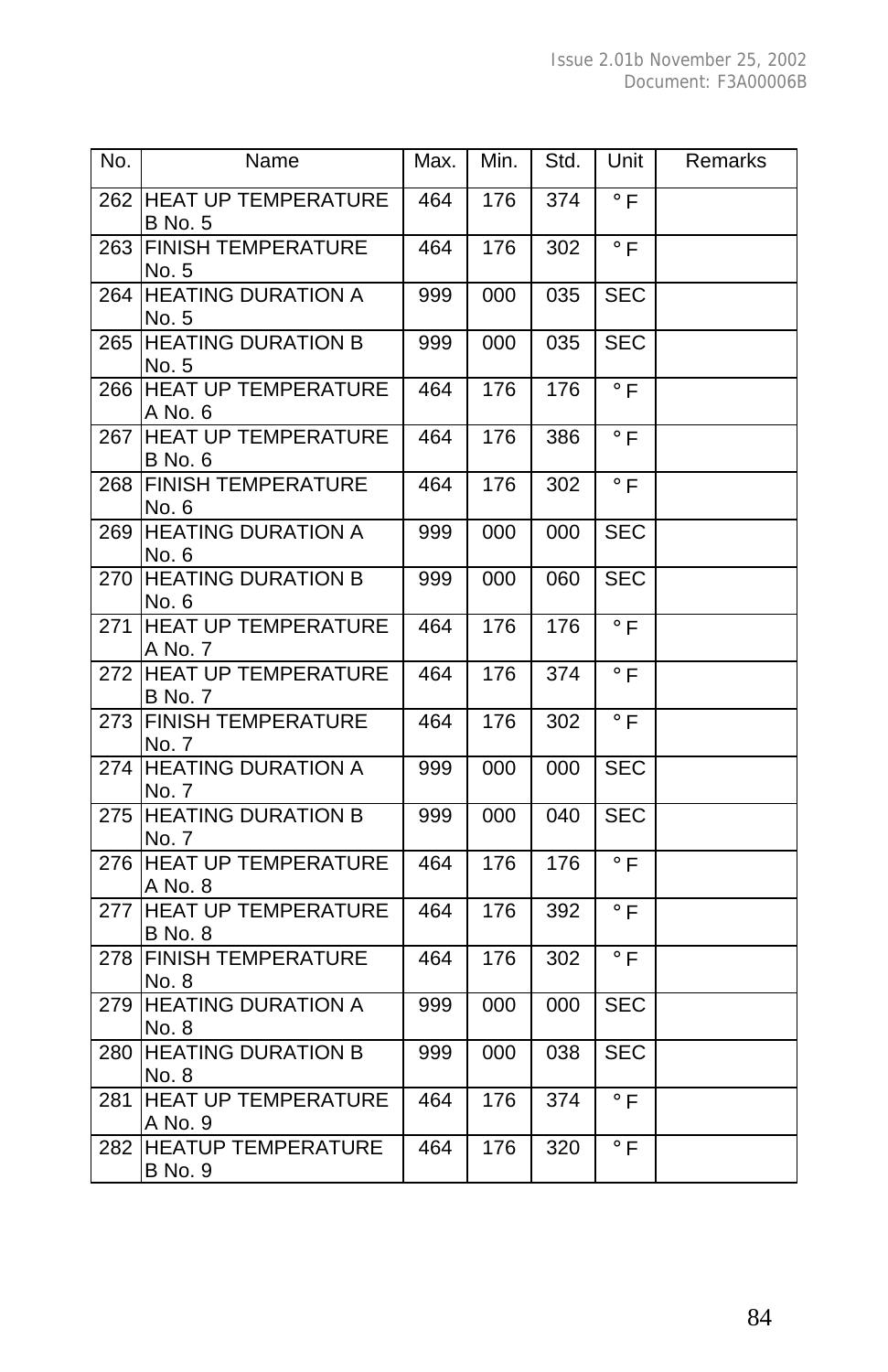| No. | Name | Max. | Min. | Std. | Unit | Remarks |
|---|---|---|---|---|---|---|
| 262 | HEAT UP TEMPERATURE B No. 5 | 464 | 176 | 374 | ° F | |
| 263 | FINISH TEMPERATURE No. 5 | 464 | 176 | 302 | ° F | |
| 264 | HEATING DURATION A No. 5 | 999 | 000 | 035 | SEC | |
| 265 | HEATING DURATION B No. 5 | 999 | 000 | 035 | SEC | |
| 266 | HEAT UP TEMPERATURE A No. 6 | 464 | 176 | 176 | ° F | |
| 267 | HEAT UP TEMPERATURE B No. 6 | 464 | 176 | 386 | ° F | |
| 268 | FINISH TEMPERATURE No. 6 | 464 | 176 | 302 | ° F | |
| 269 | HEATING DURATION A No. 6 | 999 | 000 | 000 | SEC | |
| 270 | HEATING DURATION B No. 6 | 999 | 000 | 060 | SEC | |
| 271 | HEAT UP TEMPERATURE A No. 7 | 464 | 176 | 176 | ° F | |
| 272 | HEAT UP TEMPERATURE B No. 7 | 464 | 176 | 374 | ° F | |
| 273 | FINISH TEMPERATURE No. 7 | 464 | 176 | 302 | ° F | |
| 274 | HEATING DURATION A No. 7 | 999 | 000 | 000 | SEC | |
| 275 | HEATING DURATION B No. 7 | 999 | 000 | 040 | SEC | |
| 276 | HEAT UP TEMPERATURE A No. 8 | 464 | 176 | 176 | ° F | |
| 277 | HEAT UP TEMPERATURE B No. 8 | 464 | 176 | 392 | ° F | |
| 278 | FINISH TEMPERATURE No. 8 | 464 | 176 | 302 | ° F | |
| 279 | HEATING DURATION A No. 8 | 999 | 000 | 000 | SEC | |
| 280 | HEATING DURATION B No. 8 | 999 | 000 | 038 | SEC | |
| 281 | HEAT UP TEMPERATURE A No. 9 | 464 | 176 | 374 | ° F | |
| 282 | HEATUP TEMPERATURE B No. 9 | 464 | 176 | 320 | ° F | |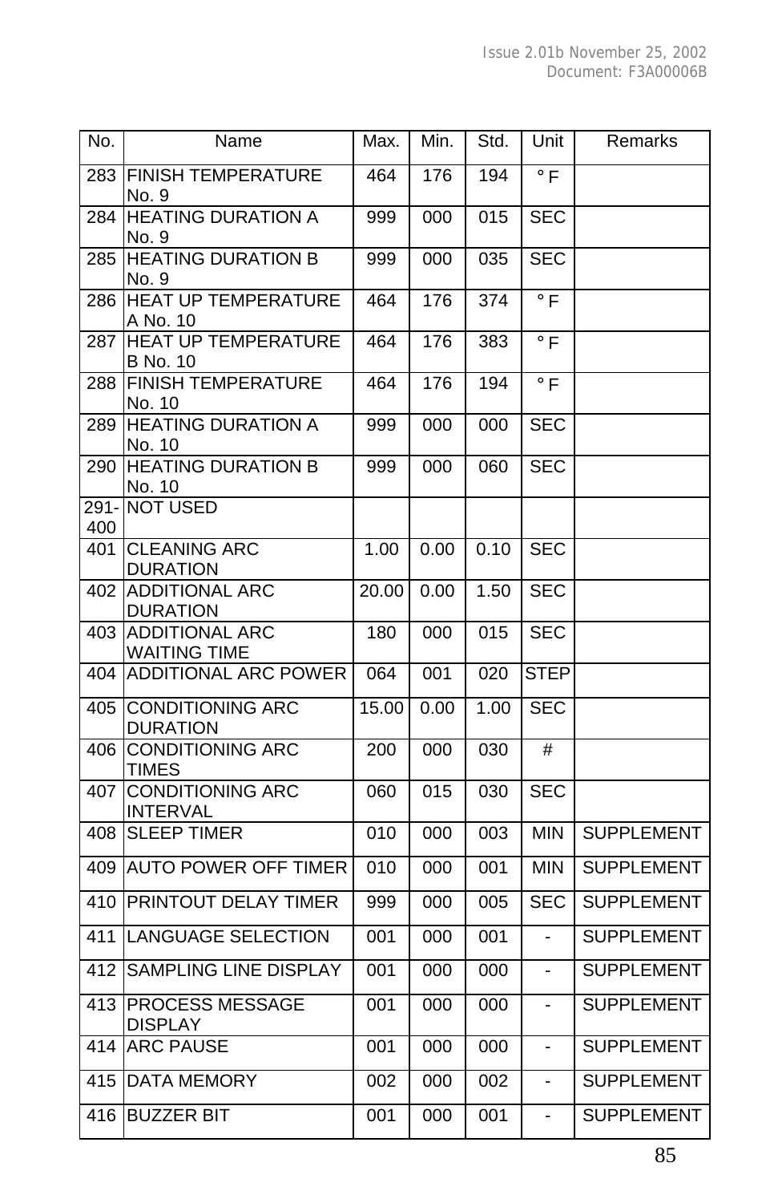| No. | Name | Max. | Min. | Std. | Unit | Remarks |
|---|---|---|---|---|---|---|
| 283 | FINISH TEMPERATURE No. 9 | 464 | 176 | 194 | ° F | |
| 284 | HEATING DURATION A No. 9 | 999 | 000 | 015 | SEC | |
| 285 | HEATING DURATION B No. 9 | 999 | 000 | 035 | SEC | |
| 286 | HEAT UP TEMPERATURE A No. 10 | 464 | 176 | 374 | ° F | |
| 287 | HEAT UP TEMPERATURE B No. 10 | 464 | 176 | 383 | ° F | |
| 288 | FINISH TEMPERATURE No. 10 | 464 | 176 | 194 | ° F | |
| 289 | HEATING DURATION A No. 10 | 999 | 000 | 000 | SEC | |
| 290 | HEATING DURATION B No. 10 | 999 | 000 | 060 | SEC | |
| 291-400 | NOT USED | | | | | |
| 401 | CLEANING ARC DURATION | 1.00 | 0.00 | 0.10 | SEC | |
| 402 | ADDITIONAL ARC DURATION | 20.00 | 0.00 | 1.50 | SEC | |
| 403 | ADDITIONAL ARC WAITING TIME | 180 | 000 | 015 | SEC | |
| 404 | ADDITIONAL ARC POWER | 064 | 001 | 020 | STEP | |
| 405 | CONDITIONING ARC DURATION | 15.00 | 0.00 | 1.00 | SEC | |
| 406 | CONDITIONING ARC TIMES | 200 | 000 | 030 | # | |
| 407 | CONDITIONING ARC INTERVAL | 060 | 015 | 030 | SEC | |
| 408 | SLEEP TIMER | 010 | 000 | 003 | MIN | SUPPLEMENT |
| 409 | AUTO POWER OFF TIMER | 010 | 000 | 001 | MIN | SUPPLEMENT |
| 410 | PRINTOUT DELAY TIMER | 999 | 000 | 005 | SEC | SUPPLEMENT |
| 411 | LANGUAGE SELECTION | 001 | 000 | 001 | - | SUPPLEMENT |
| 412 | SAMPLING LINE DISPLAY | 001 | 000 | 000 | - | SUPPLEMENT |
| 413 | PROCESS MESSAGE DISPLAY | 001 | 000 | 000 | - | SUPPLEMENT |
| 414 | ARC PAUSE | 001 | 000 | 000 | - | SUPPLEMENT |
| 415 | DATA MEMORY | 002 | 000 | 002 | - | SUPPLEMENT |
| 416 | BUZZER BIT | 001 | 000 | 001 | - | SUPPLEMENT |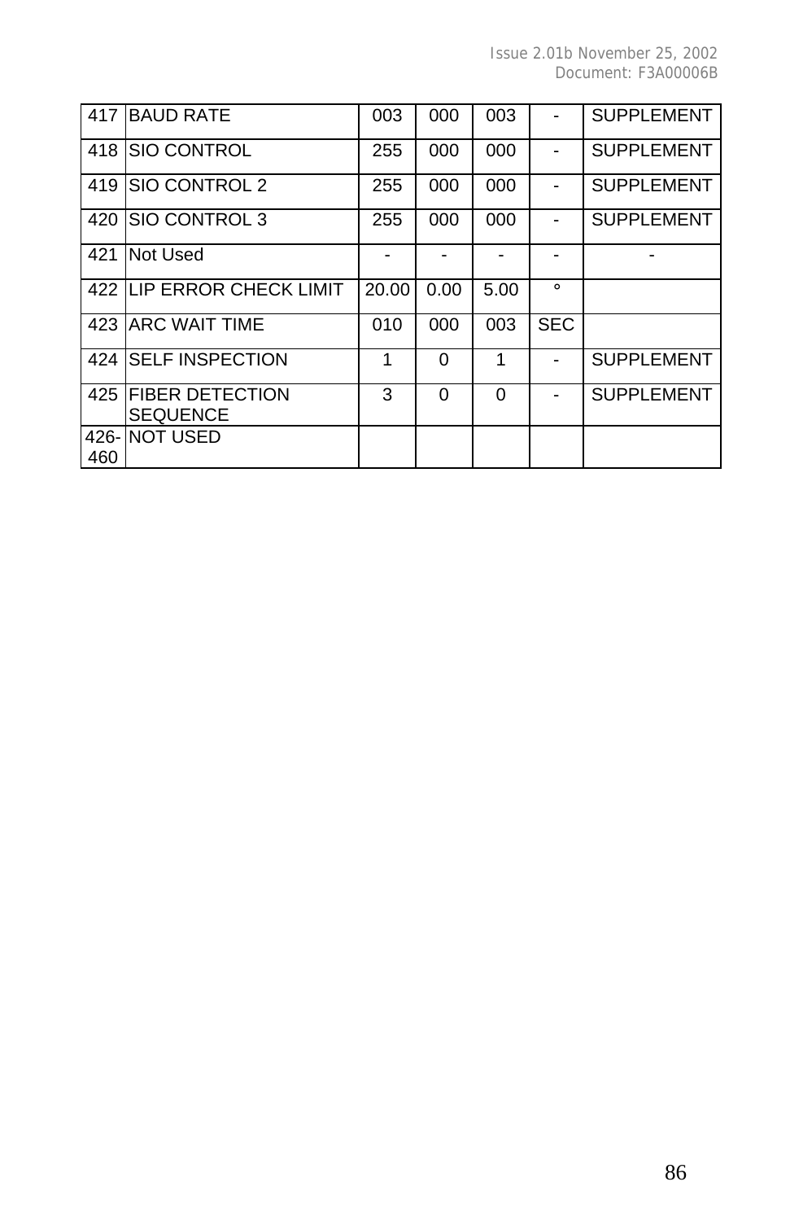| 417 | BAUD RATE | 003 | 000 | 003 | - | SUPPLEMENT |
|---|---|---|---|---|---|---|
| 418 | SIO CONTROL | 255 | 000 | 000 | - | SUPPLEMENT |
| 419 | SIO CONTROL 2 | 255 | 000 | 000 | - | SUPPLEMENT |
| 420 | SIO CONTROL 3 | 255 | 000 | 000 | - | SUPPLEMENT |
| 421 | Not Used | - | - | - | - | - |
| 422 | LIP ERROR CHECK LIMIT | 20.00 | 0.00 | 5.00 | ° | |
| 423 | ARC WAIT TIME | 010 | 000 | 003 | SEC | |
| 424 | SELF INSPECTION | 1 | 0 | 1 | - | SUPPLEMENT |
| 425 | FIBER DETECTION SEQUENCE | 3 | 0 | 0 | - | SUPPLEMENT |
| 426-460 | NOT USED | | | | | |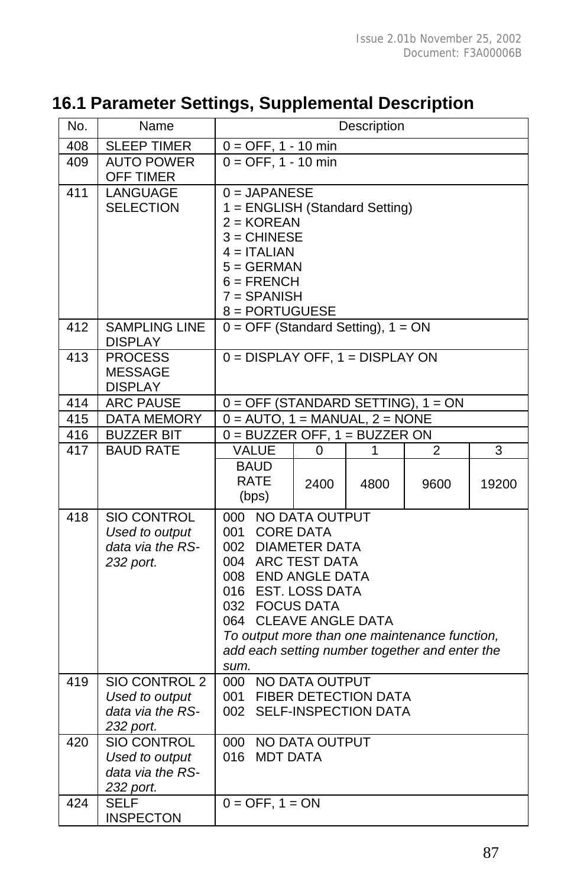## 16.1 Parameter Settings, Supplemental Description

| No. | Name | Description | | | | |
|---|---|---|---|---|---|---|
| 408 | SLEEP TIMER | 0 = OFF, 1 - 10 min | | | | |
| 409 | AUTO POWER OFF TIMER | 0 = OFF, 1 - 10 min | | | | |
| 411 | LANGUAGE SELECTION | 0 = JAPANESE<br>1 = ENGLISH (Standard Setting)<br>2 = KOREAN<br>3 = CHINESE<br>4 = ITALIAN<br>5 = GERMAN<br>6 = FRENCH<br>7 = SPANISH<br>8 = PORTUGUESE | | | | |
| 412 | SAMPLING LINE DISPLAY | 0 = OFF (Standard Setting), 1 = ON | | | | |
| 413 | PROCESS MESSAGE DISPLAY | 0 = DISPLAY OFF, 1 = DISPLAY ON | | | | |
| 414 | ARC PAUSE | 0 = OFF (STANDARD SETTING), 1 = ON | | | | |
| 415 | DATA MEMORY | 0 = AUTO, 1 = MANUAL, 2 = NONE | | | | |
| 416 | BUZZER BIT | 0 = BUZZER OFF, 1 = BUZZER ON | | | | |
| 417 | BAUD RATE | VALUE | 0 | 1 | 2 | 3 |
| | | BAUD RATE (bps) | 2400 | 4800 | 9600 | 19200 |
| 418 | SIO CONTROL<br>*Used to output data via the RS-232 port.* | 000 NO DATA OUTPUT<br>001 CORE DATA<br>002 DIAMETER DATA<br>004 ARC TEST DATA<br>008 END ANGLE DATA<br>016 EST. LOSS DATA<br>032 FOCUS DATA<br>064 CLEAVE ANGLE DATA<br>*To output more than one maintenance function, add each setting number together and enter the sum.* | | | | |
| 419 | SIO CONTROL 2<br>*Used to output data via the RS-232 port.* | 000 NO DATA OUTPUT<br>001 FIBER DETECTION DATA<br>002 SELF-INSPECTION DATA | | | | |
| 420 | SIO CONTROL<br>*Used to output data via the RS-232 port.* | 000 NO DATA OUTPUT<br>016 MDT DATA | | | | |
| 424 | SELF INSPECTON | 0 = OFF, 1 = ON | | | | |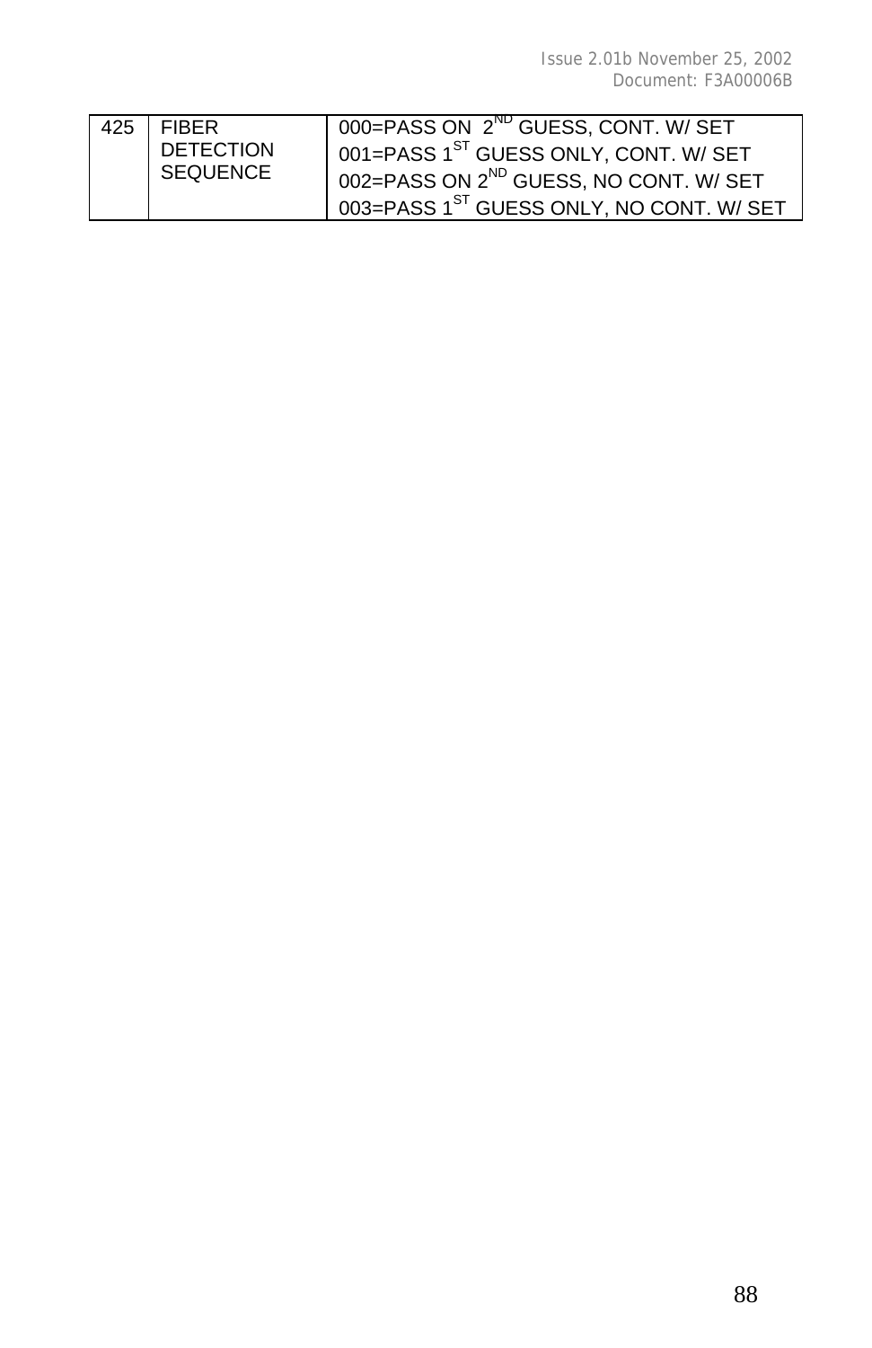| 425 | FIBER DETECTION SEQUENCE | 000=PASS ON 2[ND] GUESS, CONT. W/ SET<br>001=PASS 1[ST] GUESS ONLY, CONT. W/ SET<br>002=PASS ON 2[ND] GUESS, NO CONT. W/ SET<br>003=PASS 1[ST] GUESS ONLY, NO CONT. W/ SET |
|---|---|---|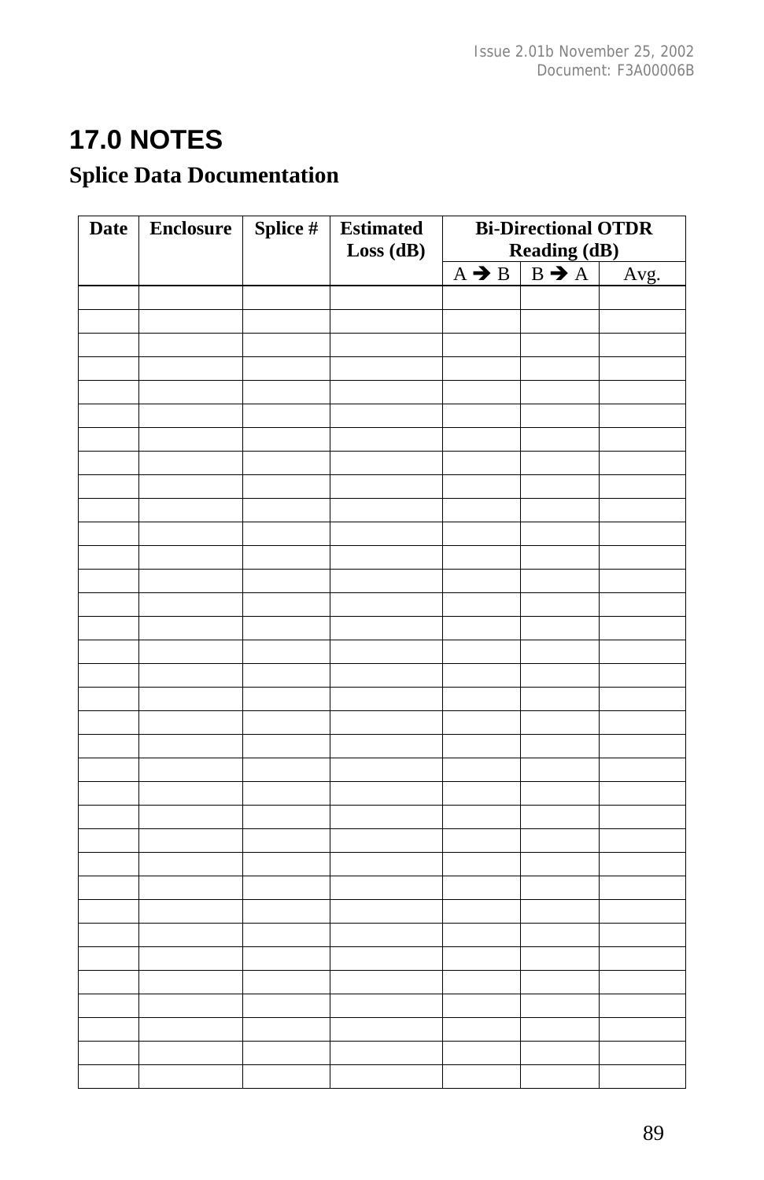# 17.0 NOTES

## Splice Data Documentation

| Date | Enclosure | Splice # | Estimated Loss (dB) | Bi-Directional OTDR Reading (dB) | | |
|---|---|---|---|---|---|---|
| | | | | A ➔ B | B ➔ A | Avg. |
| | | | | | | |
| | | | | | | |
| | | | | | | |
| | | | | | | |
| | | | | | | |
| | | | | | | |
| | | | | | | |
| | | | | | | |
| | | | | | | |
| | | | | | | |
| | | | | | | |
| | | | | | | |
| | | | | | | |
| | | | | | | |
| | | | | | | |
| | | | | | | |
| | | | | | | |
| | | | | | | |
| | | | | | | |
| | | | | | | |
| | | | | | | |
| | | | | | | |
| | | | | | | |
| | | | | | | |
| | | | | | | |
| | | | | | | |
| | | | | | | |
| | | | | | | |
| | | | | | | |
| | | | | | | |
| | | | | | | |
| | | | | | | |
| | | | | | | |
| | | | | | | |
| | | | | | | |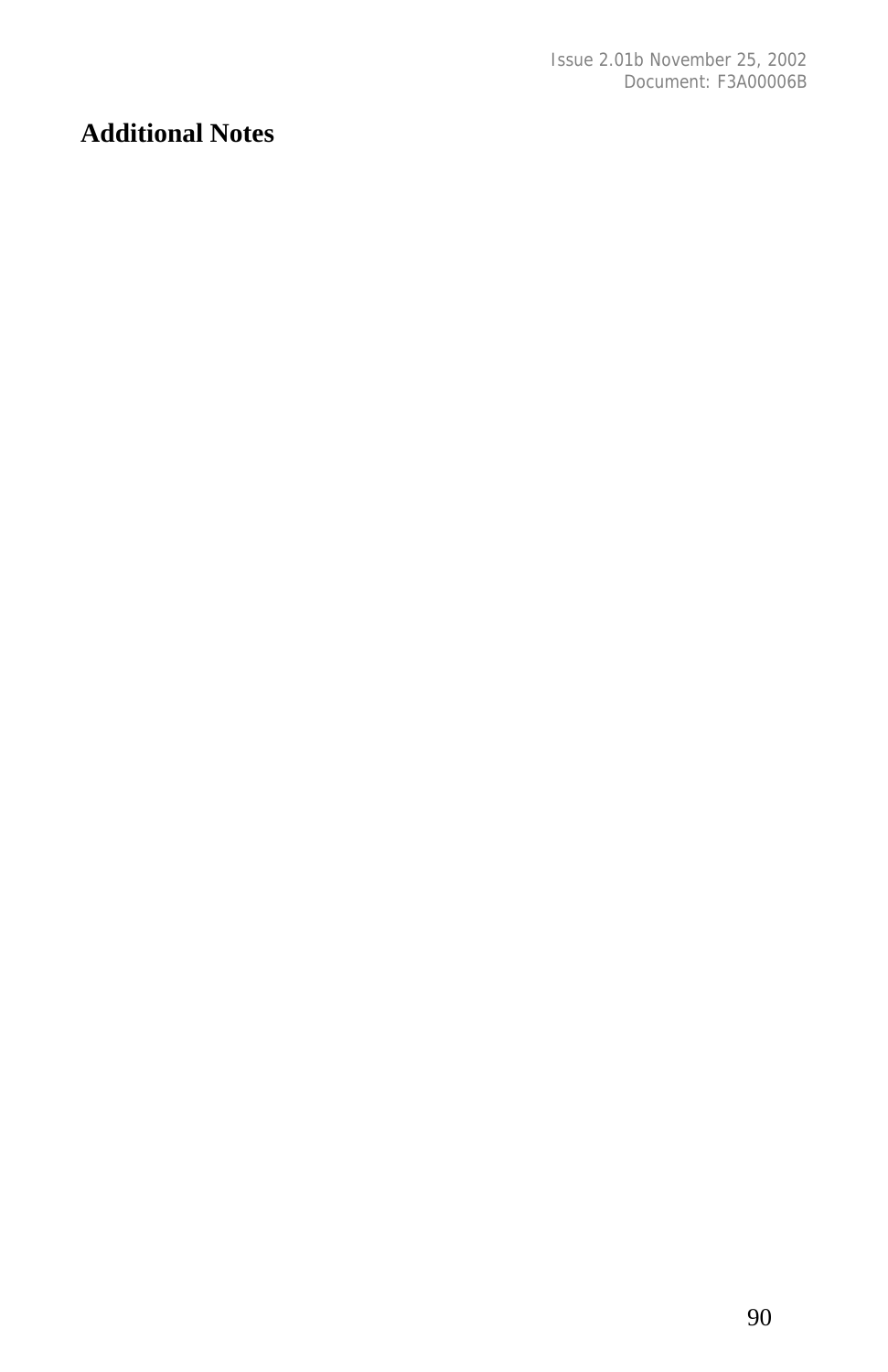# Additional Notes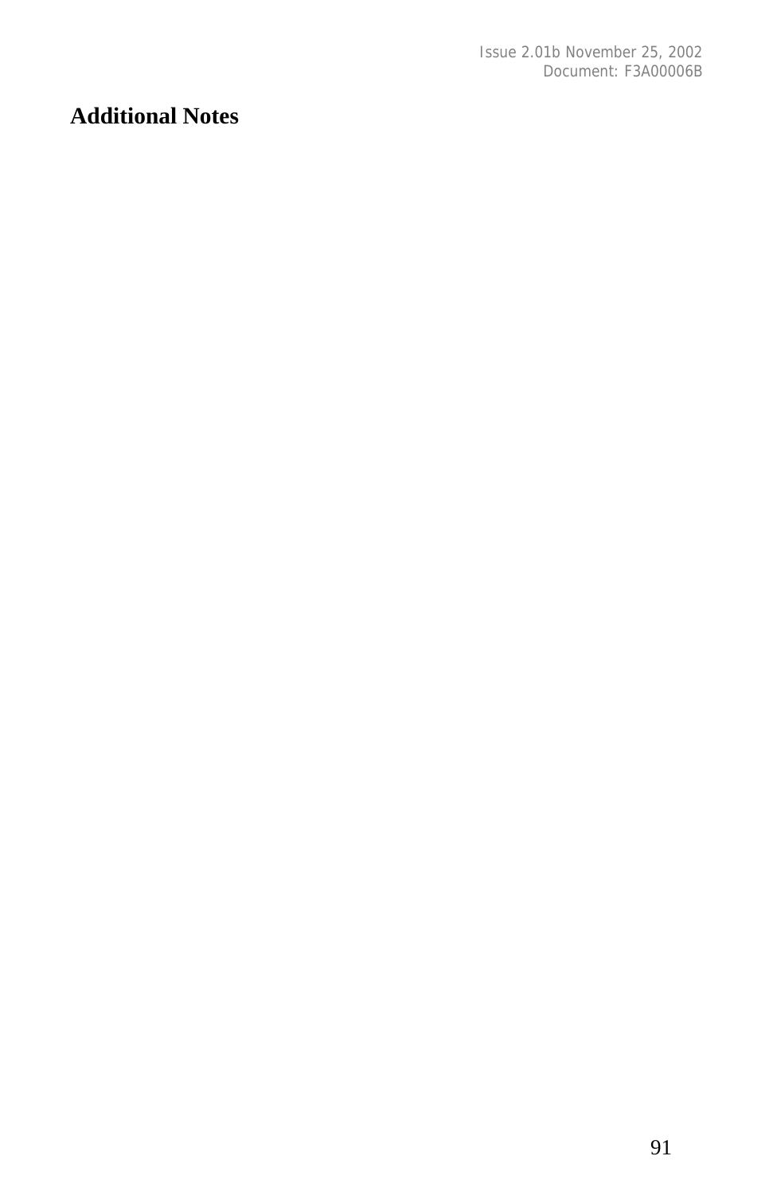# Additional Notes